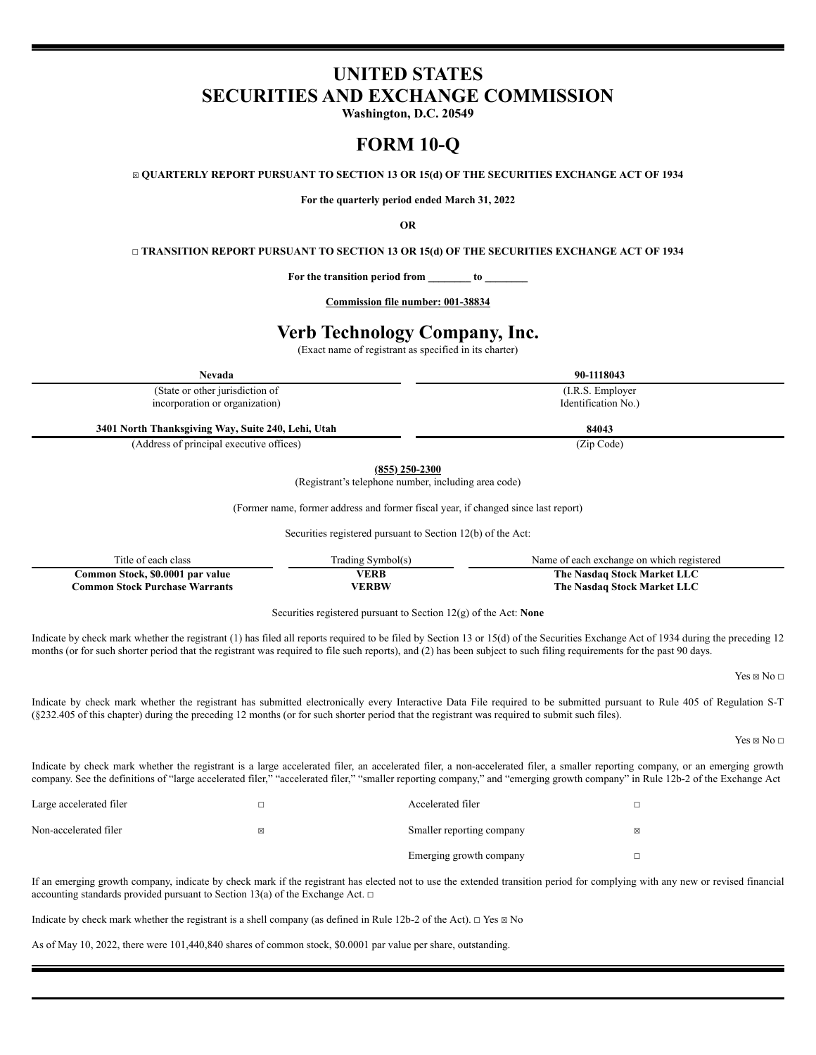# UNITED STATES
# SECURITIES AND EXCHANGE COMMISSION

**Washington, D.C. 20549**

# FORM 10-Q

☒ **QUARTERLY REPORT PURSUANT TO SECTION 13 OR 15(d) OF THE SECURITIES EXCHANGE ACT OF 1934**

**For the quarterly period ended March 31, 2022**

**OR**

☐ **TRANSITION REPORT PURSUANT TO SECTION 13 OR 15(d) OF THE SECURITIES EXCHANGE ACT OF 1934**

**For the transition period from ________ to ________**

**Commission file number: 001-38834**

# Verb Technology Company, Inc.

(Exact name of registrant as specified in its charter)

| **Nevada** | **90-1118043** |
|---|---|
| (State or other jurisdiction of incorporation or organization) | (I.R.S. Employer Identification No.) |
| **3401 North Thanksgiving Way, Suite 240, Lehi, Utah** | **84043** |
| (Address of principal executive offices) | (Zip Code) |

**(855) 250-2300**

(Registrant's telephone number, including area code)

(Former name, former address and former fiscal year, if changed since last report)

Securities registered pursuant to Section 12(b) of the Act:

| Title of each class | Trading Symbol(s) | Name of each exchange on which registered |
|---|---|---|
| **Common Stock, $0.0001 par value** | **VERB** | **The Nasdaq Stock Market LLC** |
| **Common Stock Purchase Warrants** | **VERBW** | **The Nasdaq Stock Market LLC** |

Securities registered pursuant to Section 12(g) of the Act: **None**

Indicate by check mark whether the registrant (1) has filed all reports required to be filed by Section 13 or 15(d) of the Securities Exchange Act of 1934 during the preceding 12 months (or for such shorter period that the registrant was required to file such reports), and (2) has been subject to such filing requirements for the past 90 days.

Yes ☒ No ☐

Indicate by check mark whether the registrant has submitted electronically every Interactive Data File required to be submitted pursuant to Rule 405 of Regulation S-T (§232.405 of this chapter) during the preceding 12 months (or for such shorter period that the registrant was required to submit such files).

Yes ☒ No ☐

Indicate by check mark whether the registrant is a large accelerated filer, an accelerated filer, a non-accelerated filer, a smaller reporting company, or an emerging growth company. See the definitions of "large accelerated filer," "accelerated filer," "smaller reporting company," and "emerging growth company" in Rule 12b-2 of the Exchange Act

| | | | |
|---|---|---|---|
| Large accelerated filer | ☐ | Accelerated filer | ☐ |
| Non-accelerated filer | ☒ | Smaller reporting company | ☒ |
| | | Emerging growth company | ☐ |

If an emerging growth company, indicate by check mark if the registrant has elected not to use the extended transition period for complying with any new or revised financial accounting standards provided pursuant to Section 13(a) of the Exchange Act. ☐

Indicate by check mark whether the registrant is a shell company (as defined in Rule 12b-2 of the Act). ☐ Yes ☒ No

As of May 10, 2022, there were 101,440,840 shares of common stock, $0.0001 par value per share, outstanding.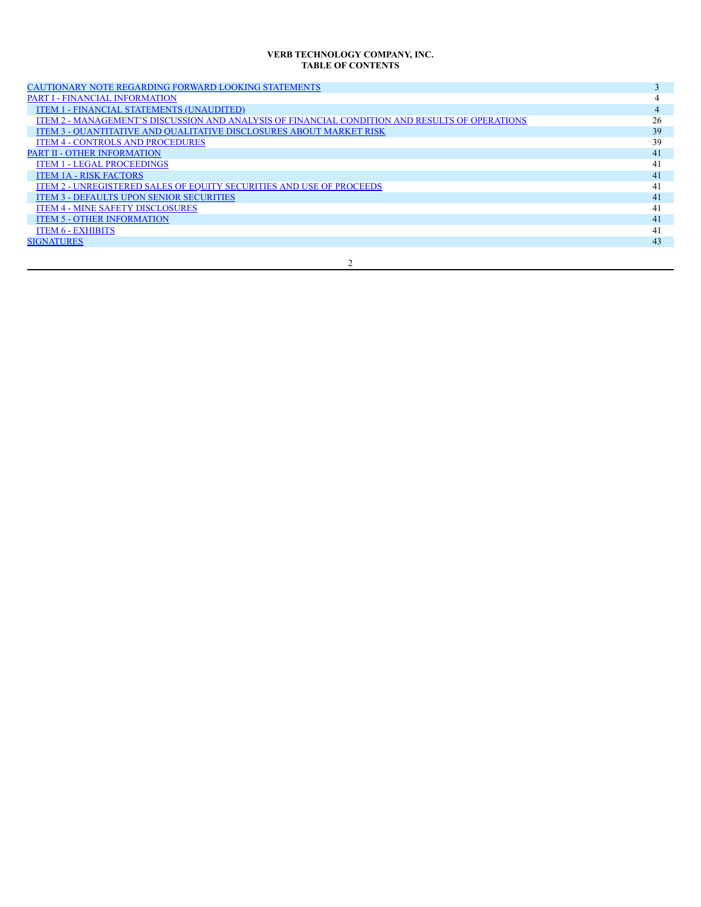**VERB TECHNOLOGY COMPANY, INC.**
**TABLE OF CONTENTS**

| | |
|---|---|
| CAUTIONARY NOTE REGARDING FORWARD LOOKING STATEMENTS | 3 |
| PART I - FINANCIAL INFORMATION | 4 |
| ITEM 1 - FINANCIAL STATEMENTS (UNAUDITED) | 4 |
| ITEM 2 - MANAGEMENT'S DISCUSSION AND ANALYSIS OF FINANCIAL CONDITION AND RESULTS OF OPERATIONS | 26 |
| ITEM 3 - QUANTITATIVE AND QUALITATIVE DISCLOSURES ABOUT MARKET RISK | 39 |
| ITEM 4 - CONTROLS AND PROCEDURES | 39 |
| PART II - OTHER INFORMATION | 41 |
| ITEM 1 - LEGAL PROCEEDINGS | 41 |
| ITEM 1A - RISK FACTORS | 41 |
| ITEM 2 - UNREGISTERED SALES OF EQUITY SECURITIES AND USE OF PROCEEDS | 41 |
| ITEM 3 - DEFAULTS UPON SENIOR SECURITIES | 41 |
| ITEM 4 - MINE SAFETY DISCLOSURES | 41 |
| ITEM 5 - OTHER INFORMATION | 41 |
| ITEM 6 - EXHIBITS | 41 |
| SIGNATURES | 43 |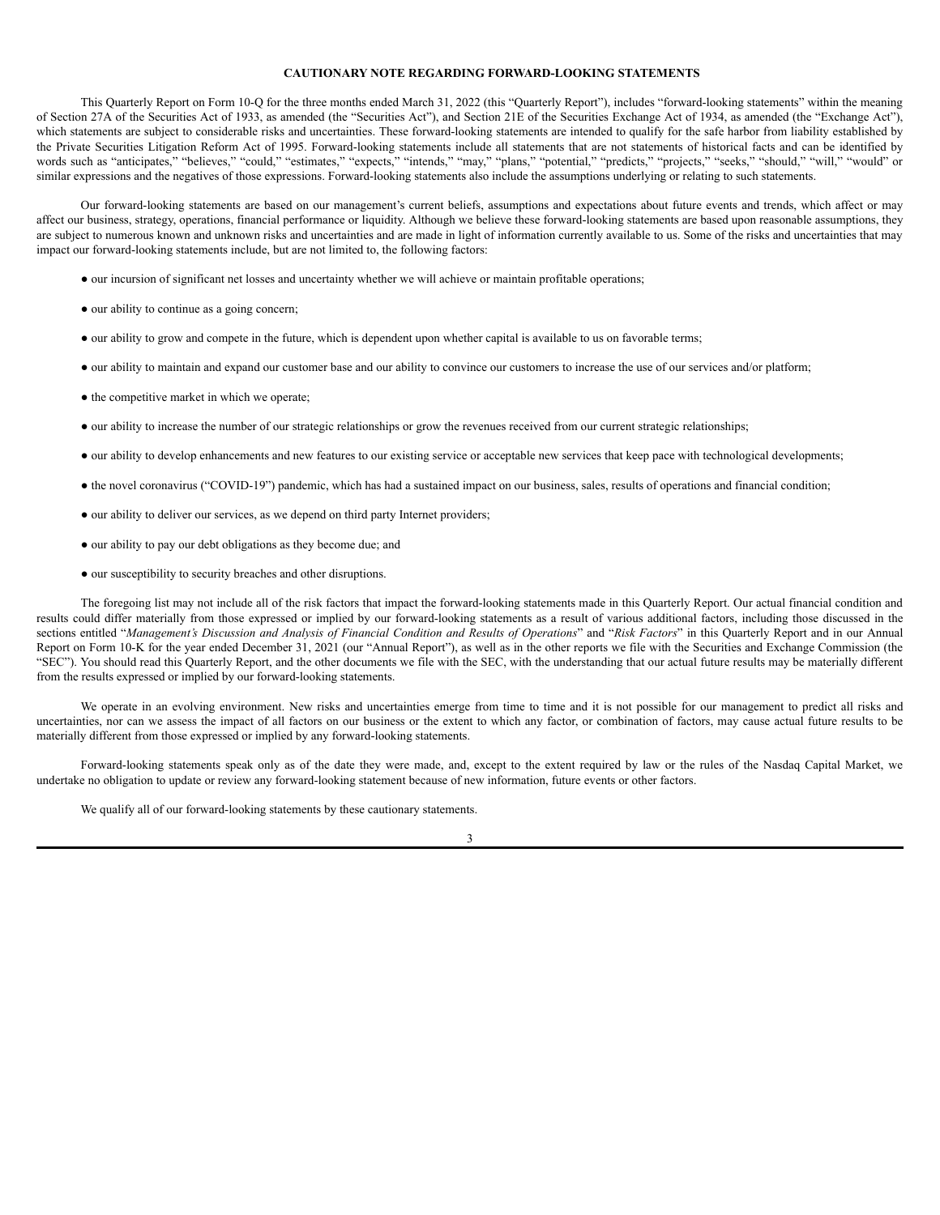## CAUTIONARY NOTE REGARDING FORWARD-LOOKING STATEMENTS

This Quarterly Report on Form 10-Q for the three months ended March 31, 2022 (this "Quarterly Report"), includes "forward-looking statements" within the meaning of Section 27A of the Securities Act of 1933, as amended (the "Securities Act"), and Section 21E of the Securities Exchange Act of 1934, as amended (the "Exchange Act"), which statements are subject to considerable risks and uncertainties. These forward-looking statements are intended to qualify for the safe harbor from liability established by the Private Securities Litigation Reform Act of 1995. Forward-looking statements include all statements that are not statements of historical facts and can be identified by words such as "anticipates," "believes," "could," "estimates," "expects," "intends," "may," "plans," "potential," "predicts," "projects," "seeks," "should," "will," "would" or similar expressions and the negatives of those expressions. Forward-looking statements also include the assumptions underlying or relating to such statements.

Our forward-looking statements are based on our management's current beliefs, assumptions and expectations about future events and trends, which affect or may affect our business, strategy, operations, financial performance or liquidity. Although we believe these forward-looking statements are based upon reasonable assumptions, they are subject to numerous known and unknown risks and uncertainties and are made in light of information currently available to us. Some of the risks and uncertainties that may impact our forward-looking statements include, but are not limited to, the following factors:

- our incursion of significant net losses and uncertainty whether we will achieve or maintain profitable operations;
- our ability to continue as a going concern;
- our ability to grow and compete in the future, which is dependent upon whether capital is available to us on favorable terms;
- our ability to maintain and expand our customer base and our ability to convince our customers to increase the use of our services and/or platform;
- the competitive market in which we operate;
- our ability to increase the number of our strategic relationships or grow the revenues received from our current strategic relationships;
- our ability to develop enhancements and new features to our existing service or acceptable new services that keep pace with technological developments;
- the novel coronavirus ("COVID-19") pandemic, which has had a sustained impact on our business, sales, results of operations and financial condition;
- our ability to deliver our services, as we depend on third party Internet providers;
- our ability to pay our debt obligations as they become due; and
- our susceptibility to security breaches and other disruptions.

The foregoing list may not include all of the risk factors that impact the forward-looking statements made in this Quarterly Report. Our actual financial condition and results could differ materially from those expressed or implied by our forward-looking statements as a result of various additional factors, including those discussed in the sections entitled "*Management's Discussion and Analysis of Financial Condition and Results of Operations*" and "*Risk Factors*" in this Quarterly Report and in our Annual Report on Form 10-K for the year ended December 31, 2021 (our "Annual Report"), as well as in the other reports we file with the Securities and Exchange Commission (the "SEC"). You should read this Quarterly Report, and the other documents we file with the SEC, with the understanding that our actual future results may be materially different from the results expressed or implied by our forward-looking statements.

We operate in an evolving environment. New risks and uncertainties emerge from time to time and it is not possible for our management to predict all risks and uncertainties, nor can we assess the impact of all factors on our business or the extent to which any factor, or combination of factors, may cause actual future results to be materially different from those expressed or implied by any forward-looking statements.

Forward-looking statements speak only as of the date they were made, and, except to the extent required by law or the rules of the Nasdaq Capital Market, we undertake no obligation to update or review any forward-looking statement because of new information, future events or other factors.

We qualify all of our forward-looking statements by these cautionary statements.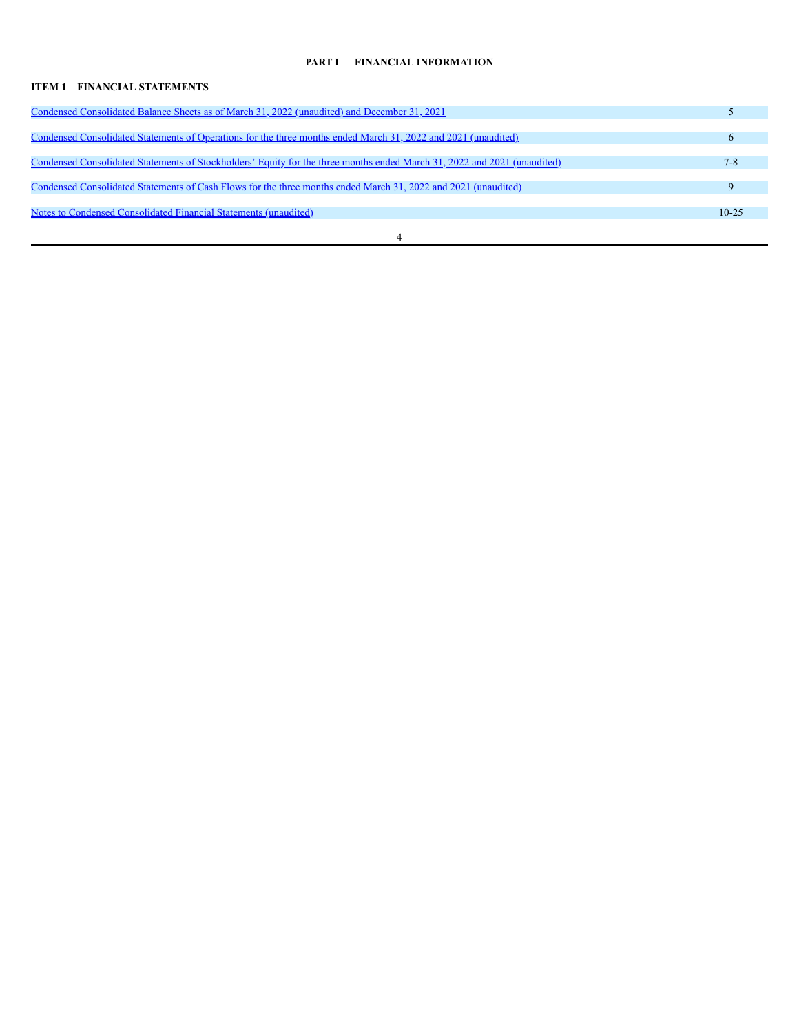# PART I — FINANCIAL INFORMATION

## ITEM 1 – FINANCIAL STATEMENTS

| | |
|---|---|
| Condensed Consolidated Balance Sheets as of March 31, 2022 (unaudited) and December 31, 2021 | 5 |
| Condensed Consolidated Statements of Operations for the three months ended March 31, 2022 and 2021 (unaudited) | 6 |
| Condensed Consolidated Statements of Stockholders' Equity for the three months ended March 31, 2022 and 2021 (unaudited) | 7-8 |
| Condensed Consolidated Statements of Cash Flows for the three months ended March 31, 2022 and 2021 (unaudited) | 9 |
| Notes to Condensed Consolidated Financial Statements (unaudited) | 10-25 |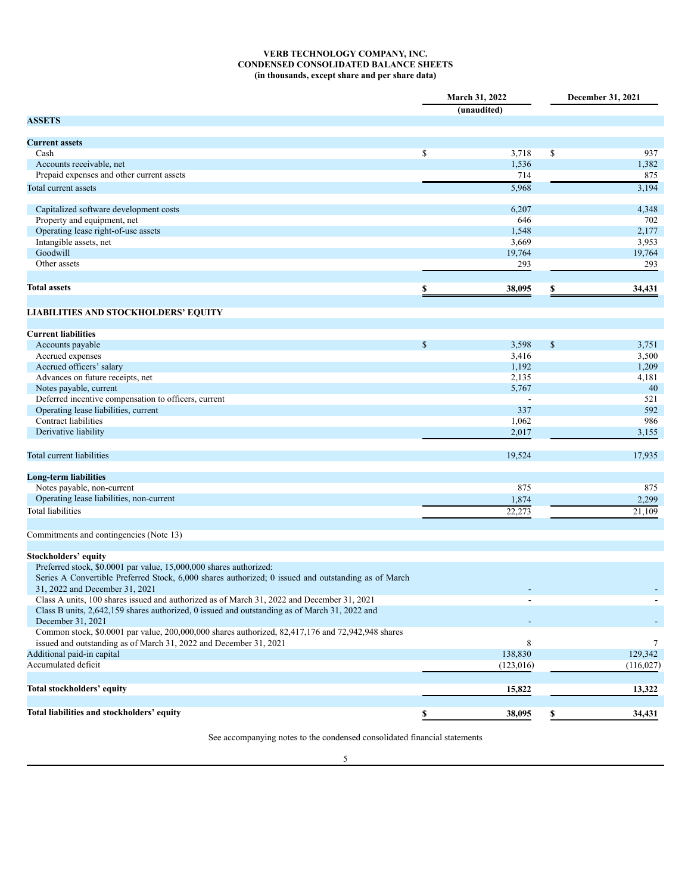**VERB TECHNOLOGY COMPANY, INC.**
**CONDENSED CONSOLIDATED BALANCE SHEETS**
**(in thousands, except share and per share data)**

| | March 31, 2022 | December 31, 2021 |
|---|---|---|
| | (unaudited) | |
| **ASSETS** | | |
| **Current assets** | | |
| Cash | $ 3,718 | $ 937 |
| Accounts receivable, net | 1,536 | 1,382 |
| Prepaid expenses and other current assets | 714 | 875 |
| Total current assets | 5,968 | 3,194 |
| Capitalized software development costs | 6,207 | 4,348 |
| Property and equipment, net | 646 | 702 |
| Operating lease right-of-use assets | 1,548 | 2,177 |
| Intangible assets, net | 3,669 | 3,953 |
| Goodwill | 19,764 | 19,764 |
| Other assets | 293 | 293 |
| **Total assets** | **$ 38,095** | **$ 34,431** |
| **LIABILITIES AND STOCKHOLDERS' EQUITY** | | |
| **Current liabilities** | | |
| Accounts payable | $ 3,598 | $ 3,751 |
| Accrued expenses | 3,416 | 3,500 |
| Accrued officers' salary | 1,192 | 1,209 |
| Advances on future receipts, net | 2,135 | 4,181 |
| Notes payable, current | 5,767 | 40 |
| Deferred incentive compensation to officers, current | - | 521 |
| Operating lease liabilities, current | 337 | 592 |
| Contract liabilities | 1,062 | 986 |
| Derivative liability | 2,017 | 3,155 |
| Total current liabilities | 19,524 | 17,935 |
| **Long-term liabilities** | | |
| Notes payable, non-current | 875 | 875 |
| Operating lease liabilities, non-current | 1,874 | 2,299 |
| Total liabilities | 22,273 | 21,109 |
| Commitments and contingencies (Note 13) | | |
| **Stockholders' equity** | | |
| Preferred stock, $0.0001 par value, 15,000,000 shares authorized: | | |
| Series A Convertible Preferred Stock, 6,000 shares authorized; 0 issued and outstanding as of March 31, 2022 and December 31, 2021 | - | - |
| Class A units, 100 shares issued and authorized as of March 31, 2022 and December 31, 2021 | - | - |
| Class B units, 2,642,159 shares authorized, 0 issued and outstanding as of March 31, 2022 and December 31, 2021 | - | - |
| Common stock, $0.0001 par value, 200,000,000 shares authorized, 82,417,176 and 72,942,948 shares issued and outstanding as of March 31, 2022 and December 31, 2021 | 8 | 7 |
| Additional paid-in capital | 138,830 | 129,342 |
| Accumulated deficit | (123,016) | (116,027) |
| **Total stockholders' equity** | **15,822** | **13,322** |
| **Total liabilities and stockholders' equity** | **$ 38,095** | **$ 34,431** |

See accompanying notes to the condensed consolidated financial statements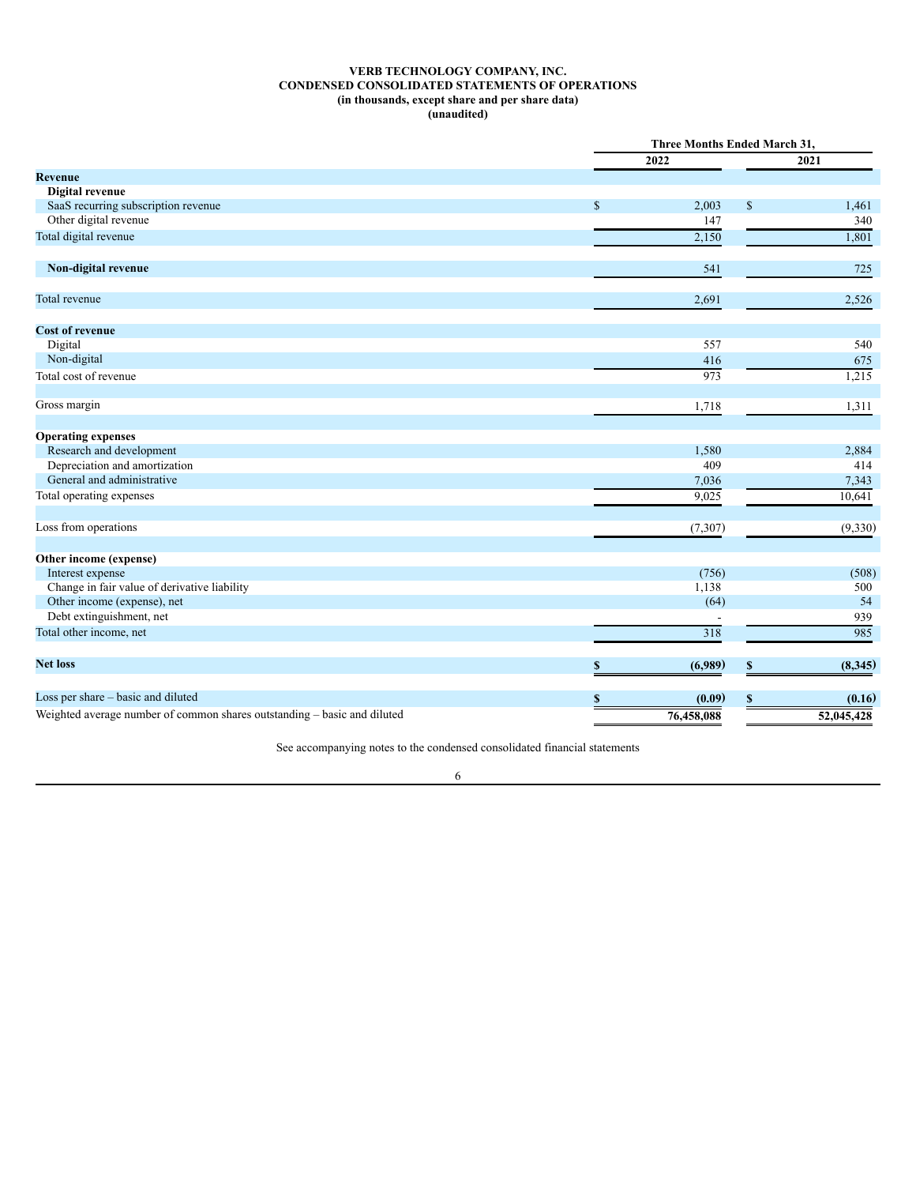**VERB TECHNOLOGY COMPANY, INC.**
**CONDENSED CONSOLIDATED STATEMENTS OF OPERATIONS**
**(in thousands, except share and per share data)**
**(unaudited)**

| | Three Months Ended March 31, | |
|---|---|---|
| | 2022 | 2021 |
| **Revenue** | | |
| **Digital revenue** | | |
| SaaS recurring subscription revenue | $ 2,003 | $ 1,461 |
| Other digital revenue | 147 | 340 |
| Total digital revenue | 2,150 | 1,801 |
| | | |
| **Non-digital revenue** | 541 | 725 |
| | | |
| Total revenue | 2,691 | 2,526 |
| | | |
| **Cost of revenue** | | |
| Digital | 557 | 540 |
| Non-digital | 416 | 675 |
| Total cost of revenue | 973 | 1,215 |
| | | |
| Gross margin | 1,718 | 1,311 |
| | | |
| **Operating expenses** | | |
| Research and development | 1,580 | 2,884 |
| Depreciation and amortization | 409 | 414 |
| General and administrative | 7,036 | 7,343 |
| Total operating expenses | 9,025 | 10,641 |
| | | |
| Loss from operations | (7,307) | (9,330) |
| | | |
| **Other income (expense)** | | |
| Interest expense | (756) | (508) |
| Change in fair value of derivative liability | 1,138 | 500 |
| Other income (expense), net | (64) | 54 |
| Debt extinguishment, net | - | 939 |
| Total other income, net | 318 | 985 |
| | | |
| **Net loss** | **$ (6,989)** | **$ (8,345)** |
| | | |
| Loss per share – basic and diluted | **$ (0.09)** | **$ (0.16)** |
| Weighted average number of common shares outstanding – basic and diluted | **76,458,088** | **52,045,428** |

See accompanying notes to the condensed consolidated financial statements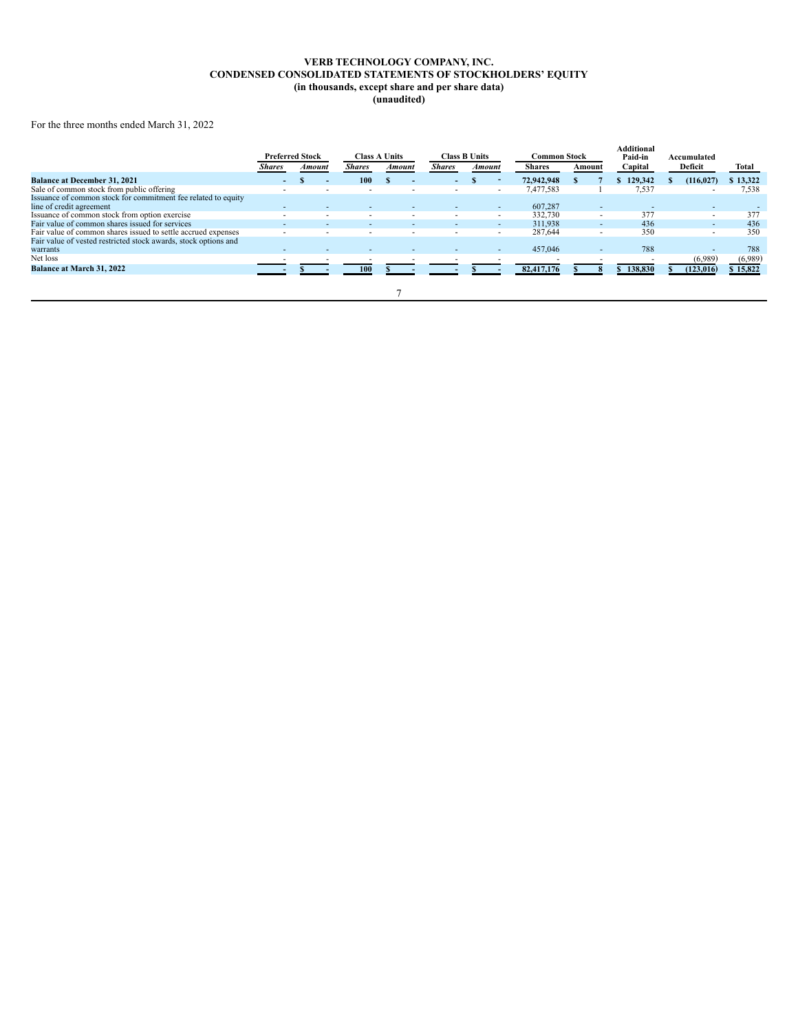**VERB TECHNOLOGY COMPANY, INC.**
**CONDENSED CONSOLIDATED STATEMENTS OF STOCKHOLDERS' EQUITY**
**(in thousands, except share and per share data)**
**(unaudited)**

For the three months ended March 31, 2022

| | Preferred Stock | | Class A Units | | Class B Units | | Common Stock | | Additional Paid-in | Accumulated | |
|---|---|---|---|---|---|---|---|---|---|---|---|
| | *Shares* | *Amount* | *Shares* | *Amount* | *Shares* | *Amount* | Shares | Amount | Capital | Deficit | Total |
| **Balance at December 31, 2021** | - | $ - | 100 | $ - | - | $ - | 72,942,948 | $ 7 | $ 129,342 | $ (116,027) | $ 13,322 |
| Sale of common stock from public offering | - | - | - | - | - | - | 7,477,583 | 1 | 7,537 | - | 7,538 |
| Issuance of common stock for commitment fee related to equity line of credit agreement | - | - | - | - | - | - | 607,287 | - | - | - | - |
| Issuance of common stock from option exercise | - | - | - | - | - | - | 332,730 | - | 377 | - | 377 |
| Fair value of common shares issued for services | - | - | - | - | - | - | 311,938 | - | 436 | - | 436 |
| Fair value of common shares issued to settle accrued expenses | - | - | - | - | - | - | 287,644 | - | 350 | - | 350 |
| Fair value of vested restricted stock awards, stock options and warrants | - | - | - | - | - | - | 457,046 | - | 788 | - | 788 |
| Net loss | - | - | - | - | - | - | - | - | - | (6,989) | (6,989) |
| **Balance at March 31, 2022** | - | $ - | 100 | $ - | - | $ - | 82,417,176 | $ 8 | $ 138,830 | $ (123,016) | $ 15,822 |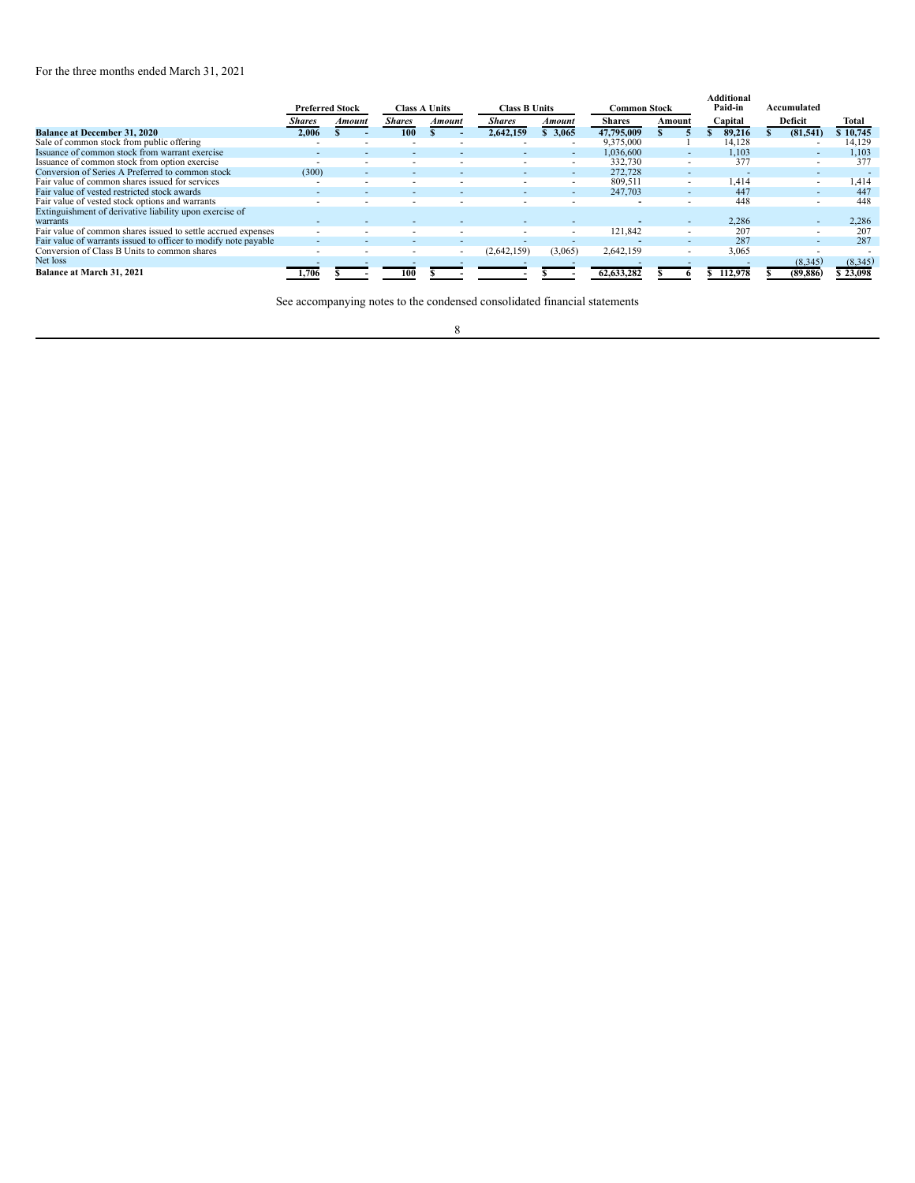For the three months ended March 31, 2021

| | Preferred Stock | | Class A Units | | Class B Units | | Common Stock | | Additional Paid-in | Accumulated | |
|---|---|---|---|---|---|---|---|---|---|---|---|
| | *Shares* | *Amount* | *Shares* | *Amount* | *Shares* | *Amount* | Shares | Amount | Capital | Deficit | Total |
| **Balance at December 31, 2020** | **2,006** | **$ -** | **100** | **$ -** | **2,642,159** | **$ 3,065** | **47,795,009** | **$ 5** | **$ 89,216** | **$ (81,541)** | **$ 10,745** |
| Sale of common stock from public offering | - | - | - | - | - | - | 9,375,000 | 1 | 14,128 | - | 14,129 |
| Issuance of common stock from warrant exercise | - | - | - | - | - | - | 1,036,600 | - | 1,103 | - | 1,103 |
| Issuance of common stock from option exercise | - | - | - | - | - | - | 332,730 | - | 377 | - | 377 |
| Conversion of Series A Preferred to common stock | (300) | - | - | - | - | - | 272,728 | - | - | - | - |
| Fair value of common shares issued for services | - | - | - | - | - | - | 809,511 | - | 1,414 | - | 1,414 |
| Fair value of vested restricted stock awards | - | - | - | - | - | - | 247,703 | - | 447 | - | 447 |
| Fair value of vested stock options and warrants | - | - | - | - | - | - | - | - | 448 | - | 448 |
| Extinguishment of derivative liability upon exercise of warrants | - | - | - | - | - | - | - | - | 2,286 | - | 2,286 |
| Fair value of common shares issued to settle accrued expenses | - | - | - | - | - | - | 121,842 | - | 207 | - | 207 |
| Fair value of warrants issued to officer to modify note payable | - | - | - | - | - | - | - | - | 287 | - | 287 |
| Conversion of Class B Units to common shares | - | - | - | - | (2,642,159) | (3,065) | 2,642,159 | - | 3,065 | - | - |
| Net loss | - | - | - | - | - | - | - | - | - | (8,345) | (8,345) |
| **Balance at March 31, 2021** | **1,706** | **$ -** | **100** | **$ -** | **-** | **$ -** | **62,633,282** | **$ 6** | **$ 112,978** | **$ (89,886)** | **$ 23,098** |

See accompanying notes to the condensed consolidated financial statements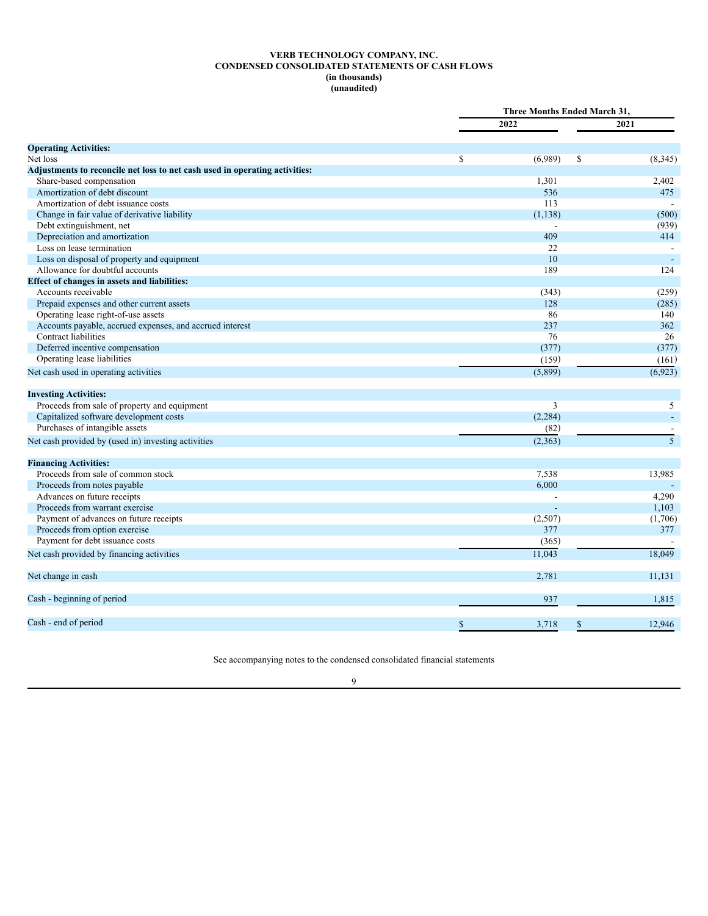**VERB TECHNOLOGY COMPANY, INC.**
**CONDENSED CONSOLIDATED STATEMENTS OF CASH FLOWS**
**(in thousands)**
**(unaudited)**

| | Three Months Ended March 31, | |
|---|---|---|
| | 2022 | 2021 |
| **Operating Activities:** | | |
| Net loss | $ (6,989) | $ (8,345) |
| **Adjustments to reconcile net loss to net cash used in operating activities:** | | |
| Share-based compensation | 1,301 | 2,402 |
| Amortization of debt discount | 536 | 475 |
| Amortization of debt issuance costs | 113 | - |
| Change in fair value of derivative liability | (1,138) | (500) |
| Debt extinguishment, net | - | (939) |
| Depreciation and amortization | 409 | 414 |
| Loss on lease termination | 22 | - |
| Loss on disposal of property and equipment | 10 | - |
| Allowance for doubtful accounts | 189 | 124 |
| **Effect of changes in assets and liabilities:** | | |
| Accounts receivable | (343) | (259) |
| Prepaid expenses and other current assets | 128 | (285) |
| Operating lease right-of-use assets | 86 | 140 |
| Accounts payable, accrued expenses, and accrued interest | 237 | 362 |
| Contract liabilities | 76 | 26 |
| Deferred incentive compensation | (377) | (377) |
| Operating lease liabilities | (159) | (161) |
| Net cash used in operating activities | (5,899) | (6,923) |
| **Investing Activities:** | | |
| Proceeds from sale of property and equipment | 3 | 5 |
| Capitalized software development costs | (2,284) | - |
| Purchases of intangible assets | (82) | - |
| Net cash provided by (used in) investing activities | (2,363) | 5 |
| **Financing Activities:** | | |
| Proceeds from sale of common stock | 7,538 | 13,985 |
| Proceeds from notes payable | 6,000 | - |
| Advances on future receipts | - | 4,290 |
| Proceeds from warrant exercise | - | 1,103 |
| Payment of advances on future receipts | (2,507) | (1,706) |
| Proceeds from option exercise | 377 | 377 |
| Payment for debt issuance costs | (365) | - |
| Net cash provided by financing activities | 11,043 | 18,049 |
| Net change in cash | 2,781 | 11,131 |
| Cash - beginning of period | 937 | 1,815 |
| Cash - end of period | $ 3,718 | $ 12,946 |

See accompanying notes to the condensed consolidated financial statements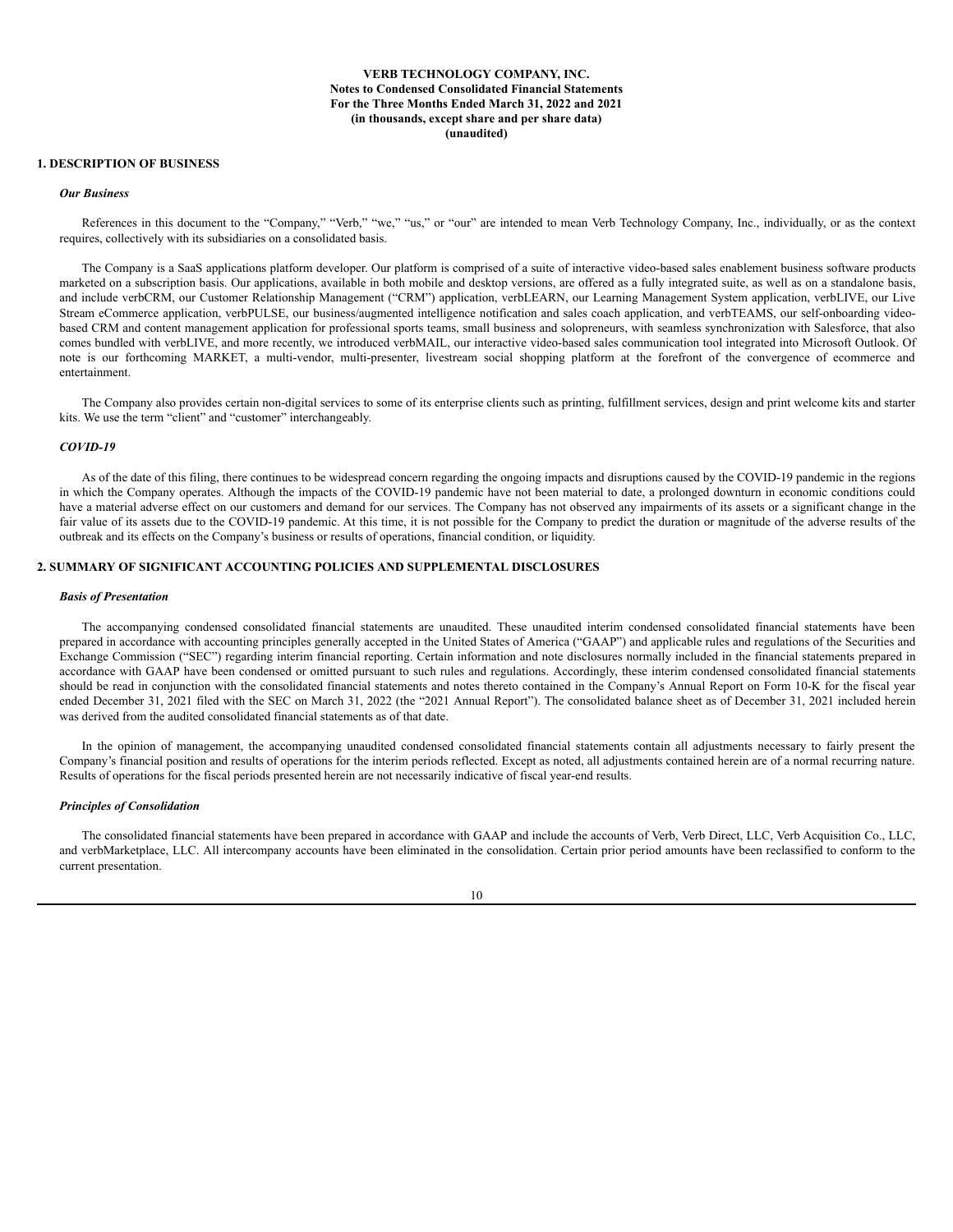**VERB TECHNOLOGY COMPANY, INC.**
**Notes to Condensed Consolidated Financial Statements**
**For the Three Months Ended March 31, 2022 and 2021**
**(in thousands, except share and per share data)**
**(unaudited)**

## 1. DESCRIPTION OF BUSINESS

### *Our Business*

References in this document to the "Company," "Verb," "we," "us," or "our" are intended to mean Verb Technology Company, Inc., individually, or as the context requires, collectively with its subsidiaries on a consolidated basis.

The Company is a SaaS applications platform developer. Our platform is comprised of a suite of interactive video-based sales enablement business software products marketed on a subscription basis. Our applications, available in both mobile and desktop versions, are offered as a fully integrated suite, as well as on a standalone basis, and include verbCRM, our Customer Relationship Management ("CRM") application, verbLEARN, our Learning Management System application, verbLIVE, our Live Stream eCommerce application, verbPULSE, our business/augmented intelligence notification and sales coach application, and verbTEAMS, our self-onboarding video-based CRM and content management application for professional sports teams, small business and solopreneurs, with seamless synchronization with Salesforce, that also comes bundled with verbLIVE, and more recently, we introduced verbMAIL, our interactive video-based sales communication tool integrated into Microsoft Outlook. Of note is our forthcoming MARKET, a multi-vendor, multi-presenter, livestream social shopping platform at the forefront of the convergence of ecommerce and entertainment.

The Company also provides certain non-digital services to some of its enterprise clients such as printing, fulfillment services, design and print welcome kits and starter kits. We use the term "client" and "customer" interchangeably.

### *COVID-19*

As of the date of this filing, there continues to be widespread concern regarding the ongoing impacts and disruptions caused by the COVID-19 pandemic in the regions in which the Company operates. Although the impacts of the COVID-19 pandemic have not been material to date, a prolonged downturn in economic conditions could have a material adverse effect on our customers and demand for our services. The Company has not observed any impairments of its assets or a significant change in the fair value of its assets due to the COVID-19 pandemic. At this time, it is not possible for the Company to predict the duration or magnitude of the adverse results of the outbreak and its effects on the Company's business or results of operations, financial condition, or liquidity.

## 2. SUMMARY OF SIGNIFICANT ACCOUNTING POLICIES AND SUPPLEMENTAL DISCLOSURES

### *Basis of Presentation*

The accompanying condensed consolidated financial statements are unaudited. These unaudited interim condensed consolidated financial statements have been prepared in accordance with accounting principles generally accepted in the United States of America ("GAAP") and applicable rules and regulations of the Securities and Exchange Commission ("SEC") regarding interim financial reporting. Certain information and note disclosures normally included in the financial statements prepared in accordance with GAAP have been condensed or omitted pursuant to such rules and regulations. Accordingly, these interim condensed consolidated financial statements should be read in conjunction with the consolidated financial statements and notes thereto contained in the Company's Annual Report on Form 10-K for the fiscal year ended December 31, 2021 filed with the SEC on March 31, 2022 (the "2021 Annual Report"). The consolidated balance sheet as of December 31, 2021 included herein was derived from the audited consolidated financial statements as of that date.

In the opinion of management, the accompanying unaudited condensed consolidated financial statements contain all adjustments necessary to fairly present the Company's financial position and results of operations for the interim periods reflected. Except as noted, all adjustments contained herein are of a normal recurring nature. Results of operations for the fiscal periods presented herein are not necessarily indicative of fiscal year-end results.

### *Principles of Consolidation*

The consolidated financial statements have been prepared in accordance with GAAP and include the accounts of Verb, Verb Direct, LLC, Verb Acquisition Co., LLC, and verbMarketplace, LLC. All intercompany accounts have been eliminated in the consolidation. Certain prior period amounts have been reclassified to conform to the current presentation.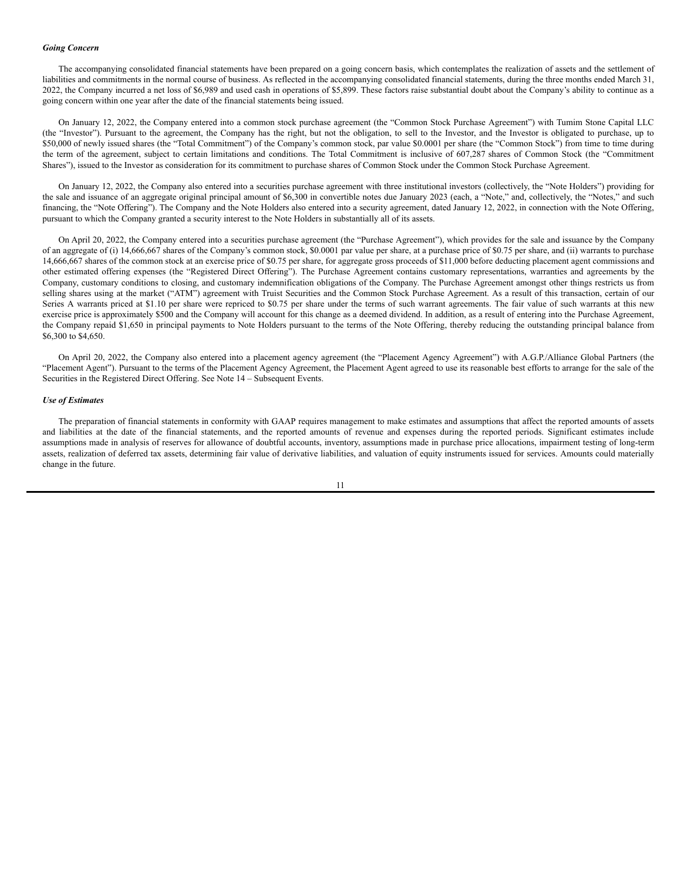***Going Concern***

The accompanying consolidated financial statements have been prepared on a going concern basis, which contemplates the realization of assets and the settlement of liabilities and commitments in the normal course of business. As reflected in the accompanying consolidated financial statements, during the three months ended March 31, 2022, the Company incurred a net loss of $6,989 and used cash in operations of $5,899. These factors raise substantial doubt about the Company's ability to continue as a going concern within one year after the date of the financial statements being issued.

On January 12, 2022, the Company entered into a common stock purchase agreement (the "Common Stock Purchase Agreement") with Tumim Stone Capital LLC (the "Investor"). Pursuant to the agreement, the Company has the right, but not the obligation, to sell to the Investor, and the Investor is obligated to purchase, up to $50,000 of newly issued shares (the "Total Commitment") of the Company's common stock, par value $0.0001 per share (the "Common Stock") from time to time during the term of the agreement, subject to certain limitations and conditions. The Total Commitment is inclusive of 607,287 shares of Common Stock (the "Commitment Shares"), issued to the Investor as consideration for its commitment to purchase shares of Common Stock under the Common Stock Purchase Agreement.

On January 12, 2022, the Company also entered into a securities purchase agreement with three institutional investors (collectively, the "Note Holders") providing for the sale and issuance of an aggregate original principal amount of $6,300 in convertible notes due January 2023 (each, a "Note," and, collectively, the "Notes," and such financing, the "Note Offering"). The Company and the Note Holders also entered into a security agreement, dated January 12, 2022, in connection with the Note Offering, pursuant to which the Company granted a security interest to the Note Holders in substantially all of its assets.

On April 20, 2022, the Company entered into a securities purchase agreement (the "Purchase Agreement"), which provides for the sale and issuance by the Company of an aggregate of (i) 14,666,667 shares of the Company's common stock, $0.0001 par value per share, at a purchase price of $0.75 per share, and (ii) warrants to purchase 14,666,667 shares of the common stock at an exercise price of $0.75 per share, for aggregate gross proceeds of $11,000 before deducting placement agent commissions and other estimated offering expenses (the "Registered Direct Offering"). The Purchase Agreement contains customary representations, warranties and agreements by the Company, customary conditions to closing, and customary indemnification obligations of the Company. The Purchase Agreement amongst other things restricts us from selling shares using at the market ("ATM") agreement with Truist Securities and the Common Stock Purchase Agreement. As a result of this transaction, certain of our Series A warrants priced at $1.10 per share were repriced to $0.75 per share under the terms of such warrant agreements. The fair value of such warrants at this new exercise price is approximately $500 and the Company will account for this change as a deemed dividend. In addition, as a result of entering into the Purchase Agreement, the Company repaid $1,650 in principal payments to Note Holders pursuant to the terms of the Note Offering, thereby reducing the outstanding principal balance from $6,300 to $4,650.

On April 20, 2022, the Company also entered into a placement agency agreement (the "Placement Agency Agreement") with A.G.P./Alliance Global Partners (the "Placement Agent"). Pursuant to the terms of the Placement Agency Agreement, the Placement Agent agreed to use its reasonable best efforts to arrange for the sale of the Securities in the Registered Direct Offering. See Note 14 – Subsequent Events.

***Use of Estimates***

The preparation of financial statements in conformity with GAAP requires management to make estimates and assumptions that affect the reported amounts of assets and liabilities at the date of the financial statements, and the reported amounts of revenue and expenses during the reported periods. Significant estimates include assumptions made in analysis of reserves for allowance of doubtful accounts, inventory, assumptions made in purchase price allocations, impairment testing of long-term assets, realization of deferred tax assets, determining fair value of derivative liabilities, and valuation of equity instruments issued for services. Amounts could materially change in the future.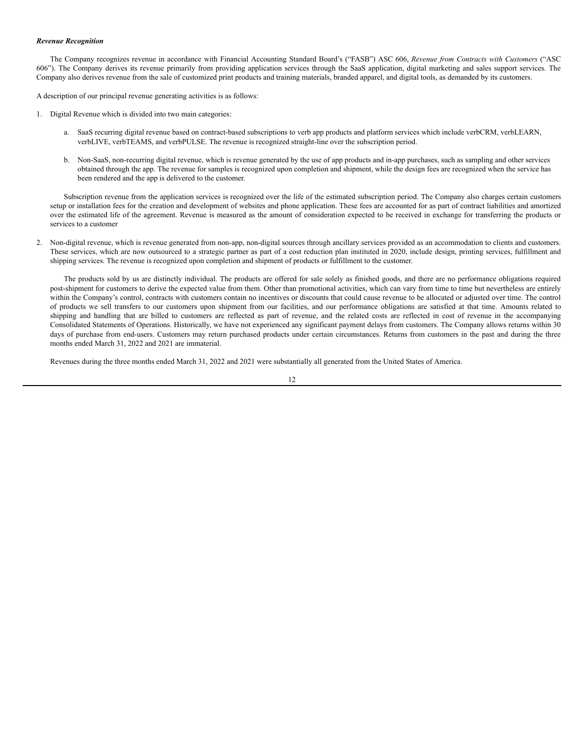***Revenue Recognition***

The Company recognizes revenue in accordance with Financial Accounting Standard Board's ("FASB") ASC 606, *Revenue from Contracts with Customers* ("ASC 606"). The Company derives its revenue primarily from providing application services through the SaaS application, digital marketing and sales support services. The Company also derives revenue from the sale of customized print products and training materials, branded apparel, and digital tools, as demanded by its customers.

A description of our principal revenue generating activities is as follows:

1. Digital Revenue which is divided into two main categories:

   a. SaaS recurring digital revenue based on contract-based subscriptions to verb app products and platform services which include verbCRM, verbLEARN, verbLIVE, verbTEAMS, and verbPULSE. The revenue is recognized straight-line over the subscription period.

   b. Non-SaaS, non-recurring digital revenue, which is revenue generated by the use of app products and in-app purchases, such as sampling and other services obtained through the app. The revenue for samples is recognized upon completion and shipment, while the design fees are recognized when the service has been rendered and the app is delivered to the customer.

   Subscription revenue from the application services is recognized over the life of the estimated subscription period. The Company also charges certain customers setup or installation fees for the creation and development of websites and phone application. These fees are accounted for as part of contract liabilities and amortized over the estimated life of the agreement. Revenue is measured as the amount of consideration expected to be received in exchange for transferring the products or services to a customer

2. Non-digital revenue, which is revenue generated from non-app, non-digital sources through ancillary services provided as an accommodation to clients and customers. These services, which are now outsourced to a strategic partner as part of a cost reduction plan instituted in 2020, include design, printing services, fulfillment and shipping services. The revenue is recognized upon completion and shipment of products or fulfillment to the customer.

   The products sold by us are distinctly individual. The products are offered for sale solely as finished goods, and there are no performance obligations required post-shipment for customers to derive the expected value from them. Other than promotional activities, which can vary from time to time but nevertheless are entirely within the Company's control, contracts with customers contain no incentives or discounts that could cause revenue to be allocated or adjusted over time. The control of products we sell transfers to our customers upon shipment from our facilities, and our performance obligations are satisfied at that time. Amounts related to shipping and handling that are billed to customers are reflected as part of revenue, and the related costs are reflected in cost of revenue in the accompanying Consolidated Statements of Operations. Historically, we have not experienced any significant payment delays from customers. The Company allows returns within 30 days of purchase from end-users. Customers may return purchased products under certain circumstances. Returns from customers in the past and during the three months ended March 31, 2022 and 2021 are immaterial.

Revenues during the three months ended March 31, 2022 and 2021 were substantially all generated from the United States of America.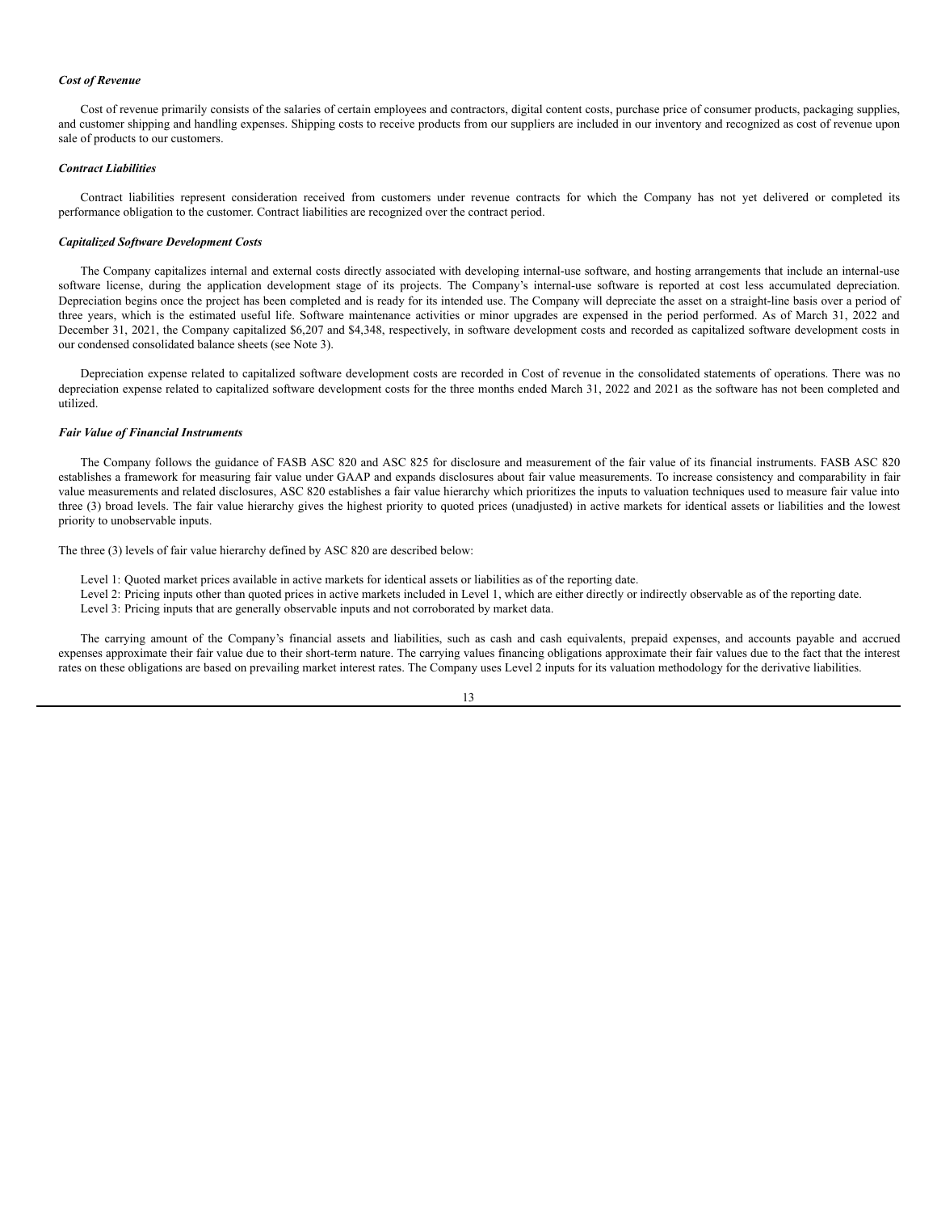### *Cost of Revenue*

Cost of revenue primarily consists of the salaries of certain employees and contractors, digital content costs, purchase price of consumer products, packaging supplies, and customer shipping and handling expenses. Shipping costs to receive products from our suppliers are included in our inventory and recognized as cost of revenue upon sale of products to our customers.

### *Contract Liabilities*

Contract liabilities represent consideration received from customers under revenue contracts for which the Company has not yet delivered or completed its performance obligation to the customer. Contract liabilities are recognized over the contract period.

### *Capitalized Software Development Costs*

The Company capitalizes internal and external costs directly associated with developing internal-use software, and hosting arrangements that include an internal-use software license, during the application development stage of its projects. The Company's internal-use software is reported at cost less accumulated depreciation. Depreciation begins once the project has been completed and is ready for its intended use. The Company will depreciate the asset on a straight-line basis over a period of three years, which is the estimated useful life. Software maintenance activities or minor upgrades are expensed in the period performed. As of March 31, 2022 and December 31, 2021, the Company capitalized $6,207 and $4,348, respectively, in software development costs and recorded as capitalized software development costs in our condensed consolidated balance sheets (see Note 3).

Depreciation expense related to capitalized software development costs are recorded in Cost of revenue in the consolidated statements of operations. There was no depreciation expense related to capitalized software development costs for the three months ended March 31, 2022 and 2021 as the software has not been completed and utilized.

### *Fair Value of Financial Instruments*

The Company follows the guidance of FASB ASC 820 and ASC 825 for disclosure and measurement of the fair value of its financial instruments. FASB ASC 820 establishes a framework for measuring fair value under GAAP and expands disclosures about fair value measurements. To increase consistency and comparability in fair value measurements and related disclosures, ASC 820 establishes a fair value hierarchy which prioritizes the inputs to valuation techniques used to measure fair value into three (3) broad levels. The fair value hierarchy gives the highest priority to quoted prices (unadjusted) in active markets for identical assets or liabilities and the lowest priority to unobservable inputs.

The three (3) levels of fair value hierarchy defined by ASC 820 are described below:

Level 1: Quoted market prices available in active markets for identical assets or liabilities as of the reporting date.
Level 2: Pricing inputs other than quoted prices in active markets included in Level 1, which are either directly or indirectly observable as of the reporting date.
Level 3: Pricing inputs that are generally observable inputs and not corroborated by market data.

The carrying amount of the Company's financial assets and liabilities, such as cash and cash equivalents, prepaid expenses, and accounts payable and accrued expenses approximate their fair value due to their short-term nature. The carrying values financing obligations approximate their fair values due to the fact that the interest rates on these obligations are based on prevailing market interest rates. The Company uses Level 2 inputs for its valuation methodology for the derivative liabilities.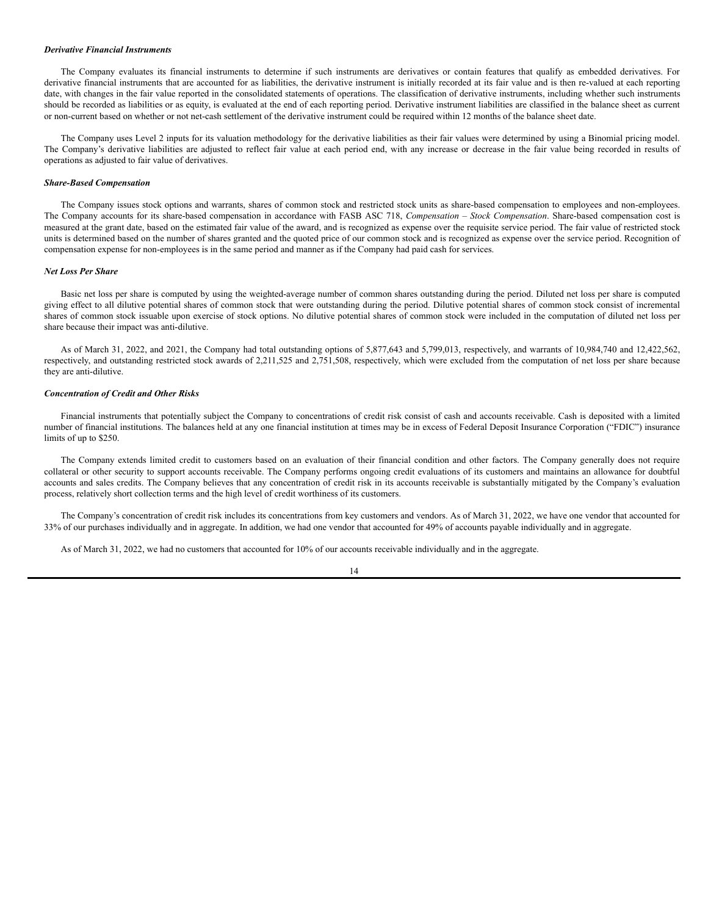### *Derivative Financial Instruments*

The Company evaluates its financial instruments to determine if such instruments are derivatives or contain features that qualify as embedded derivatives. For derivative financial instruments that are accounted for as liabilities, the derivative instrument is initially recorded at its fair value and is then re-valued at each reporting date, with changes in the fair value reported in the consolidated statements of operations. The classification of derivative instruments, including whether such instruments should be recorded as liabilities or as equity, is evaluated at the end of each reporting period. Derivative instrument liabilities are classified in the balance sheet as current or non-current based on whether or not net-cash settlement of the derivative instrument could be required within 12 months of the balance sheet date.

The Company uses Level 2 inputs for its valuation methodology for the derivative liabilities as their fair values were determined by using a Binomial pricing model. The Company's derivative liabilities are adjusted to reflect fair value at each period end, with any increase or decrease in the fair value being recorded in results of operations as adjusted to fair value of derivatives.

### *Share-Based Compensation*

The Company issues stock options and warrants, shares of common stock and restricted stock units as share-based compensation to employees and non-employees. The Company accounts for its share-based compensation in accordance with FASB ASC 718, *Compensation – Stock Compensation*. Share-based compensation cost is measured at the grant date, based on the estimated fair value of the award, and is recognized as expense over the requisite service period. The fair value of restricted stock units is determined based on the number of shares granted and the quoted price of our common stock and is recognized as expense over the service period. Recognition of compensation expense for non-employees is in the same period and manner as if the Company had paid cash for services.

### *Net Loss Per Share*

Basic net loss per share is computed by using the weighted-average number of common shares outstanding during the period. Diluted net loss per share is computed giving effect to all dilutive potential shares of common stock that were outstanding during the period. Dilutive potential shares of common stock consist of incremental shares of common stock issuable upon exercise of stock options. No dilutive potential shares of common stock were included in the computation of diluted net loss per share because their impact was anti-dilutive.

As of March 31, 2022, and 2021, the Company had total outstanding options of 5,877,643 and 5,799,013, respectively, and warrants of 10,984,740 and 12,422,562, respectively, and outstanding restricted stock awards of 2,211,525 and 2,751,508, respectively, which were excluded from the computation of net loss per share because they are anti-dilutive.

### *Concentration of Credit and Other Risks*

Financial instruments that potentially subject the Company to concentrations of credit risk consist of cash and accounts receivable. Cash is deposited with a limited number of financial institutions. The balances held at any one financial institution at times may be in excess of Federal Deposit Insurance Corporation ("FDIC") insurance limits of up to $250.

The Company extends limited credit to customers based on an evaluation of their financial condition and other factors. The Company generally does not require collateral or other security to support accounts receivable. The Company performs ongoing credit evaluations of its customers and maintains an allowance for doubtful accounts and sales credits. The Company believes that any concentration of credit risk in its accounts receivable is substantially mitigated by the Company's evaluation process, relatively short collection terms and the high level of credit worthiness of its customers.

The Company's concentration of credit risk includes its concentrations from key customers and vendors. As of March 31, 2022, we have one vendor that accounted for 33% of our purchases individually and in aggregate. In addition, we had one vendor that accounted for 49% of accounts payable individually and in aggregate.

As of March 31, 2022, we had no customers that accounted for 10% of our accounts receivable individually and in the aggregate.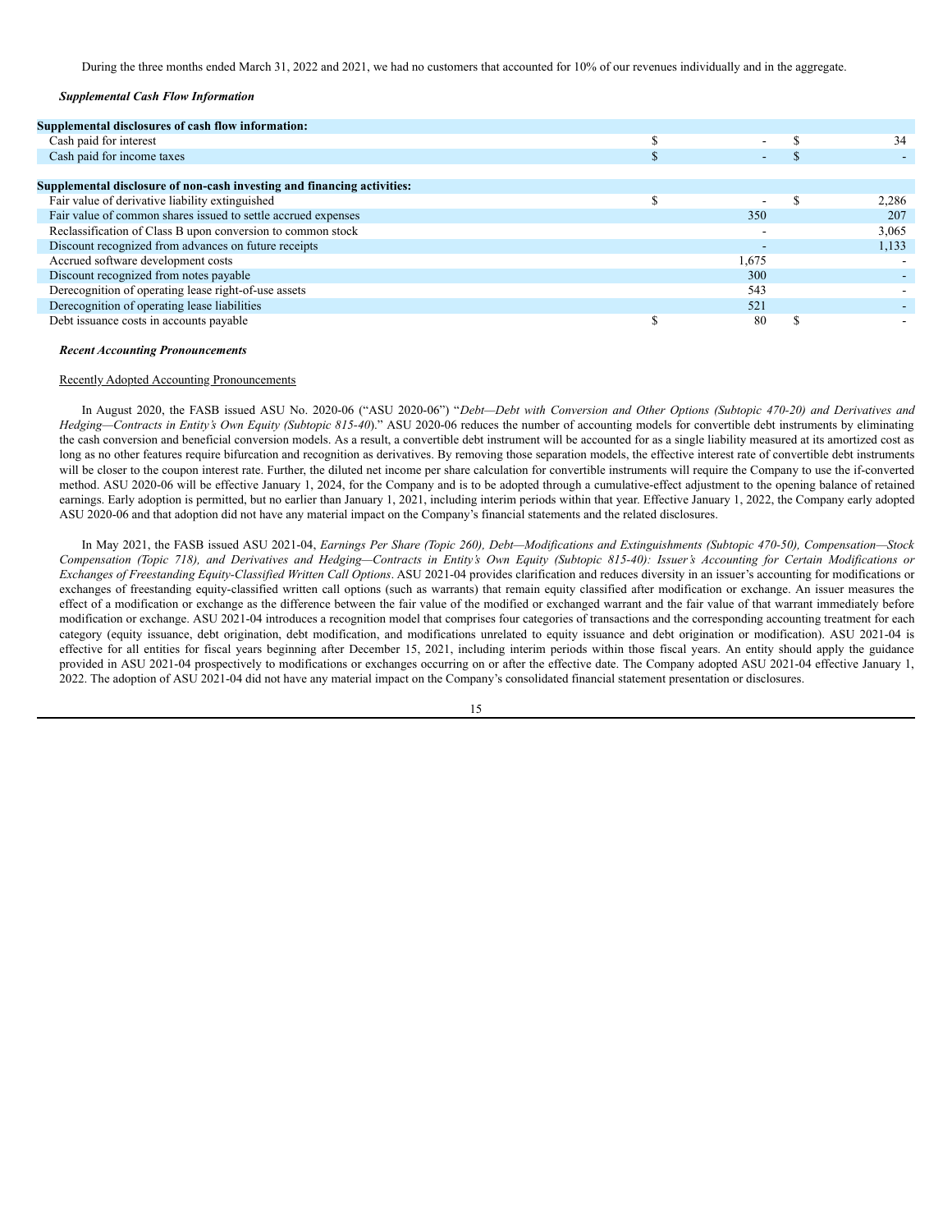During the three months ended March 31, 2022 and 2021, we had no customers that accounted for 10% of our revenues individually and in the aggregate.

***Supplemental Cash Flow Information***

| | 2022 | 2021 |
|---|---|---|
| **Supplemental disclosures of cash flow information:** | | |
| Cash paid for interest | $ - | $ 34 |
| Cash paid for income taxes | $ - | $ - |
| | | |
| **Supplemental disclosure of non-cash investing and financing activities:** | | |
| Fair value of derivative liability extinguished | $ - | $ 2,286 |
| Fair value of common shares issued to settle accrued expenses | 350 | 207 |
| Reclassification of Class B upon conversion to common stock | - | 3,065 |
| Discount recognized from advances on future receipts | - | 1,133 |
| Accrued software development costs | 1,675 | - |
| Discount recognized from notes payable | 300 | - |
| Derecognition of operating lease right-of-use assets | 543 | - |
| Derecognition of operating lease liabilities | 521 | - |
| Debt issuance costs in accounts payable | $ 80 | $ - |

***Recent Accounting Pronouncements***

Recently Adopted Accounting Pronouncements

In August 2020, the FASB issued ASU No. 2020-06 ("ASU 2020-06") "*Debt—Debt with Conversion and Other Options (Subtopic 470-20) and Derivatives and Hedging—Contracts in Entity's Own Equity (Subtopic 815-40)*." ASU 2020-06 reduces the number of accounting models for convertible debt instruments by eliminating the cash conversion and beneficial conversion models. As a result, a convertible debt instrument will be accounted for as a single liability measured at its amortized cost as long as no other features require bifurcation and recognition as derivatives. By removing those separation models, the effective interest rate of convertible debt instruments will be closer to the coupon interest rate. Further, the diluted net income per share calculation for convertible instruments will require the Company to use the if-converted method. ASU 2020-06 will be effective January 1, 2024, for the Company and is to be adopted through a cumulative-effect adjustment to the opening balance of retained earnings. Early adoption is permitted, but no earlier than January 1, 2021, including interim periods within that year. Effective January 1, 2022, the Company early adopted ASU 2020-06 and that adoption did not have any material impact on the Company's financial statements and the related disclosures.

In May 2021, the FASB issued ASU 2021-04, *Earnings Per Share (Topic 260), Debt—Modifications and Extinguishments (Subtopic 470-50), Compensation—Stock Compensation (Topic 718), and Derivatives and Hedging—Contracts in Entity's Own Equity (Subtopic 815-40): Issuer's Accounting for Certain Modifications or Exchanges of Freestanding Equity-Classified Written Call Options*. ASU 2021-04 provides clarification and reduces diversity in an issuer's accounting for modifications or exchanges of freestanding equity-classified written call options (such as warrants) that remain equity classified after modification or exchange. An issuer measures the effect of a modification or exchange as the difference between the fair value of the modified or exchanged warrant and the fair value of that warrant immediately before modification or exchange. ASU 2021-04 introduces a recognition model that comprises four categories of transactions and the corresponding accounting treatment for each category (equity issuance, debt origination, debt modification, and modifications unrelated to equity issuance and debt origination or modification). ASU 2021-04 is effective for all entities for fiscal years beginning after December 15, 2021, including interim periods within those fiscal years. An entity should apply the guidance provided in ASU 2021-04 prospectively to modifications or exchanges occurring on or after the effective date. The Company adopted ASU 2021-04 effective January 1, 2022. The adoption of ASU 2021-04 did not have any material impact on the Company's consolidated financial statement presentation or disclosures.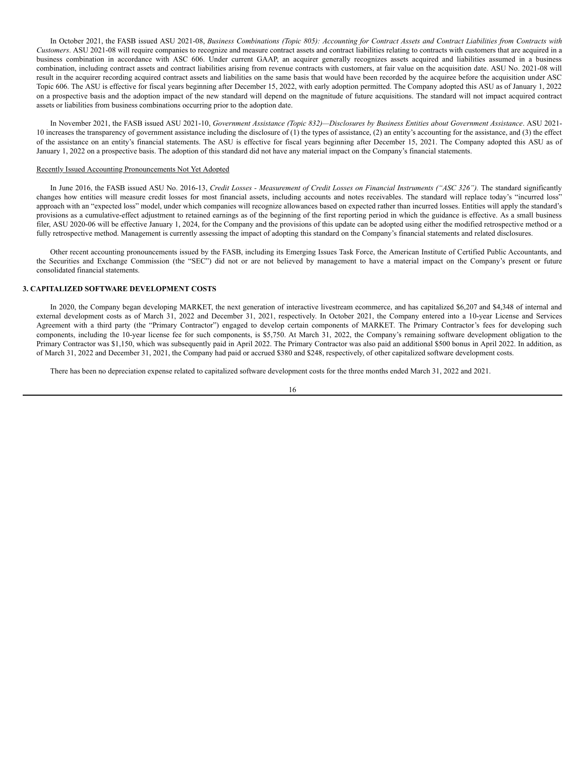In October 2021, the FASB issued ASU 2021-08, *Business Combinations (Topic 805): Accounting for Contract Assets and Contract Liabilities from Contracts with Customers*. ASU 2021-08 will require companies to recognize and measure contract assets and contract liabilities relating to contracts with customers that are acquired in a business combination in accordance with ASC 606. Under current GAAP, an acquirer generally recognizes assets acquired and liabilities assumed in a business combination, including contract assets and contract liabilities arising from revenue contracts with customers, at fair value on the acquisition date. ASU No. 2021-08 will result in the acquirer recording acquired contract assets and liabilities on the same basis that would have been recorded by the acquiree before the acquisition under ASC Topic 606. The ASU is effective for fiscal years beginning after December 15, 2022, with early adoption permitted. The Company adopted this ASU as of January 1, 2022 on a prospective basis and the adoption impact of the new standard will depend on the magnitude of future acquisitions. The standard will not impact acquired contract assets or liabilities from business combinations occurring prior to the adoption date.

In November 2021, the FASB issued ASU 2021-10, *Government Assistance (Topic 832)—Disclosures by Business Entities about Government Assistance*. ASU 2021-10 increases the transparency of government assistance including the disclosure of (1) the types of assistance, (2) an entity's accounting for the assistance, and (3) the effect of the assistance on an entity's financial statements. The ASU is effective for fiscal years beginning after December 15, 2021. The Company adopted this ASU as of January 1, 2022 on a prospective basis. The adoption of this standard did not have any material impact on the Company's financial statements.

Recently Issued Accounting Pronouncements Not Yet Adopted

In June 2016, the FASB issued ASU No. 2016-13, *Credit Losses - Measurement of Credit Losses on Financial Instruments ("ASC 326").* The standard significantly changes how entities will measure credit losses for most financial assets, including accounts and notes receivables. The standard will replace today's "incurred loss" approach with an "expected loss" model, under which companies will recognize allowances based on expected rather than incurred losses. Entities will apply the standard's provisions as a cumulative-effect adjustment to retained earnings as of the beginning of the first reporting period in which the guidance is effective. As a small business filer, ASU 2020-06 will be effective January 1, 2024, for the Company and the provisions of this update can be adopted using either the modified retrospective method or a fully retrospective method. Management is currently assessing the impact of adopting this standard on the Company's financial statements and related disclosures.

Other recent accounting pronouncements issued by the FASB, including its Emerging Issues Task Force, the American Institute of Certified Public Accountants, and the Securities and Exchange Commission (the "SEC") did not or are not believed by management to have a material impact on the Company's present or future consolidated financial statements.

## 3. CAPITALIZED SOFTWARE DEVELOPMENT COSTS

In 2020, the Company began developing MARKET, the next generation of interactive livestream ecommerce, and has capitalized $6,207 and $4,348 of internal and external development costs as of March 31, 2022 and December 31, 2021, respectively. In October 2021, the Company entered into a 10-year License and Services Agreement with a third party (the "Primary Contractor") engaged to develop certain components of MARKET. The Primary Contractor's fees for developing such components, including the 10-year license fee for such components, is $5,750. At March 31, 2022, the Company's remaining software development obligation to the Primary Contractor was $1,150, which was subsequently paid in April 2022. The Primary Contractor was also paid an additional $500 bonus in April 2022. In addition, as of March 31, 2022 and December 31, 2021, the Company had paid or accrued $380 and $248, respectively, of other capitalized software development costs.

There has been no depreciation expense related to capitalized software development costs for the three months ended March 31, 2022 and 2021.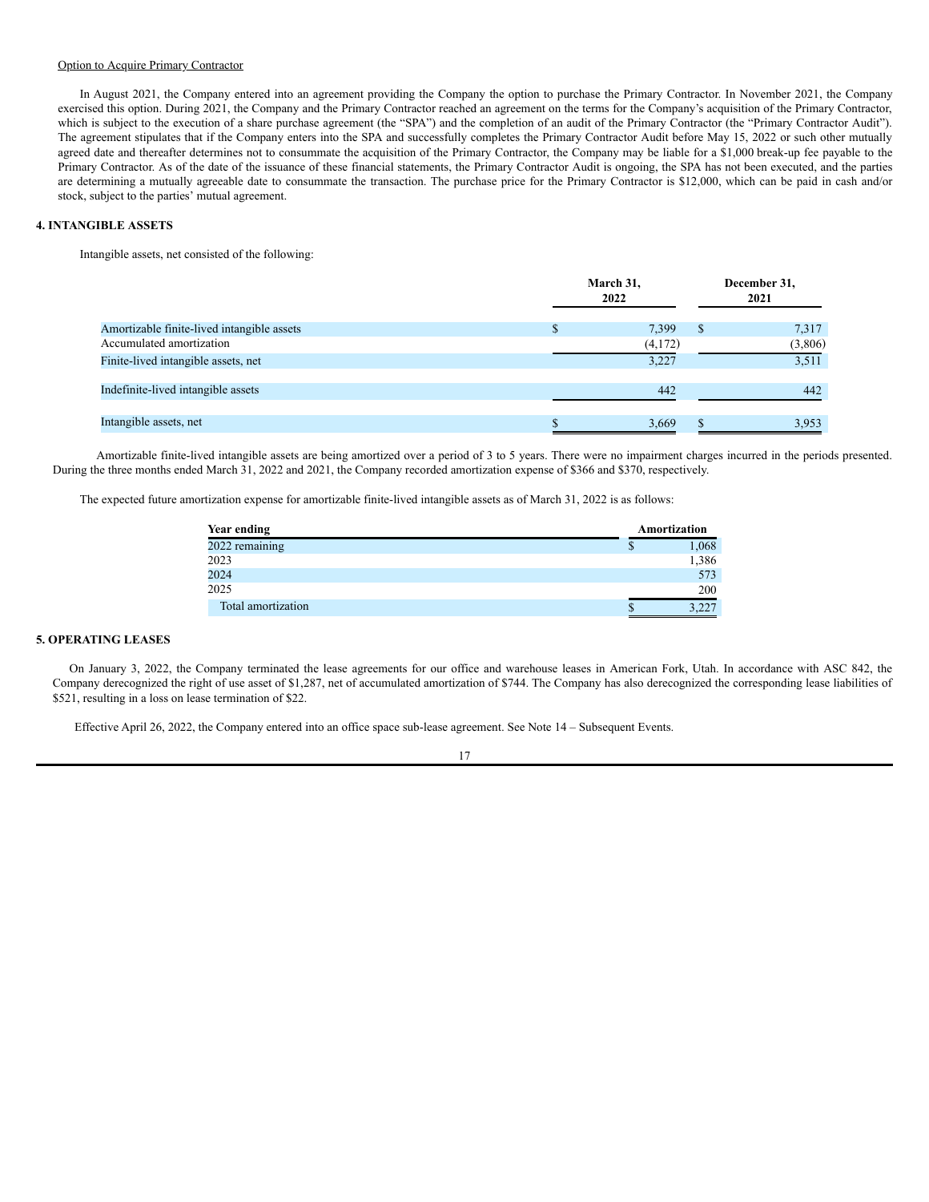Option to Acquire Primary Contractor

In August 2021, the Company entered into an agreement providing the Company the option to purchase the Primary Contractor. In November 2021, the Company exercised this option. During 2021, the Company and the Primary Contractor reached an agreement on the terms for the Company's acquisition of the Primary Contractor, which is subject to the execution of a share purchase agreement (the "SPA") and the completion of an audit of the Primary Contractor (the "Primary Contractor Audit"). The agreement stipulates that if the Company enters into the SPA and successfully completes the Primary Contractor Audit before May 15, 2022 or such other mutually agreed date and thereafter determines not to consummate the acquisition of the Primary Contractor, the Company may be liable for a $1,000 break-up fee payable to the Primary Contractor. As of the date of the issuance of these financial statements, the Primary Contractor Audit is ongoing, the SPA has not been executed, and the parties are determining a mutually agreeable date to consummate the transaction. The purchase price for the Primary Contractor is $12,000, which can be paid in cash and/or stock, subject to the parties' mutual agreement.

## 4. INTANGIBLE ASSETS

Intangible assets, net consisted of the following:

| | March 31, 2022 | December 31, 2021 |
|---|---|---|
| Amortizable finite-lived intangible assets | $ 7,399 | $ 7,317 |
| Accumulated amortization | (4,172) | (3,806) |
| Finite-lived intangible assets, net | 3,227 | 3,511 |
| Indefinite-lived intangible assets | 442 | 442 |
| Intangible assets, net | $ 3,669 | $ 3,953 |

Amortizable finite-lived intangible assets are being amortized over a period of 3 to 5 years. There were no impairment charges incurred in the periods presented. During the three months ended March 31, 2022 and 2021, the Company recorded amortization expense of $366 and $370, respectively.

The expected future amortization expense for amortizable finite-lived intangible assets as of March 31, 2022 is as follows:

| Year ending | Amortization |
|---|---|
| 2022 remaining | $ 1,068 |
| 2023 | 1,386 |
| 2024 | 573 |
| 2025 | 200 |
| Total amortization | $ 3,227 |

## 5. OPERATING LEASES

On January 3, 2022, the Company terminated the lease agreements for our office and warehouse leases in American Fork, Utah. In accordance with ASC 842, the Company derecognized the right of use asset of $1,287, net of accumulated amortization of $744. The Company has also derecognized the corresponding lease liabilities of $521, resulting in a loss on lease termination of $22.

Effective April 26, 2022, the Company entered into an office space sub-lease agreement. See Note 14 – Subsequent Events.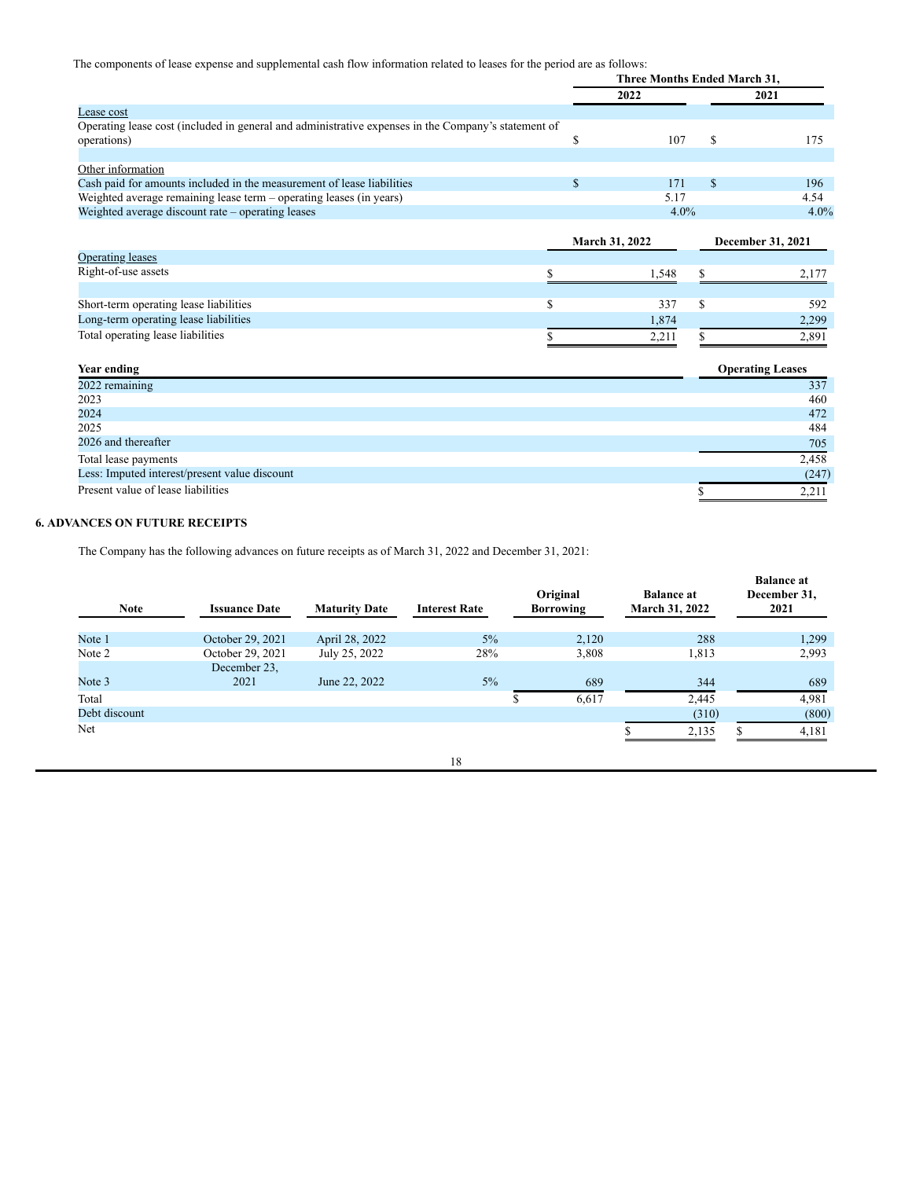The components of lease expense and supplemental cash flow information related to leases for the period are as follows:

| | Three Months Ended March 31, | |
|---|---|---|
| | 2022 | 2021 |
| Lease cost | | |
| Operating lease cost (included in general and administrative expenses in the Company's statement of operations) | $ 107 | $ 175 |
| | | |
| Other information | | |
| Cash paid for amounts included in the measurement of lease liabilities | $ 171 | $ 196 |
| Weighted average remaining lease term – operating leases (in years) | 5.17 | 4.54 |
| Weighted average discount rate – operating leases | 4.0% | 4.0% |

| | March 31, 2022 | December 31, 2021 |
|---|---|---|
| Operating leases | | |
| Right-of-use assets | $ 1,548 | $ 2,177 |
| | | |
| Short-term operating lease liabilities | $ 337 | $ 592 |
| Long-term operating lease liabilities | 1,874 | 2,299 |
| Total operating lease liabilities | $ 2,211 | $ 2,891 |

| Year ending | Operating Leases |
|---|---|
| 2022 remaining | 337 |
| 2023 | 460 |
| 2024 | 472 |
| 2025 | 484 |
| 2026 and thereafter | 705 |
| Total lease payments | 2,458 |
| Less: Imputed interest/present value discount | (247) |
| Present value of lease liabilities | $ 2,211 |

**6. ADVANCES ON FUTURE RECEIPTS**

The Company has the following advances on future receipts as of March 31, 2022 and December 31, 2021:

| Note | Issuance Date | Maturity Date | Interest Rate | Original Borrowing | Balance at March 31, 2022 | Balance at December 31, 2021 |
|---|---|---|---|---|---|---|
| Note 1 | October 29, 2021 | April 28, 2022 | 5% | 2,120 | 288 | 1,299 |
| Note 2 | October 29, 2021 | July 25, 2022 | 28% | 3,808 | 1,813 | 2,993 |
| Note 3 | December 23, 2021 | June 22, 2022 | 5% | 689 | 344 | 689 |
| Total | | | | $ 6,617 | 2,445 | 4,981 |
| Debt discount | | | | | (310) | (800) |
| Net | | | | | $ 2,135 | $ 4,181 |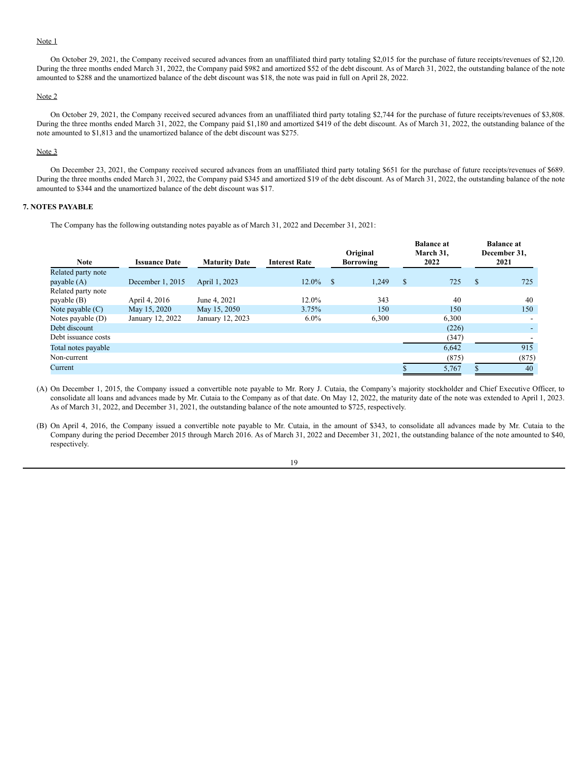Note 1

On October 29, 2021, the Company received secured advances from an unaffiliated third party totaling $2,015 for the purchase of future receipts/revenues of $2,120. During the three months ended March 31, 2022, the Company paid $982 and amortized $52 of the debt discount. As of March 31, 2022, the outstanding balance of the note amounted to $288 and the unamortized balance of the debt discount was $18, the note was paid in full on April 28, 2022.

Note 2

On October 29, 2021, the Company received secured advances from an unaffiliated third party totaling $2,744 for the purchase of future receipts/revenues of $3,808. During the three months ended March 31, 2022, the Company paid $1,180 and amortized $419 of the debt discount. As of March 31, 2022, the outstanding balance of the note amounted to $1,813 and the unamortized balance of the debt discount was $275.

Note 3

On December 23, 2021, the Company received secured advances from an unaffiliated third party totaling $651 for the purchase of future receipts/revenues of $689. During the three months ended March 31, 2022, the Company paid $345 and amortized $19 of the debt discount. As of March 31, 2022, the outstanding balance of the note amounted to $344 and the unamortized balance of the debt discount was $17.

**7. NOTES PAYABLE**

The Company has the following outstanding notes payable as of March 31, 2022 and December 31, 2021:

| Note | Issuance Date | Maturity Date | Interest Rate | Original Borrowing | Balance at March 31, 2022 | Balance at December 31, 2021 |
|---|---|---|---|---|---|---|
| Related party note payable (A) | December 1, 2015 | April 1, 2023 | 12.0% | $ 1,249 | $ 725 | $ 725 |
| Related party note payable (B) | April 4, 2016 | June 4, 2021 | 12.0% | 343 | 40 | 40 |
| Note payable (C) | May 15, 2020 | May 15, 2050 | 3.75% | 150 | 150 | 150 |
| Notes payable (D) | January 12, 2022 | January 12, 2023 | 6.0% | 6,300 | 6,300 | - |
| Debt discount | | | | | (226) | - |
| Debt issuance costs | | | | | (347) | - |
| Total notes payable | | | | | 6,642 | 915 |
| Non-current | | | | | (875) | (875) |
| Current | | | | | $ 5,767 | $ 40 |

(A) On December 1, 2015, the Company issued a convertible note payable to Mr. Rory J. Cutaia, the Company's majority stockholder and Chief Executive Officer, to consolidate all loans and advances made by Mr. Cutaia to the Company as of that date. On May 12, 2022, the maturity date of the note was extended to April 1, 2023. As of March 31, 2022, and December 31, 2021, the outstanding balance of the note amounted to $725, respectively.

(B) On April 4, 2016, the Company issued a convertible note payable to Mr. Cutaia, in the amount of $343, to consolidate all advances made by Mr. Cutaia to the Company during the period December 2015 through March 2016. As of March 31, 2022 and December 31, 2021, the outstanding balance of the note amounted to $40, respectively.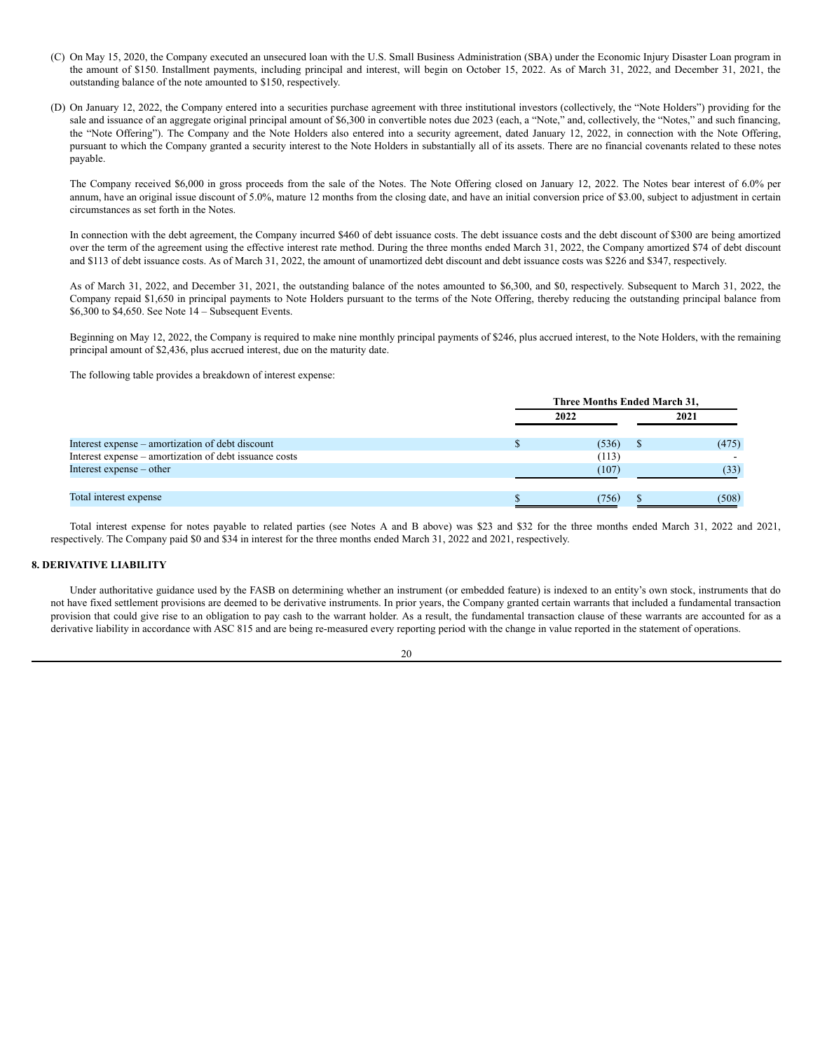(C) On May 15, 2020, the Company executed an unsecured loan with the U.S. Small Business Administration (SBA) under the Economic Injury Disaster Loan program in the amount of $150. Installment payments, including principal and interest, will begin on October 15, 2022. As of March 31, 2022, and December 31, 2021, the outstanding balance of the note amounted to $150, respectively.

(D) On January 12, 2022, the Company entered into a securities purchase agreement with three institutional investors (collectively, the "Note Holders") providing for the sale and issuance of an aggregate original principal amount of $6,300 in convertible notes due 2023 (each, a "Note," and, collectively, the "Notes," and such financing, the "Note Offering"). The Company and the Note Holders also entered into a security agreement, dated January 12, 2022, in connection with the Note Offering, pursuant to which the Company granted a security interest to the Note Holders in substantially all of its assets. There are no financial covenants related to these notes payable.

The Company received $6,000 in gross proceeds from the sale of the Notes. The Note Offering closed on January 12, 2022. The Notes bear interest of 6.0% per annum, have an original issue discount of 5.0%, mature 12 months from the closing date, and have an initial conversion price of $3.00, subject to adjustment in certain circumstances as set forth in the Notes.

In connection with the debt agreement, the Company incurred $460 of debt issuance costs. The debt issuance costs and the debt discount of $300 are being amortized over the term of the agreement using the effective interest rate method. During the three months ended March 31, 2022, the Company amortized $74 of debt discount and $113 of debt issuance costs. As of March 31, 2022, the amount of unamortized debt discount and debt issuance costs was $226 and $347, respectively.

As of March 31, 2022, and December 31, 2021, the outstanding balance of the notes amounted to $6,300, and $0, respectively. Subsequent to March 31, 2022, the Company repaid $1,650 in principal payments to Note Holders pursuant to the terms of the Note Offering, thereby reducing the outstanding principal balance from $6,300 to $4,650. See Note 14 – Subsequent Events.

Beginning on May 12, 2022, the Company is required to make nine monthly principal payments of $246, plus accrued interest, to the Note Holders, with the remaining principal amount of $2,436, plus accrued interest, due on the maturity date.

The following table provides a breakdown of interest expense:

| | Three Months Ended March 31, | |
|---|---|---|
| | 2022 | 2021 |
| Interest expense – amortization of debt discount | $ (536) | $ (475) |
| Interest expense – amortization of debt issuance costs | (113) | - |
| Interest expense – other | (107) | (33) |
| Total interest expense | $ (756) | $ (508) |

Total interest expense for notes payable to related parties (see Notes A and B above) was $23 and $32 for the three months ended March 31, 2022 and 2021, respectively. The Company paid $0 and $34 in interest for the three months ended March 31, 2022 and 2021, respectively.

## 8. DERIVATIVE LIABILITY

Under authoritative guidance used by the FASB on determining whether an instrument (or embedded feature) is indexed to an entity's own stock, instruments that do not have fixed settlement provisions are deemed to be derivative instruments. In prior years, the Company granted certain warrants that included a fundamental transaction provision that could give rise to an obligation to pay cash to the warrant holder. As a result, the fundamental transaction clause of these warrants are accounted for as a derivative liability in accordance with ASC 815 and are being re-measured every reporting period with the change in value reported in the statement of operations.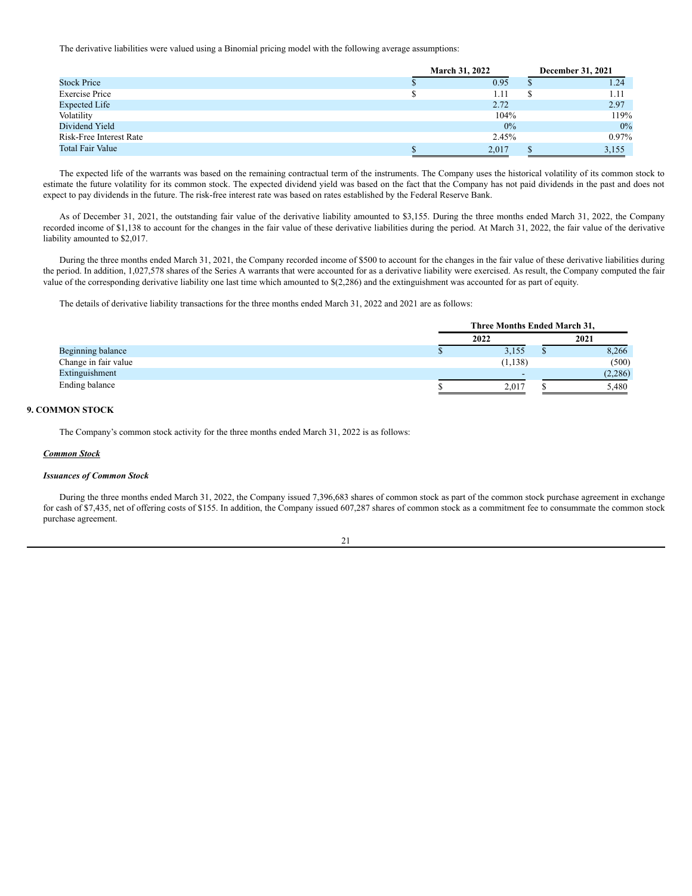The derivative liabilities were valued using a Binomial pricing model with the following average assumptions:

| | March 31, 2022 | December 31, 2021 |
|---|---|---|
| Stock Price | $ 0.95 | $ 1.24 |
| Exercise Price | $ 1.11 | $ 1.11 |
| Expected Life | 2.72 | 2.97 |
| Volatility | 104% | 119% |
| Dividend Yield | 0% | 0% |
| Risk-Free Interest Rate | 2.45% | 0.97% |
| Total Fair Value | $ 2,017 | $ 3,155 |

The expected life of the warrants was based on the remaining contractual term of the instruments. The Company uses the historical volatility of its common stock to estimate the future volatility for its common stock. The expected dividend yield was based on the fact that the Company has not paid dividends in the past and does not expect to pay dividends in the future. The risk-free interest rate was based on rates established by the Federal Reserve Bank.

As of December 31, 2021, the outstanding fair value of the derivative liability amounted to $3,155. During the three months ended March 31, 2022, the Company recorded income of $1,138 to account for the changes in the fair value of these derivative liabilities during the period. At March 31, 2022, the fair value of the derivative liability amounted to $2,017.

During the three months ended March 31, 2021, the Company recorded income of $500 to account for the changes in the fair value of these derivative liabilities during the period. In addition, 1,027,578 shares of the Series A warrants that were accounted for as a derivative liability were exercised. As result, the Company computed the fair value of the corresponding derivative liability one last time which amounted to $(2,286) and the extinguishment was accounted for as part of equity.

The details of derivative liability transactions for the three months ended March 31, 2022 and 2021 are as follows:

| | Three Months Ended March 31, | |
|---|---|---|
| | 2022 | 2021 |
| Beginning balance | $ 3,155 | $ 8,266 |
| Change in fair value | (1,138) | (500) |
| Extinguishment | - | (2,286) |
| Ending balance | $ 2,017 | $ 5,480 |

## 9. COMMON STOCK

The Company's common stock activity for the three months ended March 31, 2022 is as follows:

***Common Stock***

***Issuances of Common Stock***

During the three months ended March 31, 2022, the Company issued 7,396,683 shares of common stock as part of the common stock purchase agreement in exchange for cash of $7,435, net of offering costs of $155. In addition, the Company issued 607,287 shares of common stock as a commitment fee to consummate the common stock purchase agreement.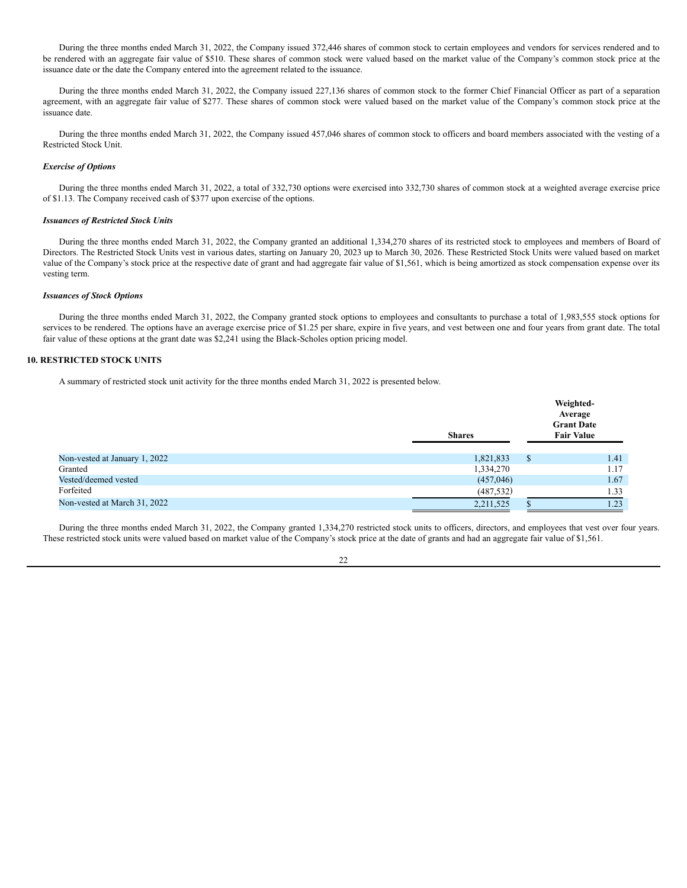During the three months ended March 31, 2022, the Company issued 372,446 shares of common stock to certain employees and vendors for services rendered and to be rendered with an aggregate fair value of $510. These shares of common stock were valued based on the market value of the Company's common stock price at the issuance date or the date the Company entered into the agreement related to the issuance.

During the three months ended March 31, 2022, the Company issued 227,136 shares of common stock to the former Chief Financial Officer as part of a separation agreement, with an aggregate fair value of $277. These shares of common stock were valued based on the market value of the Company's common stock price at the issuance date.

During the three months ended March 31, 2022, the Company issued 457,046 shares of common stock to officers and board members associated with the vesting of a Restricted Stock Unit.

***Exercise of Options***

During the three months ended March 31, 2022, a total of 332,730 options were exercised into 332,730 shares of common stock at a weighted average exercise price of $1.13. The Company received cash of $377 upon exercise of the options.

***Issuances of Restricted Stock Units***

During the three months ended March 31, 2022, the Company granted an additional 1,334,270 shares of its restricted stock to employees and members of Board of Directors. The Restricted Stock Units vest in various dates, starting on January 20, 2023 up to March 30, 2026. These Restricted Stock Units were valued based on market value of the Company's stock price at the respective date of grant and had aggregate fair value of $1,561, which is being amortized as stock compensation expense over its vesting term.

***Issuances of Stock Options***

During the three months ended March 31, 2022, the Company granted stock options to employees and consultants to purchase a total of 1,983,555 stock options for services to be rendered. The options have an average exercise price of $1.25 per share, expire in five years, and vest between one and four years from grant date. The total fair value of these options at the grant date was $2,241 using the Black-Scholes option pricing model.

## 10. RESTRICTED STOCK UNITS

A summary of restricted stock unit activity for the three months ended March 31, 2022 is presented below.

| | Shares | Weighted-Average Grant Date Fair Value |
|---|---|---|
| Non-vested at January 1, 2022 | 1,821,833 | $ 1.41 |
| Granted | 1,334,270 | 1.17 |
| Vested/deemed vested | (457,046) | 1.67 |
| Forfeited | (487,532) | 1.33 |
| Non-vested at March 31, 2022 | 2,211,525 | $ 1.23 |

During the three months ended March 31, 2022, the Company granted 1,334,270 restricted stock units to officers, directors, and employees that vest over four years. These restricted stock units were valued based on market value of the Company's stock price at the date of grants and had an aggregate fair value of $1,561.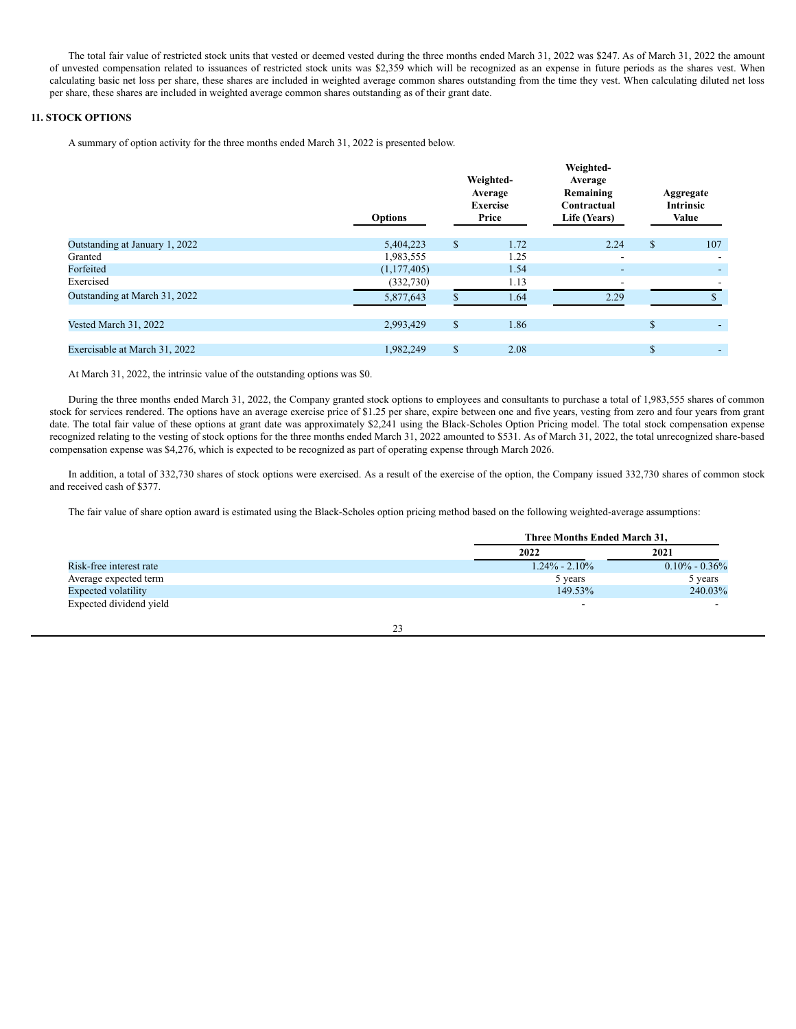The total fair value of restricted stock units that vested or deemed vested during the three months ended March 31, 2022 was $247. As of March 31, 2022 the amount of unvested compensation related to issuances of restricted stock units was $2,359 which will be recognized as an expense in future periods as the shares vest. When calculating basic net loss per share, these shares are included in weighted average common shares outstanding from the time they vest. When calculating diluted net loss per share, these shares are included in weighted average common shares outstanding as of their grant date.

## 11. STOCK OPTIONS

A summary of option activity for the three months ended March 31, 2022 is presented below.

| | Options | Weighted-Average Exercise Price | Weighted-Average Remaining Contractual Life (Years) | Aggregate Intrinsic Value |
|---|---|---|---|---|
| Outstanding at January 1, 2022 | 5,404,223 | $ 1.72 | 2.24 | $ 107 |
| Granted | 1,983,555 | 1.25 | - | - |
| Forfeited | (1,177,405) | 1.54 | - | - |
| Exercised | (332,730) | 1.13 | - | - |
| Outstanding at March 31, 2022 | 5,877,643 | $ 1.64 | 2.29 | $ |
| | | | | |
| Vested March 31, 2022 | 2,993,429 | $ 1.86 | | $ - |
| | | | | |
| Exercisable at March 31, 2022 | 1,982,249 | $ 2.08 | | $ - |

At March 31, 2022, the intrinsic value of the outstanding options was $0.

During the three months ended March 31, 2022, the Company granted stock options to employees and consultants to purchase a total of 1,983,555 shares of common stock for services rendered. The options have an average exercise price of $1.25 per share, expire between one and five years, vesting from zero and four years from grant date. The total fair value of these options at grant date was approximately $2,241 using the Black-Scholes Option Pricing model. The total stock compensation expense recognized relating to the vesting of stock options for the three months ended March 31, 2022 amounted to $531. As of March 31, 2022, the total unrecognized share-based compensation expense was $4,276, which is expected to be recognized as part of operating expense through March 2026.

In addition, a total of 332,730 shares of stock options were exercised. As a result of the exercise of the option, the Company issued 332,730 shares of common stock and received cash of $377.

The fair value of share option award is estimated using the Black-Scholes option pricing method based on the following weighted-average assumptions:

| | Three Months Ended March 31, | |
|---|---|---|
| | 2022 | 2021 |
| Risk-free interest rate | 1.24% - 2.10% | 0.10% - 0.36% |
| Average expected term | 5 years | 5 years |
| Expected volatility | 149.53% | 240.03% |
| Expected dividend yield | - | - |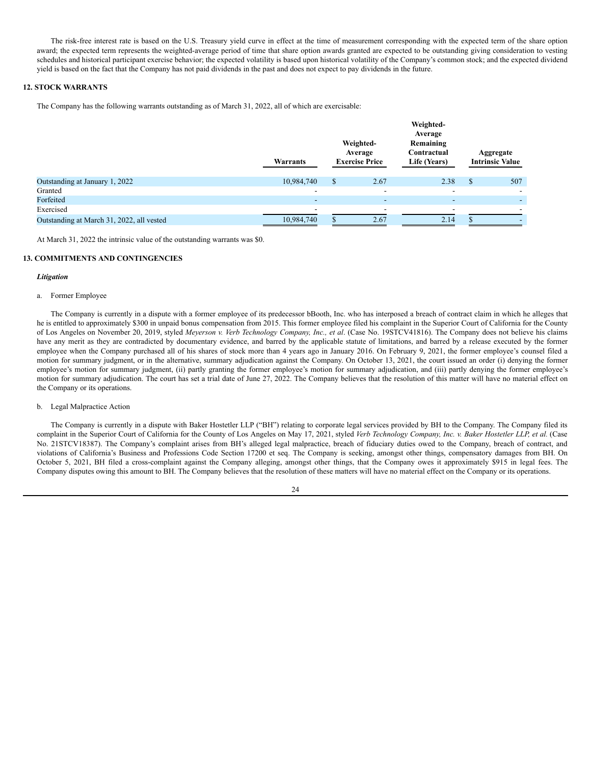The risk-free interest rate is based on the U.S. Treasury yield curve in effect at the time of measurement corresponding with the expected term of the share option award; the expected term represents the weighted-average period of time that share option awards granted are expected to be outstanding giving consideration to vesting schedules and historical participant exercise behavior; the expected volatility is based upon historical volatility of the Company's common stock; and the expected dividend yield is based on the fact that the Company has not paid dividends in the past and does not expect to pay dividends in the future.

## 12. STOCK WARRANTS

The Company has the following warrants outstanding as of March 31, 2022, all of which are exercisable:

| | Warrants | Weighted-Average Exercise Price | Weighted-Average Remaining Contractual Life (Years) | Aggregate Intrinsic Value |
|---|---|---|---|---|
| Outstanding at January 1, 2022 | 10,984,740 | $ 2.67 | 2.38 | $ 507 |
| Granted | - | - | - | - |
| Forfeited | - | - | - | - |
| Exercised | - | - | - | - |
| Outstanding at March 31, 2022, all vested | 10,984,740 | $ 2.67 | 2.14 | $ - |

At March 31, 2022 the intrinsic value of the outstanding warrants was $0.

## 13. COMMITMENTS AND CONTINGENCIES

***Litigation***

a. Former Employee

The Company is currently in a dispute with a former employee of its predecessor bBooth, Inc. who has interposed a breach of contract claim in which he alleges that he is entitled to approximately $300 in unpaid bonus compensation from 2015. This former employee filed his complaint in the Superior Court of California for the County of Los Angeles on November 20, 2019, styled *Meyerson v. Verb Technology Company, Inc., et al*. (Case No. 19STCV41816). The Company does not believe his claims have any merit as they are contradicted by documentary evidence, and barred by the applicable statute of limitations, and barred by a release executed by the former employee when the Company purchased all of his shares of stock more than 4 years ago in January 2016. On February 9, 2021, the former employee's counsel filed a motion for summary judgment, or in the alternative, summary adjudication against the Company. On October 13, 2021, the court issued an order (i) denying the former employee's motion for summary judgment, (ii) partly granting the former employee's motion for summary adjudication, and (iii) partly denying the former employee's motion for summary adjudication. The court has set a trial date of June 27, 2022. The Company believes that the resolution of this matter will have no material effect on the Company or its operations.

b. Legal Malpractice Action

The Company is currently in a dispute with Baker Hostetler LLP ("BH") relating to corporate legal services provided by BH to the Company. The Company filed its complaint in the Superior Court of California for the County of Los Angeles on May 17, 2021, styled *Verb Technology Company, Inc. v. Baker Hostetler LLP, et al.* (Case No. 21STCV18387). The Company's complaint arises from BH's alleged legal malpractice, breach of fiduciary duties owed to the Company, breach of contract, and violations of California's Business and Professions Code Section 17200 et seq. The Company is seeking, amongst other things, compensatory damages from BH. On October 5, 2021, BH filed a cross-complaint against the Company alleging, amongst other things, that the Company owes it approximately $915 in legal fees. The Company disputes owing this amount to BH. The Company believes that the resolution of these matters will have no material effect on the Company or its operations.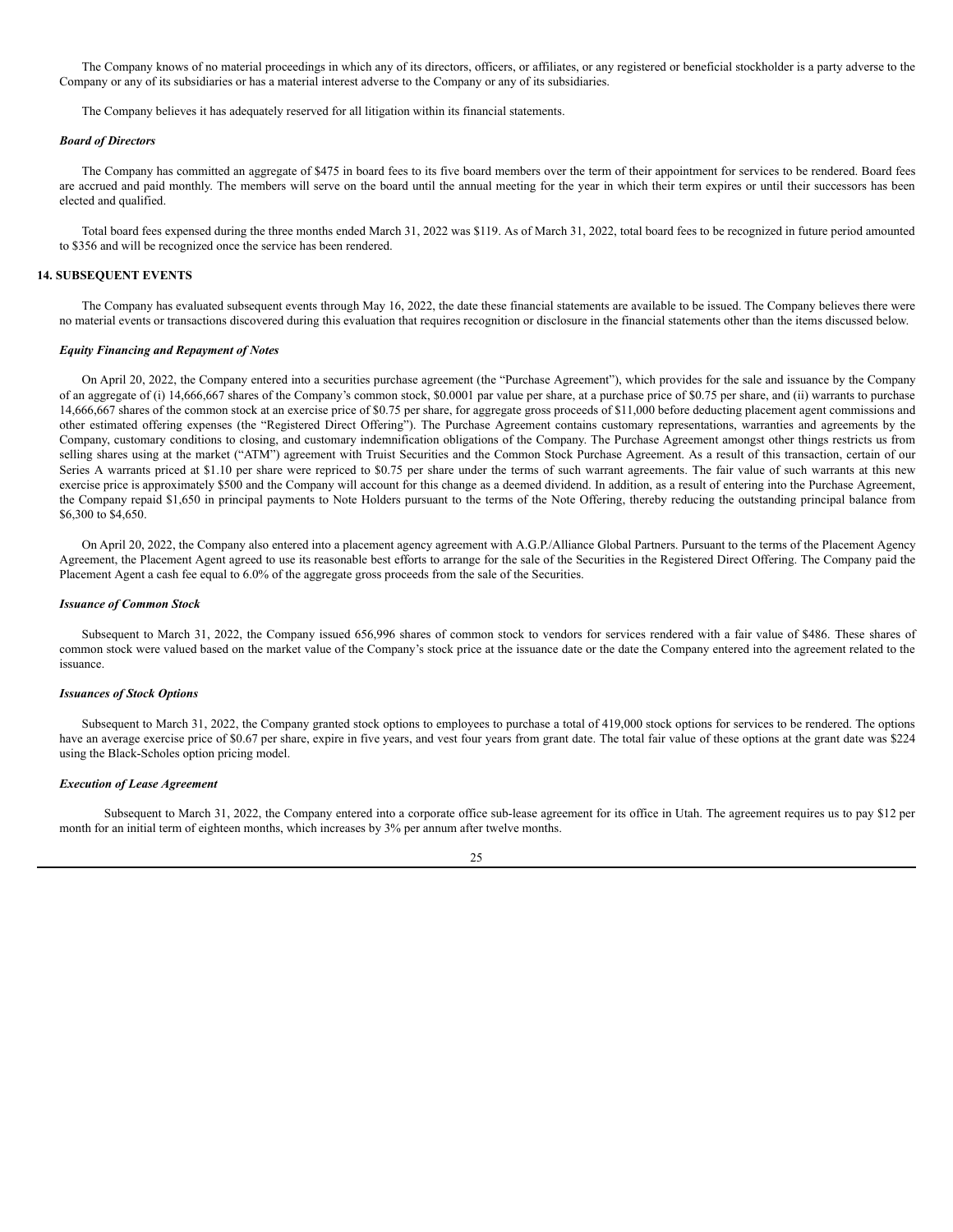The Company knows of no material proceedings in which any of its directors, officers, or affiliates, or any registered or beneficial stockholder is a party adverse to the Company or any of its subsidiaries or has a material interest adverse to the Company or any of its subsidiaries.

The Company believes it has adequately reserved for all litigation within its financial statements.

***Board of Directors***

The Company has committed an aggregate of $475 in board fees to its five board members over the term of their appointment for services to be rendered. Board fees are accrued and paid monthly. The members will serve on the board until the annual meeting for the year in which their term expires or until their successors has been elected and qualified.

Total board fees expensed during the three months ended March 31, 2022 was $119. As of March 31, 2022, total board fees to be recognized in future period amounted to $356 and will be recognized once the service has been rendered.

**14. SUBSEQUENT EVENTS**

The Company has evaluated subsequent events through May 16, 2022, the date these financial statements are available to be issued. The Company believes there were no material events or transactions discovered during this evaluation that requires recognition or disclosure in the financial statements other than the items discussed below.

***Equity Financing and Repayment of Notes***

On April 20, 2022, the Company entered into a securities purchase agreement (the "Purchase Agreement"), which provides for the sale and issuance by the Company of an aggregate of (i) 14,666,667 shares of the Company's common stock, $0.0001 par value per share, at a purchase price of $0.75 per share, and (ii) warrants to purchase 14,666,667 shares of the common stock at an exercise price of $0.75 per share, for aggregate gross proceeds of $11,000 before deducting placement agent commissions and other estimated offering expenses (the "Registered Direct Offering"). The Purchase Agreement contains customary representations, warranties and agreements by the Company, customary conditions to closing, and customary indemnification obligations of the Company. The Purchase Agreement amongst other things restricts us from selling shares using at the market ("ATM") agreement with Truist Securities and the Common Stock Purchase Agreement. As a result of this transaction, certain of our Series A warrants priced at $1.10 per share were repriced to $0.75 per share under the terms of such warrant agreements. The fair value of such warrants at this new exercise price is approximately $500 and the Company will account for this change as a deemed dividend. In addition, as a result of entering into the Purchase Agreement, the Company repaid $1,650 in principal payments to Note Holders pursuant to the terms of the Note Offering, thereby reducing the outstanding principal balance from $6,300 to $4,650.

On April 20, 2022, the Company also entered into a placement agency agreement with A.G.P./Alliance Global Partners. Pursuant to the terms of the Placement Agency Agreement, the Placement Agent agreed to use its reasonable best efforts to arrange for the sale of the Securities in the Registered Direct Offering. The Company paid the Placement Agent a cash fee equal to 6.0% of the aggregate gross proceeds from the sale of the Securities.

***Issuance of Common Stock***

Subsequent to March 31, 2022, the Company issued 656,996 shares of common stock to vendors for services rendered with a fair value of $486. These shares of common stock were valued based on the market value of the Company's stock price at the issuance date or the date the Company entered into the agreement related to the issuance.

***Issuances of Stock Options***

Subsequent to March 31, 2022, the Company granted stock options to employees to purchase a total of 419,000 stock options for services to be rendered. The options have an average exercise price of $0.67 per share, expire in five years, and vest four years from grant date. The total fair value of these options at the grant date was $224 using the Black-Scholes option pricing model.

***Execution of Lease Agreement***

Subsequent to March 31, 2022, the Company entered into a corporate office sub-lease agreement for its office in Utah. The agreement requires us to pay $12 per month for an initial term of eighteen months, which increases by 3% per annum after twelve months.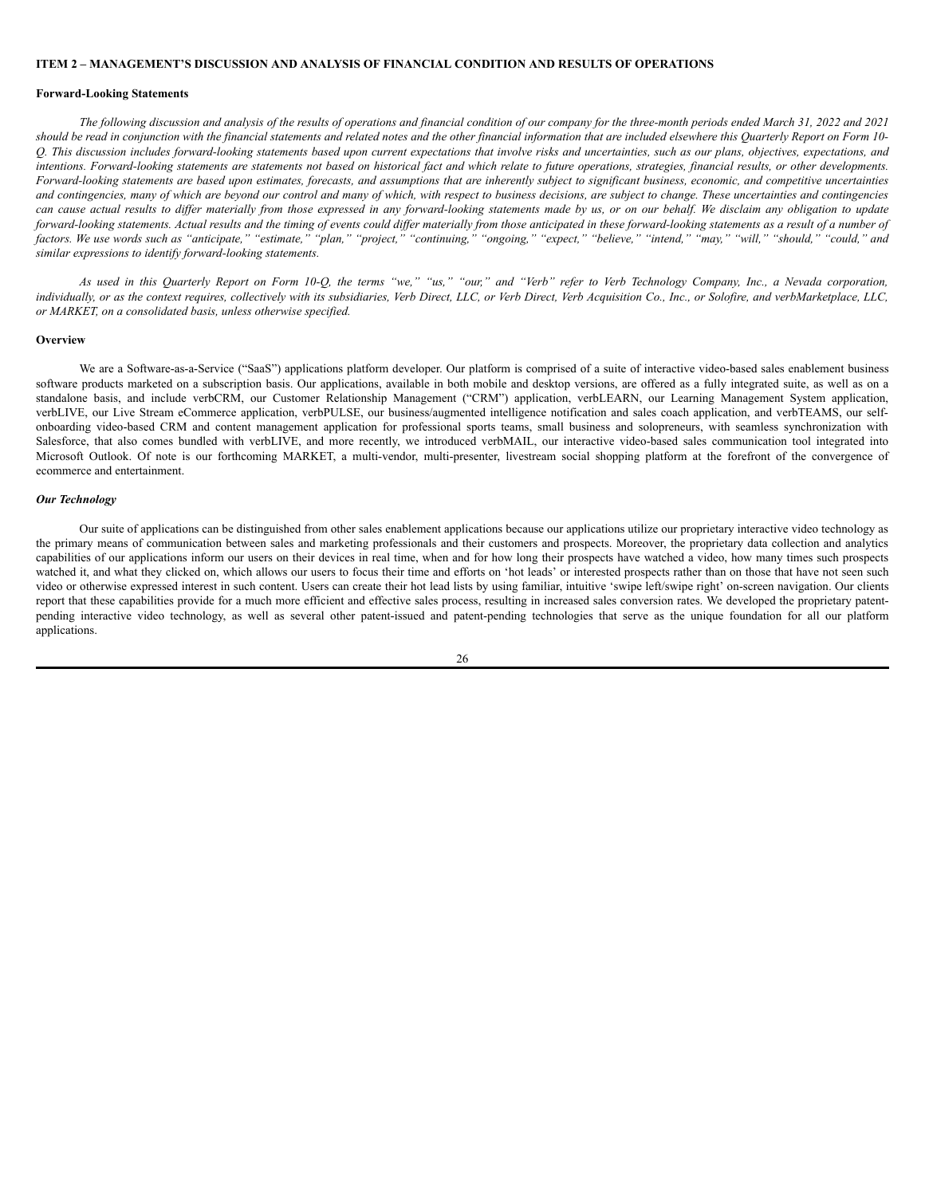## ITEM 2 – MANAGEMENT'S DISCUSSION AND ANALYSIS OF FINANCIAL CONDITION AND RESULTS OF OPERATIONS

### Forward-Looking Statements

*The following discussion and analysis of the results of operations and financial condition of our company for the three-month periods ended March 31, 2022 and 2021 should be read in conjunction with the financial statements and related notes and the other financial information that are included elsewhere this Quarterly Report on Form 10-Q. This discussion includes forward-looking statements based upon current expectations that involve risks and uncertainties, such as our plans, objectives, expectations, and intentions. Forward-looking statements are statements not based on historical fact and which relate to future operations, strategies, financial results, or other developments. Forward-looking statements are based upon estimates, forecasts, and assumptions that are inherently subject to significant business, economic, and competitive uncertainties and contingencies, many of which are beyond our control and many of which, with respect to business decisions, are subject to change. These uncertainties and contingencies can cause actual results to differ materially from those expressed in any forward-looking statements made by us, or on our behalf. We disclaim any obligation to update forward-looking statements. Actual results and the timing of events could differ materially from those anticipated in these forward-looking statements as a result of a number of factors. We use words such as "anticipate," "estimate," "plan," "project," "continuing," "ongoing," "expect," "believe," "intend," "may," "will," "should," "could," and similar expressions to identify forward-looking statements.*

*As used in this Quarterly Report on Form 10-Q, the terms "we," "us," "our," and "Verb" refer to Verb Technology Company, Inc., a Nevada corporation, individually, or as the context requires, collectively with its subsidiaries, Verb Direct, LLC, or Verb Direct, Verb Acquisition Co., Inc., or Solofire, and verbMarketplace, LLC, or MARKET, on a consolidated basis, unless otherwise specified.*

### Overview

We are a Software-as-a-Service ("SaaS") applications platform developer. Our platform is comprised of a suite of interactive video-based sales enablement business software products marketed on a subscription basis. Our applications, available in both mobile and desktop versions, are offered as a fully integrated suite, as well as on a standalone basis, and include verbCRM, our Customer Relationship Management ("CRM") application, verbLEARN, our Learning Management System application, verbLIVE, our Live Stream eCommerce application, verbPULSE, our business/augmented intelligence notification and sales coach application, and verbTEAMS, our self-onboarding video-based CRM and content management application for professional sports teams, small business and solopreneurs, with seamless synchronization with Salesforce, that also comes bundled with verbLIVE, and more recently, we introduced verbMAIL, our interactive video-based sales communication tool integrated into Microsoft Outlook. Of note is our forthcoming MARKET, a multi-vendor, multi-presenter, livestream social shopping platform at the forefront of the convergence of ecommerce and entertainment.

#### *Our Technology*

Our suite of applications can be distinguished from other sales enablement applications because our applications utilize our proprietary interactive video technology as the primary means of communication between sales and marketing professionals and their customers and prospects. Moreover, the proprietary data collection and analytics capabilities of our applications inform our users on their devices in real time, when and for how long their prospects have watched a video, how many times such prospects watched it, and what they clicked on, which allows our users to focus their time and efforts on 'hot leads' or interested prospects rather than on those that have not seen such video or otherwise expressed interest in such content. Users can create their hot lead lists by using familiar, intuitive 'swipe left/swipe right' on-screen navigation. Our clients report that these capabilities provide for a much more efficient and effective sales process, resulting in increased sales conversion rates. We developed the proprietary patent-pending interactive video technology, as well as several other patent-issued and patent-pending technologies that serve as the unique foundation for all our platform applications.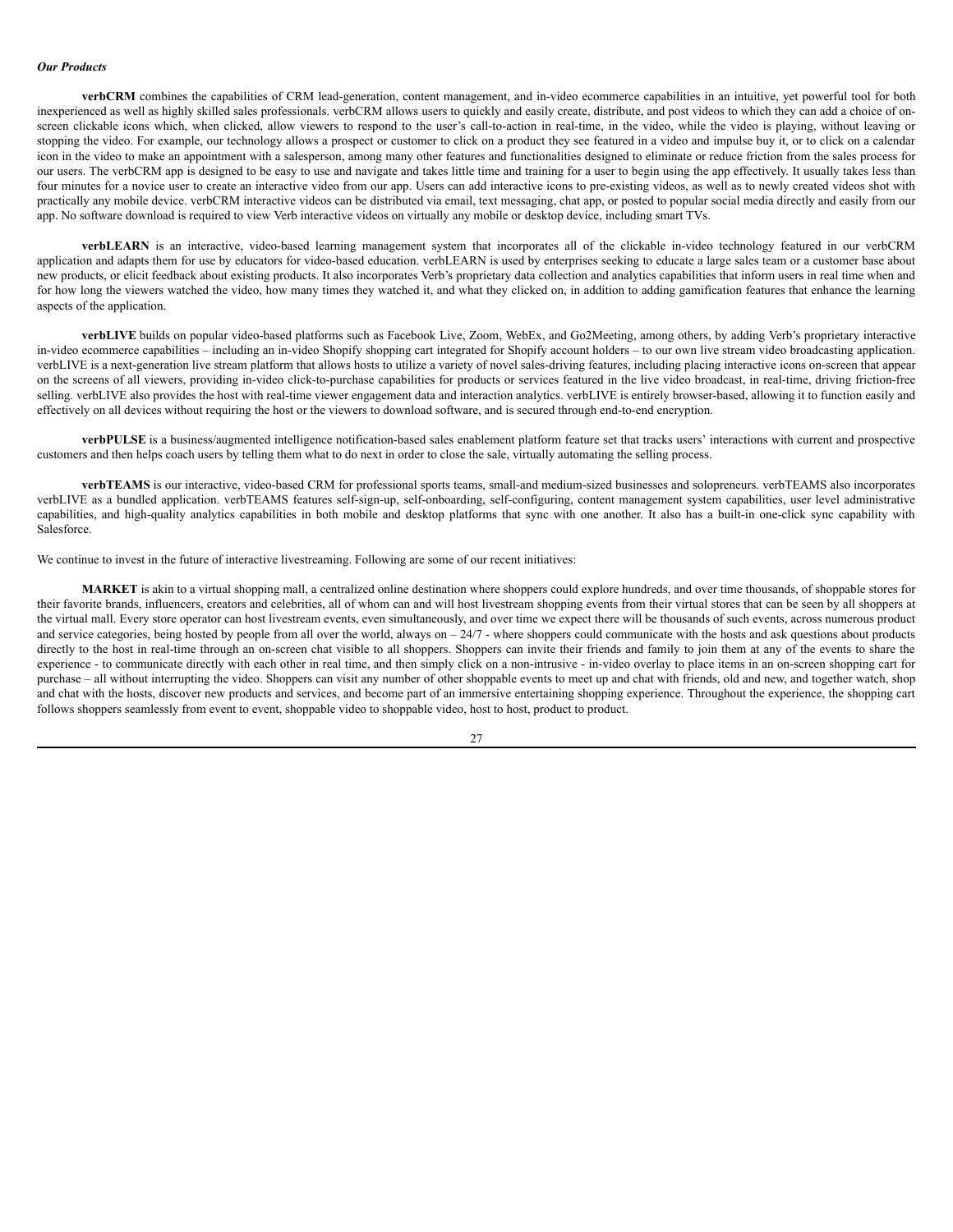***Our Products***

**verbCRM** combines the capabilities of CRM lead-generation, content management, and in-video ecommerce capabilities in an intuitive, yet powerful tool for both inexperienced as well as highly skilled sales professionals. verbCRM allows users to quickly and easily create, distribute, and post videos to which they can add a choice of on-screen clickable icons which, when clicked, allow viewers to respond to the user's call-to-action in real-time, in the video, while the video is playing, without leaving or stopping the video. For example, our technology allows a prospect or customer to click on a product they see featured in a video and impulse buy it, or to click on a calendar icon in the video to make an appointment with a salesperson, among many other features and functionalities designed to eliminate or reduce friction from the sales process for our users. The verbCRM app is designed to be easy to use and navigate and takes little time and training for a user to begin using the app effectively. It usually takes less than four minutes for a novice user to create an interactive video from our app. Users can add interactive icons to pre-existing videos, as well as to newly created videos shot with practically any mobile device. verbCRM interactive videos can be distributed via email, text messaging, chat app, or posted to popular social media directly and easily from our app. No software download is required to view Verb interactive videos on virtually any mobile or desktop device, including smart TVs.

**verbLEARN** is an interactive, video-based learning management system that incorporates all of the clickable in-video technology featured in our verbCRM application and adapts them for use by educators for video-based education. verbLEARN is used by enterprises seeking to educate a large sales team or a customer base about new products, or elicit feedback about existing products. It also incorporates Verb's proprietary data collection and analytics capabilities that inform users in real time when and for how long the viewers watched the video, how many times they watched it, and what they clicked on, in addition to adding gamification features that enhance the learning aspects of the application.

**verbLIVE** builds on popular video-based platforms such as Facebook Live, Zoom, WebEx, and Go2Meeting, among others, by adding Verb's proprietary interactive in-video ecommerce capabilities – including an in-video Shopify shopping cart integrated for Shopify account holders – to our own live stream video broadcasting application. verbLIVE is a next-generation live stream platform that allows hosts to utilize a variety of novel sales-driving features, including placing interactive icons on-screen that appear on the screens of all viewers, providing in-video click-to-purchase capabilities for products or services featured in the live video broadcast, in real-time, driving friction-free selling. verbLIVE also provides the host with real-time viewer engagement data and interaction analytics. verbLIVE is entirely browser-based, allowing it to function easily and effectively on all devices without requiring the host or the viewers to download software, and is secured through end-to-end encryption.

**verbPULSE** is a business/augmented intelligence notification-based sales enablement platform feature set that tracks users' interactions with current and prospective customers and then helps coach users by telling them what to do next in order to close the sale, virtually automating the selling process.

**verbTEAMS** is our interactive, video-based CRM for professional sports teams, small-and medium-sized businesses and solopreneurs. verbTEAMS also incorporates verbLIVE as a bundled application. verbTEAMS features self-sign-up, self-onboarding, self-configuring, content management system capabilities, user level administrative capabilities, and high-quality analytics capabilities in both mobile and desktop platforms that sync with one another. It also has a built-in one-click sync capability with Salesforce.

We continue to invest in the future of interactive livestreaming. Following are some of our recent initiatives:

**MARKET** is akin to a virtual shopping mall, a centralized online destination where shoppers could explore hundreds, and over time thousands, of shoppable stores for their favorite brands, influencers, creators and celebrities, all of whom can and will host livestream shopping events from their virtual stores that can be seen by all shoppers at the virtual mall. Every store operator can host livestream events, even simultaneously, and over time we expect there will be thousands of such events, across numerous product and service categories, being hosted by people from all over the world, always on – 24/7 - where shoppers could communicate with the hosts and ask questions about products directly to the host in real-time through an on-screen chat visible to all shoppers. Shoppers can invite their friends and family to join them at any of the events to share the experience - to communicate directly with each other in real time, and then simply click on a non-intrusive - in-video overlay to place items in an on-screen shopping cart for purchase – all without interrupting the video. Shoppers can visit any number of other shoppable events to meet up and chat with friends, old and new, and together watch, shop and chat with the hosts, discover new products and services, and become part of an immersive entertaining shopping experience. Throughout the experience, the shopping cart follows shoppers seamlessly from event to event, shoppable video to shoppable video, host to host, product to product.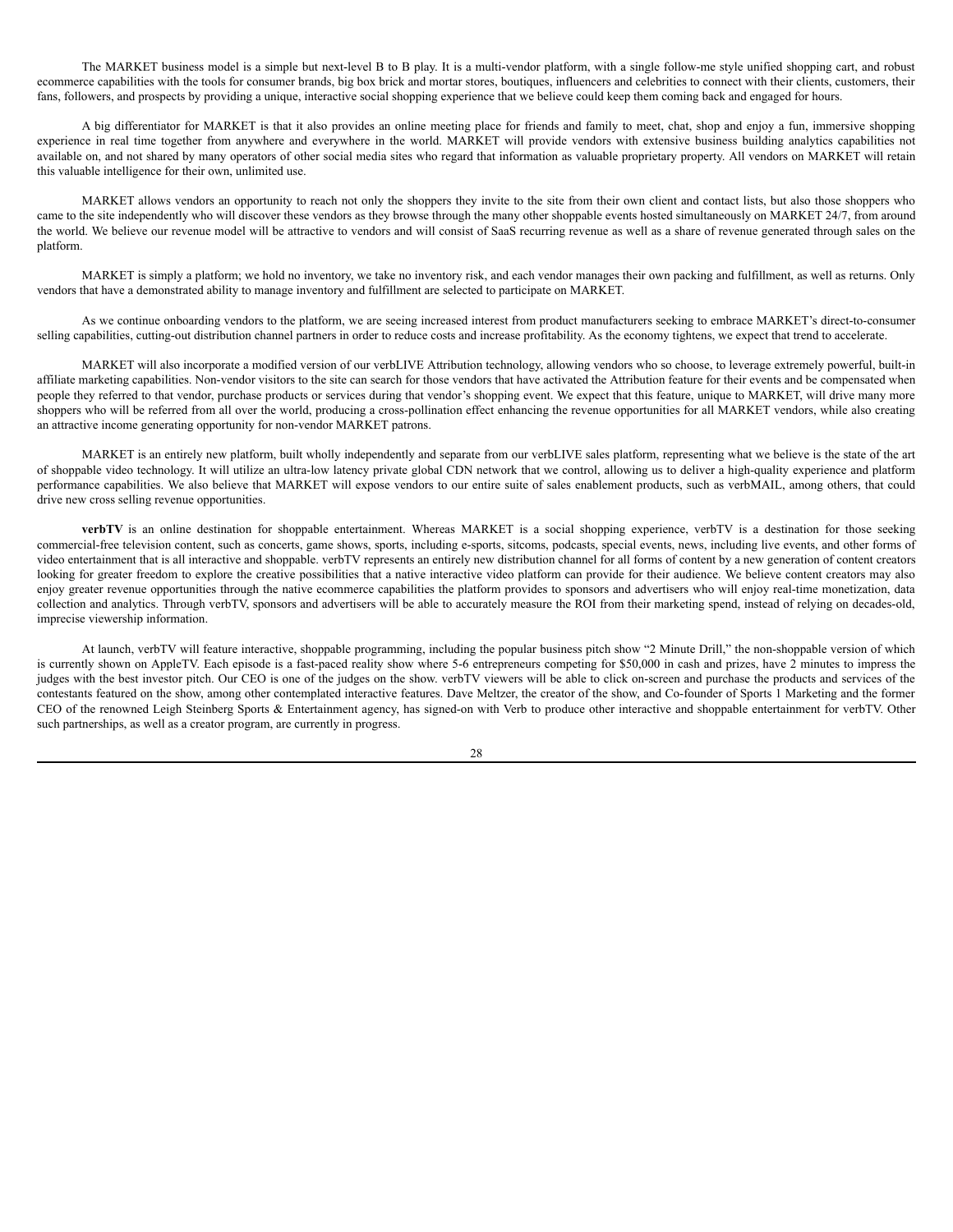The MARKET business model is a simple but next-level B to B play. It is a multi-vendor platform, with a single follow-me style unified shopping cart, and robust ecommerce capabilities with the tools for consumer brands, big box brick and mortar stores, boutiques, influencers and celebrities to connect with their clients, customers, their fans, followers, and prospects by providing a unique, interactive social shopping experience that we believe could keep them coming back and engaged for hours.

A big differentiator for MARKET is that it also provides an online meeting place for friends and family to meet, chat, shop and enjoy a fun, immersive shopping experience in real time together from anywhere and everywhere in the world. MARKET will provide vendors with extensive business building analytics capabilities not available on, and not shared by many operators of other social media sites who regard that information as valuable proprietary property. All vendors on MARKET will retain this valuable intelligence for their own, unlimited use.

MARKET allows vendors an opportunity to reach not only the shoppers they invite to the site from their own client and contact lists, but also those shoppers who came to the site independently who will discover these vendors as they browse through the many other shoppable events hosted simultaneously on MARKET 24/7, from around the world. We believe our revenue model will be attractive to vendors and will consist of SaaS recurring revenue as well as a share of revenue generated through sales on the platform.

MARKET is simply a platform; we hold no inventory, we take no inventory risk, and each vendor manages their own packing and fulfillment, as well as returns. Only vendors that have a demonstrated ability to manage inventory and fulfillment are selected to participate on MARKET.

As we continue onboarding vendors to the platform, we are seeing increased interest from product manufacturers seeking to embrace MARKET's direct-to-consumer selling capabilities, cutting-out distribution channel partners in order to reduce costs and increase profitability. As the economy tightens, we expect that trend to accelerate.

MARKET will also incorporate a modified version of our verbLIVE Attribution technology, allowing vendors who so choose, to leverage extremely powerful, built-in affiliate marketing capabilities. Non-vendor visitors to the site can search for those vendors that have activated the Attribution feature for their events and be compensated when people they referred to that vendor, purchase products or services during that vendor's shopping event. We expect that this feature, unique to MARKET, will drive many more shoppers who will be referred from all over the world, producing a cross-pollination effect enhancing the revenue opportunities for all MARKET vendors, while also creating an attractive income generating opportunity for non-vendor MARKET patrons.

MARKET is an entirely new platform, built wholly independently and separate from our verbLIVE sales platform, representing what we believe is the state of the art of shoppable video technology. It will utilize an ultra-low latency private global CDN network that we control, allowing us to deliver a high-quality experience and platform performance capabilities. We also believe that MARKET will expose vendors to our entire suite of sales enablement products, such as verbMAIL, among others, that could drive new cross selling revenue opportunities.

**verbTV** is an online destination for shoppable entertainment. Whereas MARKET is a social shopping experience, verbTV is a destination for those seeking commercial-free television content, such as concerts, game shows, sports, including e-sports, sitcoms, podcasts, special events, news, including live events, and other forms of video entertainment that is all interactive and shoppable. verbTV represents an entirely new distribution channel for all forms of content by a new generation of content creators looking for greater freedom to explore the creative possibilities that a native interactive video platform can provide for their audience. We believe content creators may also enjoy greater revenue opportunities through the native ecommerce capabilities the platform provides to sponsors and advertisers who will enjoy real-time monetization, data collection and analytics. Through verbTV, sponsors and advertisers will be able to accurately measure the ROI from their marketing spend, instead of relying on decades-old, imprecise viewership information.

At launch, verbTV will feature interactive, shoppable programming, including the popular business pitch show "2 Minute Drill," the non-shoppable version of which is currently shown on AppleTV. Each episode is a fast-paced reality show where 5-6 entrepreneurs competing for $50,000 in cash and prizes, have 2 minutes to impress the judges with the best investor pitch. Our CEO is one of the judges on the show. verbTV viewers will be able to click on-screen and purchase the products and services of the contestants featured on the show, among other contemplated interactive features. Dave Meltzer, the creator of the show, and Co-founder of Sports 1 Marketing and the former CEO of the renowned Leigh Steinberg Sports & Entertainment agency, has signed-on with Verb to produce other interactive and shoppable entertainment for verbTV. Other such partnerships, as well as a creator program, are currently in progress.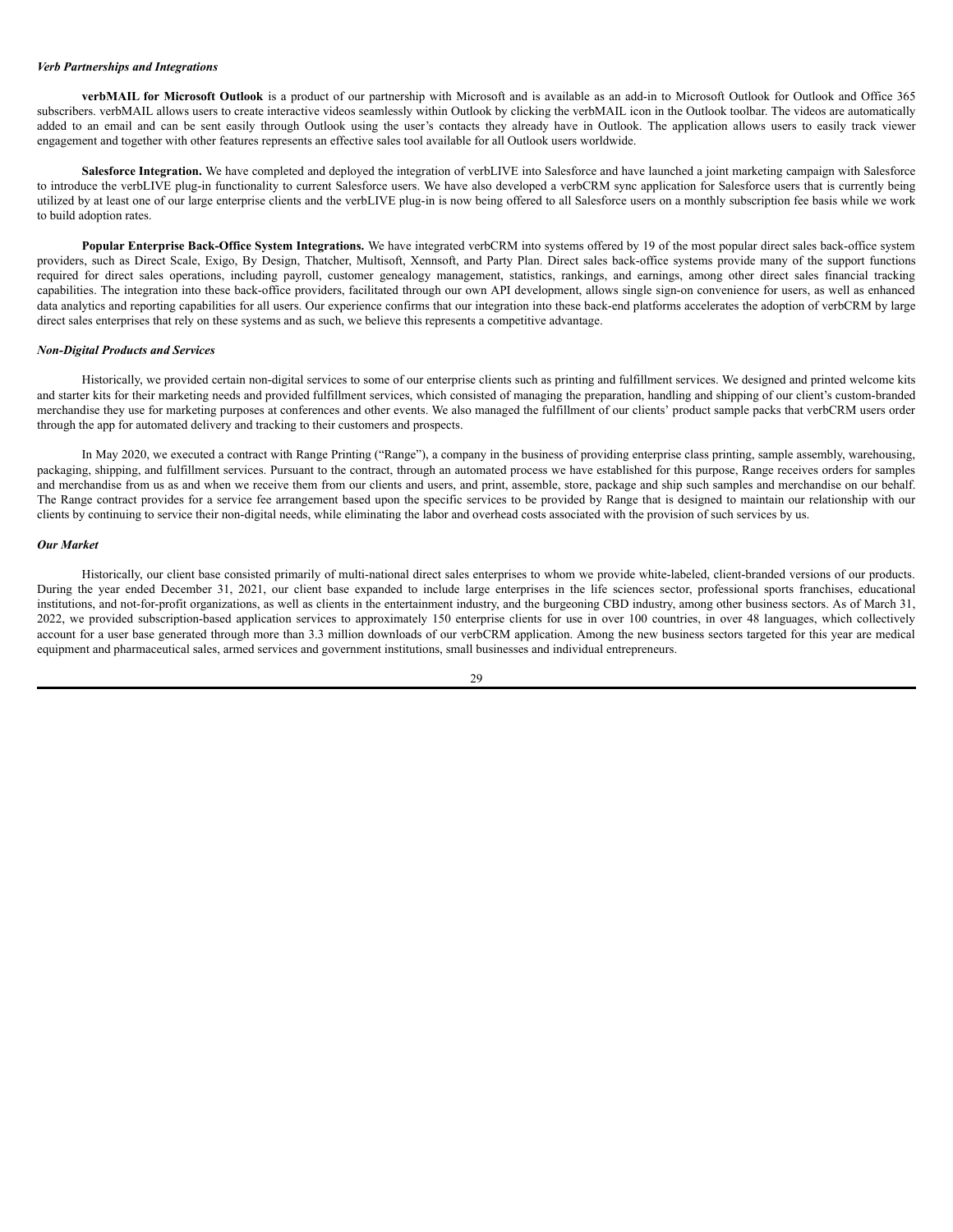*Verb Partnerships and Integrations*

**verbMAIL for Microsoft Outlook** is a product of our partnership with Microsoft and is available as an add-in to Microsoft Outlook for Outlook and Office 365 subscribers. verbMAIL allows users to create interactive videos seamlessly within Outlook by clicking the verbMAIL icon in the Outlook toolbar. The videos are automatically added to an email and can be sent easily through Outlook using the user's contacts they already have in Outlook. The application allows users to easily track viewer engagement and together with other features represents an effective sales tool available for all Outlook users worldwide.

**Salesforce Integration.** We have completed and deployed the integration of verbLIVE into Salesforce and have launched a joint marketing campaign with Salesforce to introduce the verbLIVE plug-in functionality to current Salesforce users. We have also developed a verbCRM sync application for Salesforce users that is currently being utilized by at least one of our large enterprise clients and the verbLIVE plug-in is now being offered to all Salesforce users on a monthly subscription fee basis while we work to build adoption rates.

**Popular Enterprise Back-Office System Integrations.** We have integrated verbCRM into systems offered by 19 of the most popular direct sales back-office system providers, such as Direct Scale, Exigo, By Design, Thatcher, Multisoft, Xennsoft, and Party Plan. Direct sales back-office systems provide many of the support functions required for direct sales operations, including payroll, customer genealogy management, statistics, rankings, and earnings, among other direct sales financial tracking capabilities. The integration into these back-office providers, facilitated through our own API development, allows single sign-on convenience for users, as well as enhanced data analytics and reporting capabilities for all users. Our experience confirms that our integration into these back-end platforms accelerates the adoption of verbCRM by large direct sales enterprises that rely on these systems and as such, we believe this represents a competitive advantage.

*Non-Digital Products and Services*

Historically, we provided certain non-digital services to some of our enterprise clients such as printing and fulfillment services. We designed and printed welcome kits and starter kits for their marketing needs and provided fulfillment services, which consisted of managing the preparation, handling and shipping of our client's custom-branded merchandise they use for marketing purposes at conferences and other events. We also managed the fulfillment of our clients' product sample packs that verbCRM users order through the app for automated delivery and tracking to their customers and prospects.

In May 2020, we executed a contract with Range Printing ("Range"), a company in the business of providing enterprise class printing, sample assembly, warehousing, packaging, shipping, and fulfillment services. Pursuant to the contract, through an automated process we have established for this purpose, Range receives orders for samples and merchandise from us as and when we receive them from our clients and users, and print, assemble, store, package and ship such samples and merchandise on our behalf. The Range contract provides for a service fee arrangement based upon the specific services to be provided by Range that is designed to maintain our relationship with our clients by continuing to service their non-digital needs, while eliminating the labor and overhead costs associated with the provision of such services by us.

*Our Market*

Historically, our client base consisted primarily of multi-national direct sales enterprises to whom we provide white-labeled, client-branded versions of our products. During the year ended December 31, 2021, our client base expanded to include large enterprises in the life sciences sector, professional sports franchises, educational institutions, and not-for-profit organizations, as well as clients in the entertainment industry, and the burgeoning CBD industry, among other business sectors. As of March 31, 2022, we provided subscription-based application services to approximately 150 enterprise clients for use in over 100 countries, in over 48 languages, which collectively account for a user base generated through more than 3.3 million downloads of our verbCRM application. Among the new business sectors targeted for this year are medical equipment and pharmaceutical sales, armed services and government institutions, small businesses and individual entrepreneurs.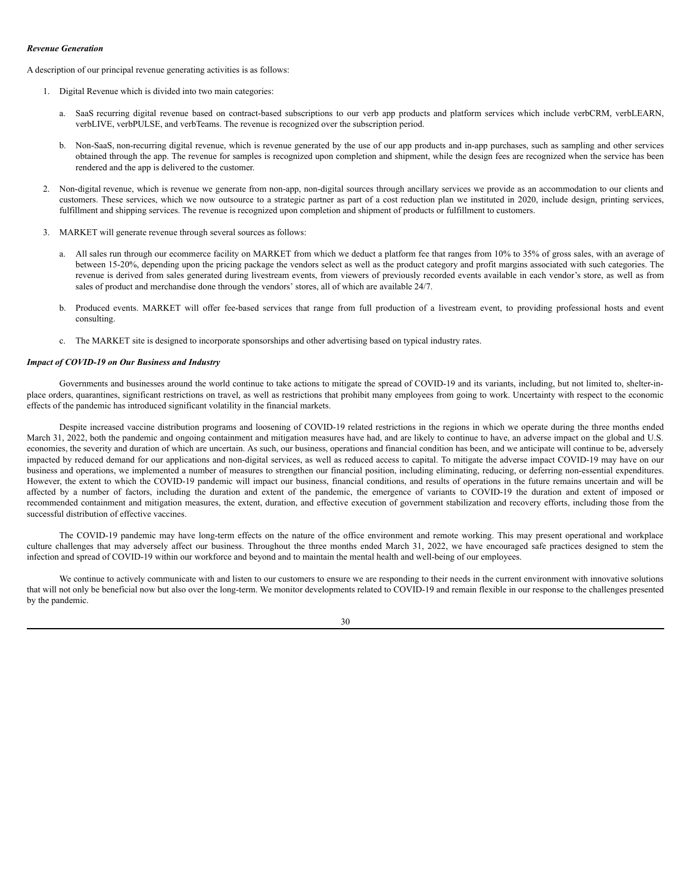***Revenue Generation***

A description of our principal revenue generating activities is as follows:

1. Digital Revenue which is divided into two main categories:

   a. SaaS recurring digital revenue based on contract-based subscriptions to our verb app products and platform services which include verbCRM, verbLEARN, verbLIVE, verbPULSE, and verbTeams. The revenue is recognized over the subscription period.

   b. Non-SaaS, non-recurring digital revenue, which is revenue generated by the use of our app products and in-app purchases, such as sampling and other services obtained through the app. The revenue for samples is recognized upon completion and shipment, while the design fees are recognized when the service has been rendered and the app is delivered to the customer.

2. Non-digital revenue, which is revenue we generate from non-app, non-digital sources through ancillary services we provide as an accommodation to our clients and customers. These services, which we now outsource to a strategic partner as part of a cost reduction plan we instituted in 2020, include design, printing services, fulfillment and shipping services. The revenue is recognized upon completion and shipment of products or fulfillment to customers.

3. MARKET will generate revenue through several sources as follows:

   a. All sales run through our ecommerce facility on MARKET from which we deduct a platform fee that ranges from 10% to 35% of gross sales, with an average of between 15-20%, depending upon the pricing package the vendors select as well as the product category and profit margins associated with such categories. The revenue is derived from sales generated during livestream events, from viewers of previously recorded events available in each vendor's store, as well as from sales of product and merchandise done through the vendors' stores, all of which are available 24/7.

   b. Produced events. MARKET will offer fee-based services that range from full production of a livestream event, to providing professional hosts and event consulting.

   c. The MARKET site is designed to incorporate sponsorships and other advertising based on typical industry rates.

***Impact of COVID-19 on Our Business and Industry***

Governments and businesses around the world continue to take actions to mitigate the spread of COVID-19 and its variants, including, but not limited to, shelter-in-place orders, quarantines, significant restrictions on travel, as well as restrictions that prohibit many employees from going to work. Uncertainty with respect to the economic effects of the pandemic has introduced significant volatility in the financial markets.

Despite increased vaccine distribution programs and loosening of COVID-19 related restrictions in the regions in which we operate during the three months ended March 31, 2022, both the pandemic and ongoing containment and mitigation measures have had, and are likely to continue to have, an adverse impact on the global and U.S. economies, the severity and duration of which are uncertain. As such, our business, operations and financial condition has been, and we anticipate will continue to be, adversely impacted by reduced demand for our applications and non-digital services, as well as reduced access to capital. To mitigate the adverse impact COVID-19 may have on our business and operations, we implemented a number of measures to strengthen our financial position, including eliminating, reducing, or deferring non-essential expenditures. However, the extent to which the COVID-19 pandemic will impact our business, financial conditions, and results of operations in the future remains uncertain and will be affected by a number of factors, including the duration and extent of the pandemic, the emergence of variants to COVID-19 the duration and extent of imposed or recommended containment and mitigation measures, the extent, duration, and effective execution of government stabilization and recovery efforts, including those from the successful distribution of effective vaccines.

The COVID-19 pandemic may have long-term effects on the nature of the office environment and remote working. This may present operational and workplace culture challenges that may adversely affect our business. Throughout the three months ended March 31, 2022, we have encouraged safe practices designed to stem the infection and spread of COVID-19 within our workforce and beyond and to maintain the mental health and well-being of our employees.

We continue to actively communicate with and listen to our customers to ensure we are responding to their needs in the current environment with innovative solutions that will not only be beneficial now but also over the long-term. We monitor developments related to COVID-19 and remain flexible in our response to the challenges presented by the pandemic.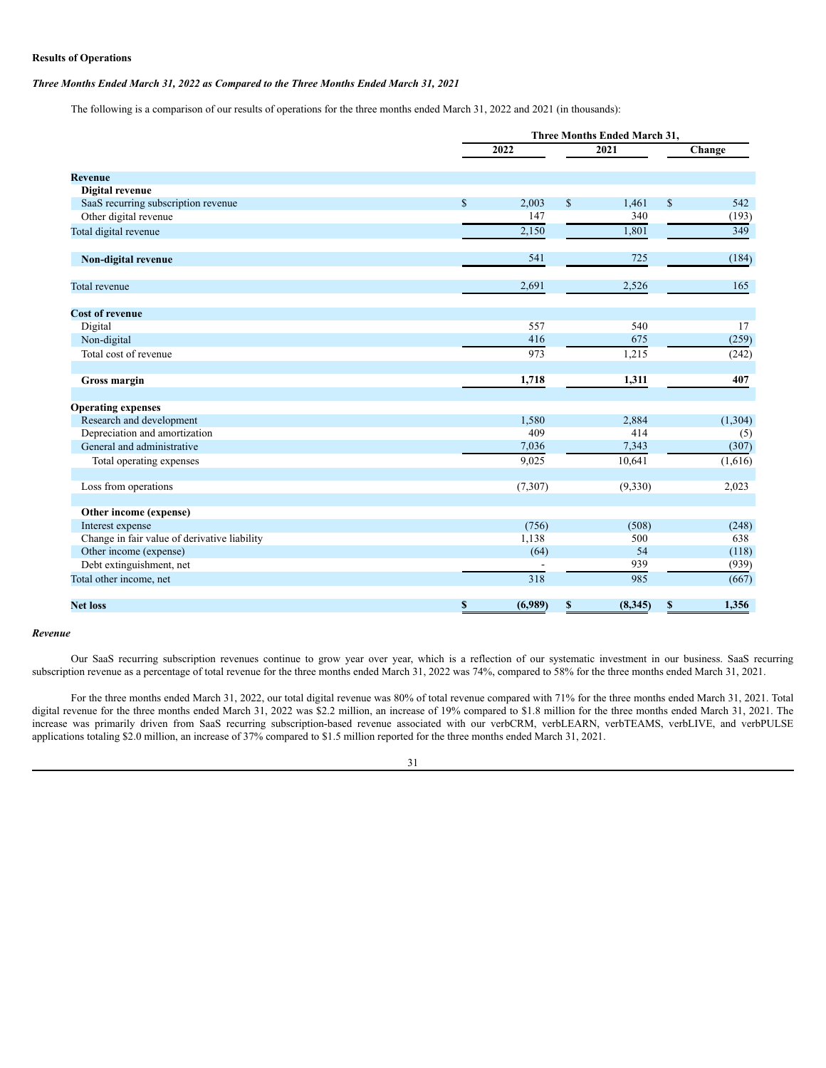**Results of Operations**

***Three Months Ended March 31, 2022 as Compared to the Three Months Ended March 31, 2021***

The following is a comparison of our results of operations for the three months ended March 31, 2022 and 2021 (in thousands):

| | Three Months Ended March 31, | | |
|---|---|---|---|
| | 2022 | 2021 | Change |
| **Revenue** | | | |
| **Digital revenue** | | | |
| SaaS recurring subscription revenue | $ 2,003 | $ 1,461 | $ 542 |
| Other digital revenue | 147 | 340 | (193) |
| Total digital revenue | 2,150 | 1,801 | 349 |
| **Non-digital revenue** | 541 | 725 | (184) |
| Total revenue | 2,691 | 2,526 | 165 |
| **Cost of revenue** | | | |
| Digital | 557 | 540 | 17 |
| Non-digital | 416 | 675 | (259) |
| Total cost of revenue | 973 | 1,215 | (242) |
| **Gross margin** | **1,718** | **1,311** | **407** |
| **Operating expenses** | | | |
| Research and development | 1,580 | 2,884 | (1,304) |
| Depreciation and amortization | 409 | 414 | (5) |
| General and administrative | 7,036 | 7,343 | (307) |
| Total operating expenses | 9,025 | 10,641 | (1,616) |
| Loss from operations | (7,307) | (9,330) | 2,023 |
| **Other income (expense)** | | | |
| Interest expense | (756) | (508) | (248) |
| Change in fair value of derivative liability | 1,138 | 500 | 638 |
| Other income (expense) | (64) | 54 | (118) |
| Debt extinguishment, net | - | 939 | (939) |
| Total other income, net | 318 | 985 | (667) |
| **Net loss** | **$ (6,989)** | **$ (8,345)** | **$ 1,356** |

***Revenue***

Our SaaS recurring subscription revenues continue to grow year over year, which is a reflection of our systematic investment in our business. SaaS recurring subscription revenue as a percentage of total revenue for the three months ended March 31, 2022 was 74%, compared to 58% for the three months ended March 31, 2021.

For the three months ended March 31, 2022, our total digital revenue was 80% of total revenue compared with 71% for the three months ended March 31, 2021. Total digital revenue for the three months ended March 31, 2022 was $2.2 million, an increase of 19% compared to $1.8 million for the three months ended March 31, 2021. The increase was primarily driven from SaaS recurring subscription-based revenue associated with our verbCRM, verbLEARN, verbTEAMS, verbLIVE, and verbPULSE applications totaling $2.0 million, an increase of 37% compared to $1.5 million reported for the three months ended March 31, 2021.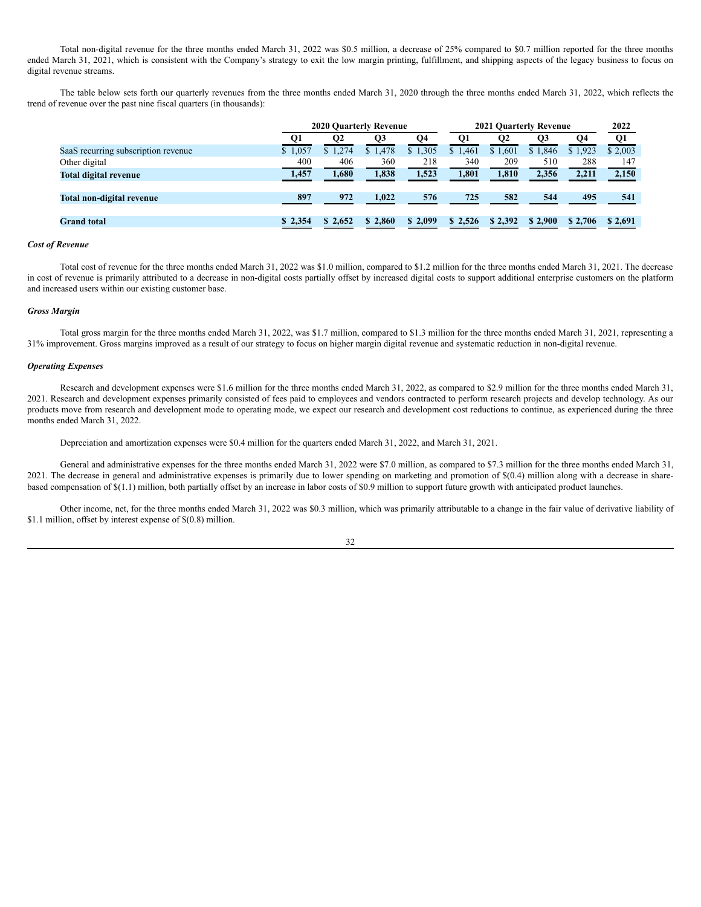Total non-digital revenue for the three months ended March 31, 2022 was $0.5 million, a decrease of 25% compared to $0.7 million reported for the three months ended March 31, 2021, which is consistent with the Company's strategy to exit the low margin printing, fulfillment, and shipping aspects of the legacy business to focus on digital revenue streams.

The table below sets forth our quarterly revenues from the three months ended March 31, 2020 through the three months ended March 31, 2022, which reflects the trend of revenue over the past nine fiscal quarters (in thousands):

| | 2020 Quarterly Revenue | | | | 2021 Quarterly Revenue | | | | 2022 |
|---|---|---|---|---|---|---|---|---|---|
| | Q1 | Q2 | Q3 | Q4 | Q1 | Q2 | Q3 | Q4 | Q1 |
| SaaS recurring subscription revenue | $ 1,057 | $ 1,274 | $ 1,478 | $ 1,305 | $ 1,461 | $ 1,601 | $ 1,846 | $ 1,923 | $ 2,003 |
| Other digital | 400 | 406 | 360 | 218 | 340 | 209 | 510 | 288 | 147 |
| **Total digital revenue** | **1,457** | **1,680** | **1,838** | **1,523** | **1,801** | **1,810** | **2,356** | **2,211** | **2,150** |
| **Total non-digital revenue** | **897** | **972** | **1,022** | **576** | **725** | **582** | **544** | **495** | **541** |
| **Grand total** | **$ 2,354** | **$ 2,652** | **$ 2,860** | **$ 2,099** | **$ 2,526** | **$ 2,392** | **$ 2,900** | **$ 2,706** | **$ 2,691** |

### *Cost of Revenue*

Total cost of revenue for the three months ended March 31, 2022 was $1.0 million, compared to $1.2 million for the three months ended March 31, 2021. The decrease in cost of revenue is primarily attributed to a decrease in non-digital costs partially offset by increased digital costs to support additional enterprise customers on the platform and increased users within our existing customer base.

### *Gross Margin*

Total gross margin for the three months ended March 31, 2022, was $1.7 million, compared to $1.3 million for the three months ended March 31, 2021, representing a 31% improvement. Gross margins improved as a result of our strategy to focus on higher margin digital revenue and systematic reduction in non-digital revenue.

### *Operating Expenses*

Research and development expenses were $1.6 million for the three months ended March 31, 2022, as compared to $2.9 million for the three months ended March 31, 2021. Research and development expenses primarily consisted of fees paid to employees and vendors contracted to perform research projects and develop technology. As our products move from research and development mode to operating mode, we expect our research and development cost reductions to continue, as experienced during the three months ended March 31, 2022.

Depreciation and amortization expenses were $0.4 million for the quarters ended March 31, 2022, and March 31, 2021.

General and administrative expenses for the three months ended March 31, 2022 were $7.0 million, as compared to $7.3 million for the three months ended March 31, 2021. The decrease in general and administrative expenses is primarily due to lower spending on marketing and promotion of $(0.4) million along with a decrease in share-based compensation of $(1.1) million, both partially offset by an increase in labor costs of $0.9 million to support future growth with anticipated product launches.

Other income, net, for the three months ended March 31, 2022 was $0.3 million, which was primarily attributable to a change in the fair value of derivative liability of $1.1 million, offset by interest expense of $(0.8) million.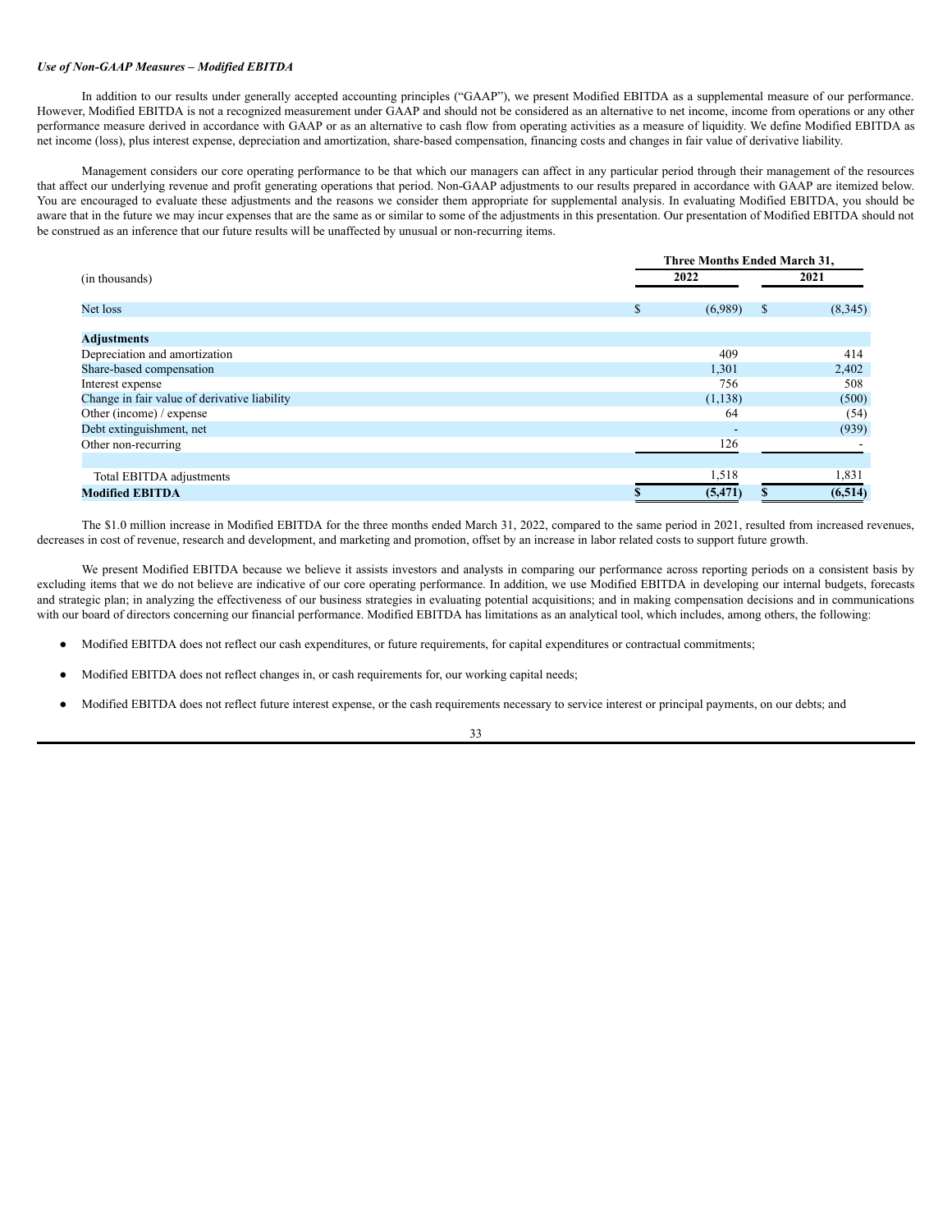***Use of Non-GAAP Measures – Modified EBITDA***

In addition to our results under generally accepted accounting principles ("GAAP"), we present Modified EBITDA as a supplemental measure of our performance. However, Modified EBITDA is not a recognized measurement under GAAP and should not be considered as an alternative to net income, income from operations or any other performance measure derived in accordance with GAAP or as an alternative to cash flow from operating activities as a measure of liquidity. We define Modified EBITDA as net income (loss), plus interest expense, depreciation and amortization, share-based compensation, financing costs and changes in fair value of derivative liability.

Management considers our core operating performance to be that which our managers can affect in any particular period through their management of the resources that affect our underlying revenue and profit generating operations that period. Non-GAAP adjustments to our results prepared in accordance with GAAP are itemized below. You are encouraged to evaluate these adjustments and the reasons we consider them appropriate for supplemental analysis. In evaluating Modified EBITDA, you should be aware that in the future we may incur expenses that are the same as or similar to some of the adjustments in this presentation. Our presentation of Modified EBITDA should not be construed as an inference that our future results will be unaffected by unusual or non-recurring items.

| | Three Months Ended March 31, | |
|---|---|---|
| (in thousands) | 2022 | 2021 |
| Net loss | $ (6,989) | $ (8,345) |
| **Adjustments** | | |
| Depreciation and amortization | 409 | 414 |
| Share-based compensation | 1,301 | 2,402 |
| Interest expense | 756 | 508 |
| Change in fair value of derivative liability | (1,138) | (500) |
| Other (income) / expense | 64 | (54) |
| Debt extinguishment, net | - | (939) |
| Other non-recurring | 126 | - |
| Total EBITDA adjustments | 1,518 | 1,831 |
| **Modified EBITDA** | **$ (5,471)** | **$ (6,514)** |

The $1.0 million increase in Modified EBITDA for the three months ended March 31, 2022, compared to the same period in 2021, resulted from increased revenues, decreases in cost of revenue, research and development, and marketing and promotion, offset by an increase in labor related costs to support future growth.

We present Modified EBITDA because we believe it assists investors and analysts in comparing our performance across reporting periods on a consistent basis by excluding items that we do not believe are indicative of our core operating performance. In addition, we use Modified EBITDA in developing our internal budgets, forecasts and strategic plan; in analyzing the effectiveness of our business strategies in evaluating potential acquisitions; and in making compensation decisions and in communications with our board of directors concerning our financial performance. Modified EBITDA has limitations as an analytical tool, which includes, among others, the following:

- Modified EBITDA does not reflect our cash expenditures, or future requirements, for capital expenditures or contractual commitments;
- Modified EBITDA does not reflect changes in, or cash requirements for, our working capital needs;
- Modified EBITDA does not reflect future interest expense, or the cash requirements necessary to service interest or principal payments, on our debts; and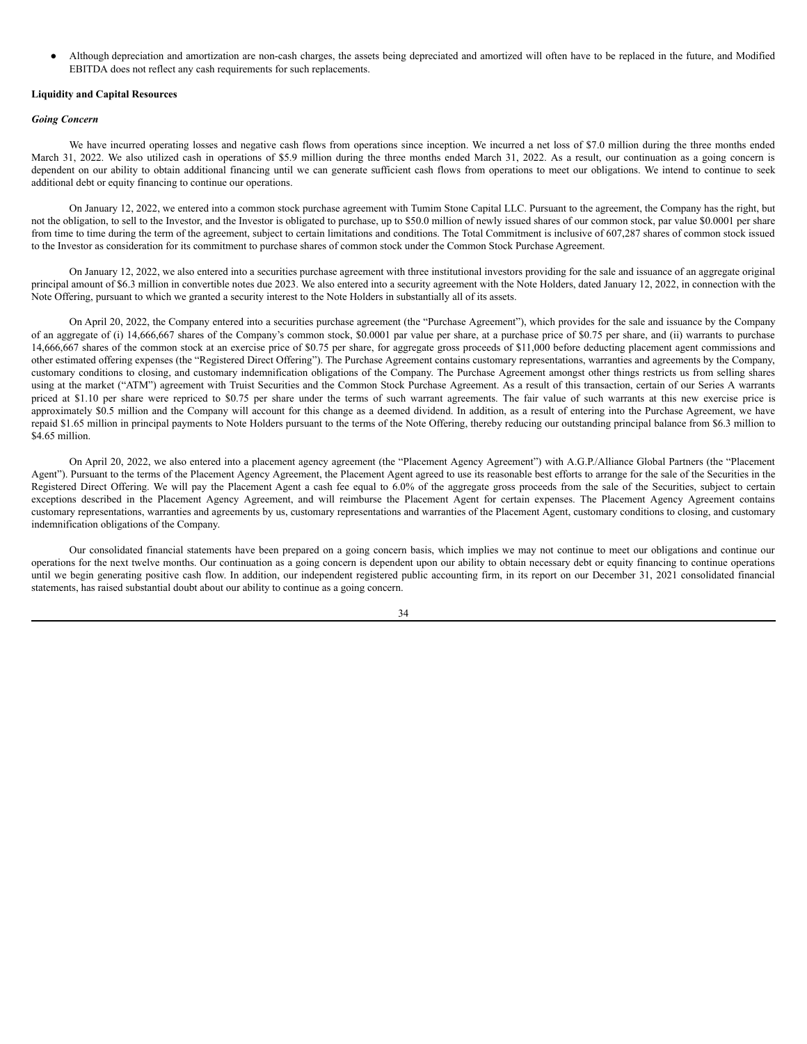- Although depreciation and amortization are non-cash charges, the assets being depreciated and amortized will often have to be replaced in the future, and Modified EBITDA does not reflect any cash requirements for such replacements.

**Liquidity and Capital Resources**

***Going Concern***

We have incurred operating losses and negative cash flows from operations since inception. We incurred a net loss of $7.0 million during the three months ended March 31, 2022. We also utilized cash in operations of $5.9 million during the three months ended March 31, 2022. As a result, our continuation as a going concern is dependent on our ability to obtain additional financing until we can generate sufficient cash flows from operations to meet our obligations. We intend to continue to seek additional debt or equity financing to continue our operations.

On January 12, 2022, we entered into a common stock purchase agreement with Tumim Stone Capital LLC. Pursuant to the agreement, the Company has the right, but not the obligation, to sell to the Investor, and the Investor is obligated to purchase, up to $50.0 million of newly issued shares of our common stock, par value $0.0001 per share from time to time during the term of the agreement, subject to certain limitations and conditions. The Total Commitment is inclusive of 607,287 shares of common stock issued to the Investor as consideration for its commitment to purchase shares of common stock under the Common Stock Purchase Agreement.

On January 12, 2022, we also entered into a securities purchase agreement with three institutional investors providing for the sale and issuance of an aggregate original principal amount of $6.3 million in convertible notes due 2023. We also entered into a security agreement with the Note Holders, dated January 12, 2022, in connection with the Note Offering, pursuant to which we granted a security interest to the Note Holders in substantially all of its assets.

On April 20, 2022, the Company entered into a securities purchase agreement (the "Purchase Agreement"), which provides for the sale and issuance by the Company of an aggregate of (i) 14,666,667 shares of the Company's common stock, $0.0001 par value per share, at a purchase price of $0.75 per share, and (ii) warrants to purchase 14,666,667 shares of the common stock at an exercise price of $0.75 per share, for aggregate gross proceeds of $11,000 before deducting placement agent commissions and other estimated offering expenses (the "Registered Direct Offering"). The Purchase Agreement contains customary representations, warranties and agreements by the Company, customary conditions to closing, and customary indemnification obligations of the Company. The Purchase Agreement amongst other things restricts us from selling shares using at the market ("ATM") agreement with Truist Securities and the Common Stock Purchase Agreement. As a result of this transaction, certain of our Series A warrants priced at $1.10 per share were repriced to $0.75 per share under the terms of such warrant agreements. The fair value of such warrants at this new exercise price is approximately $0.5 million and the Company will account for this change as a deemed dividend. In addition, as a result of entering into the Purchase Agreement, we have repaid $1.65 million in principal payments to Note Holders pursuant to the terms of the Note Offering, thereby reducing our outstanding principal balance from $6.3 million to $4.65 million.

On April 20, 2022, we also entered into a placement agency agreement (the "Placement Agency Agreement") with A.G.P./Alliance Global Partners (the "Placement Agent"). Pursuant to the terms of the Placement Agency Agreement, the Placement Agent agreed to use its reasonable best efforts to arrange for the sale of the Securities in the Registered Direct Offering. We will pay the Placement Agent a cash fee equal to 6.0% of the aggregate gross proceeds from the sale of the Securities, subject to certain exceptions described in the Placement Agency Agreement, and will reimburse the Placement Agent for certain expenses. The Placement Agency Agreement contains customary representations, warranties and agreements by us, customary representations and warranties of the Placement Agent, customary conditions to closing, and customary indemnification obligations of the Company.

Our consolidated financial statements have been prepared on a going concern basis, which implies we may not continue to meet our obligations and continue our operations for the next twelve months. Our continuation as a going concern is dependent upon our ability to obtain necessary debt or equity financing to continue operations until we begin generating positive cash flow. In addition, our independent registered public accounting firm, in its report on our December 31, 2021 consolidated financial statements, has raised substantial doubt about our ability to continue as a going concern.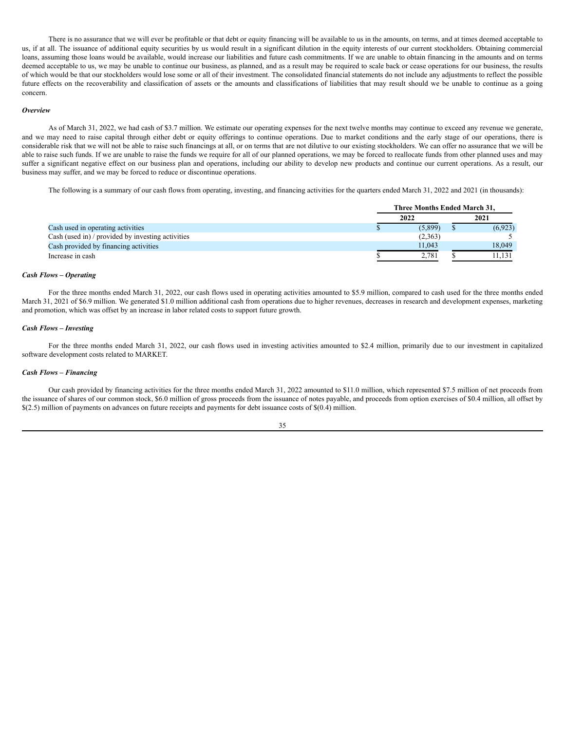There is no assurance that we will ever be profitable or that debt or equity financing will be available to us in the amounts, on terms, and at times deemed acceptable to us, if at all. The issuance of additional equity securities by us would result in a significant dilution in the equity interests of our current stockholders. Obtaining commercial loans, assuming those loans would be available, would increase our liabilities and future cash commitments. If we are unable to obtain financing in the amounts and on terms deemed acceptable to us, we may be unable to continue our business, as planned, and as a result may be required to scale back or cease operations for our business, the results of which would be that our stockholders would lose some or all of their investment. The consolidated financial statements do not include any adjustments to reflect the possible future effects on the recoverability and classification of assets or the amounts and classifications of liabilities that may result should we be unable to continue as a going concern.

***Overview***

As of March 31, 2022, we had cash of $3.7 million. We estimate our operating expenses for the next twelve months may continue to exceed any revenue we generate, and we may need to raise capital through either debt or equity offerings to continue operations. Due to market conditions and the early stage of our operations, there is considerable risk that we will not be able to raise such financings at all, or on terms that are not dilutive to our existing stockholders. We can offer no assurance that we will be able to raise such funds. If we are unable to raise the funds we require for all of our planned operations, we may be forced to reallocate funds from other planned uses and may suffer a significant negative effect on our business plan and operations, including our ability to develop new products and continue our current operations. As a result, our business may suffer, and we may be forced to reduce or discontinue operations.

The following is a summary of our cash flows from operating, investing, and financing activities for the quarters ended March 31, 2022 and 2021 (in thousands):

| | Three Months Ended March 31, | |
|---|---|---|
| | 2022 | 2021 |
| Cash used in operating activities | $ (5,899) | $ (6,923) |
| Cash (used in) / provided by investing activities | (2,363) | 5 |
| Cash provided by financing activities | 11,043 | 18,049 |
| Increase in cash | $ 2,781 | $ 11,131 |

***Cash Flows – Operating***

For the three months ended March 31, 2022, our cash flows used in operating activities amounted to $5.9 million, compared to cash used for the three months ended March 31, 2021 of $6.9 million. We generated $1.0 million additional cash from operations due to higher revenues, decreases in research and development expenses, marketing and promotion, which was offset by an increase in labor related costs to support future growth.

***Cash Flows – Investing***

For the three months ended March 31, 2022, our cash flows used in investing activities amounted to $2.4 million, primarily due to our investment in capitalized software development costs related to MARKET.

***Cash Flows – Financing***

Our cash provided by financing activities for the three months ended March 31, 2022 amounted to $11.0 million, which represented $7.5 million of net proceeds from the issuance of shares of our common stock, $6.0 million of gross proceeds from the issuance of notes payable, and proceeds from option exercises of $0.4 million, all offset by $(2.5) million of payments on advances on future receipts and payments for debt issuance costs of $(0.4) million.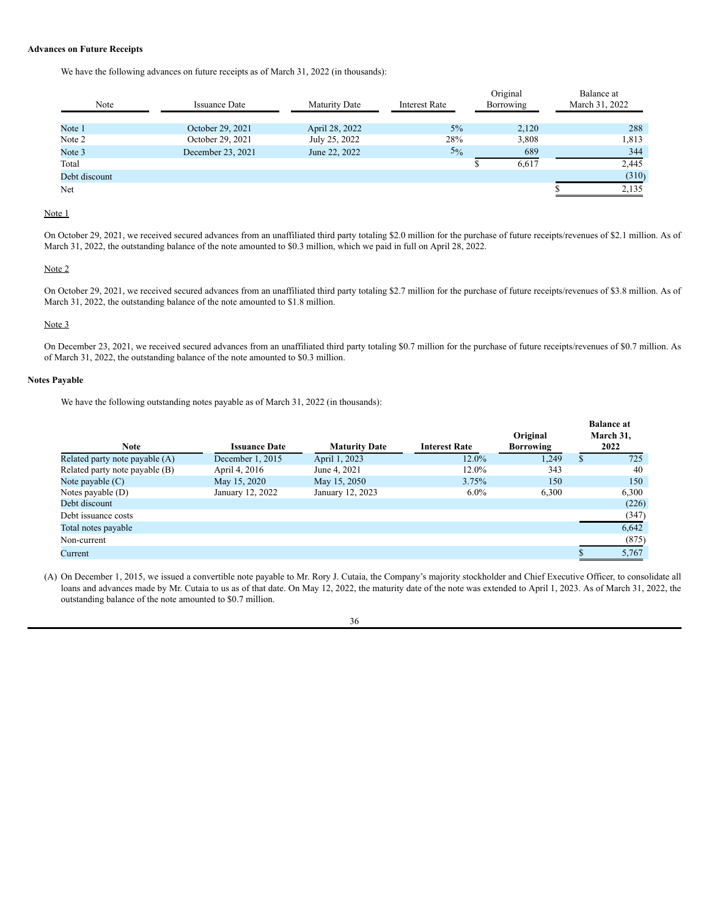**Advances on Future Receipts**

We have the following advances on future receipts as of March 31, 2022 (in thousands):

| Note | Issuance Date | Maturity Date | Interest Rate | Original Borrowing | Balance at March 31, 2022 |
|---|---|---|---|---|---|
| Note 1 | October 29, 2021 | April 28, 2022 | 5% | 2,120 | 288 |
| Note 2 | October 29, 2021 | July 25, 2022 | 28% | 3,808 | 1,813 |
| Note 3 | December 23, 2021 | June 22, 2022 | 5% | 689 | 344 |
| Total | | | | $ 6,617 | 2,445 |
| Debt discount | | | | | (310) |
| Net | | | | | $ 2,135 |

Note 1

On October 29, 2021, we received secured advances from an unaffiliated third party totaling $2.0 million for the purchase of future receipts/revenues of $2.1 million. As of March 31, 2022, the outstanding balance of the note amounted to $0.3 million, which we paid in full on April 28, 2022.

Note 2

On October 29, 2021, we received secured advances from an unaffiliated third party totaling $2.7 million for the purchase of future receipts/revenues of $3.8 million. As of March 31, 2022, the outstanding balance of the note amounted to $1.8 million.

Note 3

On December 23, 2021, we received secured advances from an unaffiliated third party totaling $0.7 million for the purchase of future receipts/revenues of $0.7 million. As of March 31, 2022, the outstanding balance of the note amounted to $0.3 million.

**Notes Payable**

We have the following outstanding notes payable as of March 31, 2022 (in thousands):

| Note | Issuance Date | Maturity Date | Interest Rate | Original Borrowing | Balance at March 31, 2022 |
|---|---|---|---|---|---|
| Related party note payable (A) | December 1, 2015 | April 1, 2023 | 12.0% | 1,249 | $ 725 |
| Related party note payable (B) | April 4, 2016 | June 4, 2021 | 12.0% | 343 | 40 |
| Note payable (C) | May 15, 2020 | May 15, 2050 | 3.75% | 150 | 150 |
| Notes payable (D) | January 12, 2022 | January 12, 2023 | 6.0% | 6,300 | 6,300 |
| Debt discount | | | | | (226) |
| Debt issuance costs | | | | | (347) |
| Total notes payable | | | | | 6,642 |
| Non-current | | | | | (875) |
| Current | | | | | $ 5,767 |

(A) On December 1, 2015, we issued a convertible note payable to Mr. Rory J. Cutaia, the Company's majority stockholder and Chief Executive Officer, to consolidate all loans and advances made by Mr. Cutaia to us as of that date. On May 12, 2022, the maturity date of the note was extended to April 1, 2023. As of March 31, 2022, the outstanding balance of the note amounted to $0.7 million.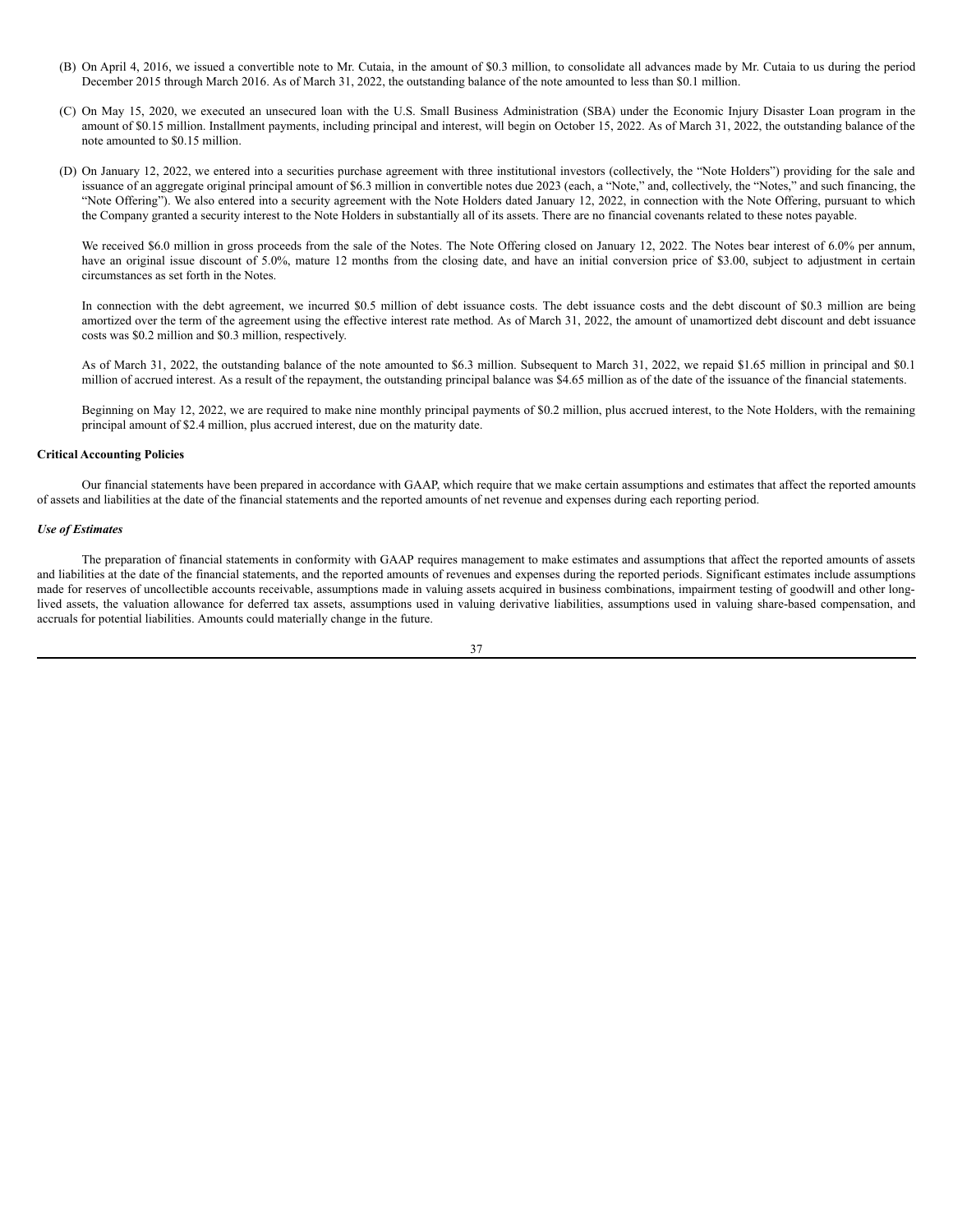(B) On April 4, 2016, we issued a convertible note to Mr. Cutaia, in the amount of $0.3 million, to consolidate all advances made by Mr. Cutaia to us during the period December 2015 through March 2016. As of March 31, 2022, the outstanding balance of the note amounted to less than $0.1 million.

(C) On May 15, 2020, we executed an unsecured loan with the U.S. Small Business Administration (SBA) under the Economic Injury Disaster Loan program in the amount of $0.15 million. Installment payments, including principal and interest, will begin on October 15, 2022. As of March 31, 2022, the outstanding balance of the note amounted to $0.15 million.

(D) On January 12, 2022, we entered into a securities purchase agreement with three institutional investors (collectively, the "Note Holders") providing for the sale and issuance of an aggregate original principal amount of $6.3 million in convertible notes due 2023 (each, a "Note," and, collectively, the "Notes," and such financing, the "Note Offering"). We also entered into a security agreement with the Note Holders dated January 12, 2022, in connection with the Note Offering, pursuant to which the Company granted a security interest to the Note Holders in substantially all of its assets. There are no financial covenants related to these notes payable.

We received $6.0 million in gross proceeds from the sale of the Notes. The Note Offering closed on January 12, 2022. The Notes bear interest of 6.0% per annum, have an original issue discount of 5.0%, mature 12 months from the closing date, and have an initial conversion price of $3.00, subject to adjustment in certain circumstances as set forth in the Notes.

In connection with the debt agreement, we incurred $0.5 million of debt issuance costs. The debt issuance costs and the debt discount of $0.3 million are being amortized over the term of the agreement using the effective interest rate method. As of March 31, 2022, the amount of unamortized debt discount and debt issuance costs was $0.2 million and $0.3 million, respectively.

As of March 31, 2022, the outstanding balance of the note amounted to $6.3 million. Subsequent to March 31, 2022, we repaid $1.65 million in principal and $0.1 million of accrued interest. As a result of the repayment, the outstanding principal balance was $4.65 million as of the date of the issuance of the financial statements.

Beginning on May 12, 2022, we are required to make nine monthly principal payments of $0.2 million, plus accrued interest, to the Note Holders, with the remaining principal amount of $2.4 million, plus accrued interest, due on the maturity date.

**Critical Accounting Policies**

Our financial statements have been prepared in accordance with GAAP, which require that we make certain assumptions and estimates that affect the reported amounts of assets and liabilities at the date of the financial statements and the reported amounts of net revenue and expenses during each reporting period.

***Use of Estimates***

The preparation of financial statements in conformity with GAAP requires management to make estimates and assumptions that affect the reported amounts of assets and liabilities at the date of the financial statements, and the reported amounts of revenues and expenses during the reported periods. Significant estimates include assumptions made for reserves of uncollectible accounts receivable, assumptions made in valuing assets acquired in business combinations, impairment testing of goodwill and other long-lived assets, the valuation allowance for deferred tax assets, assumptions used in valuing derivative liabilities, assumptions used in valuing share-based compensation, and accruals for potential liabilities. Amounts could materially change in the future.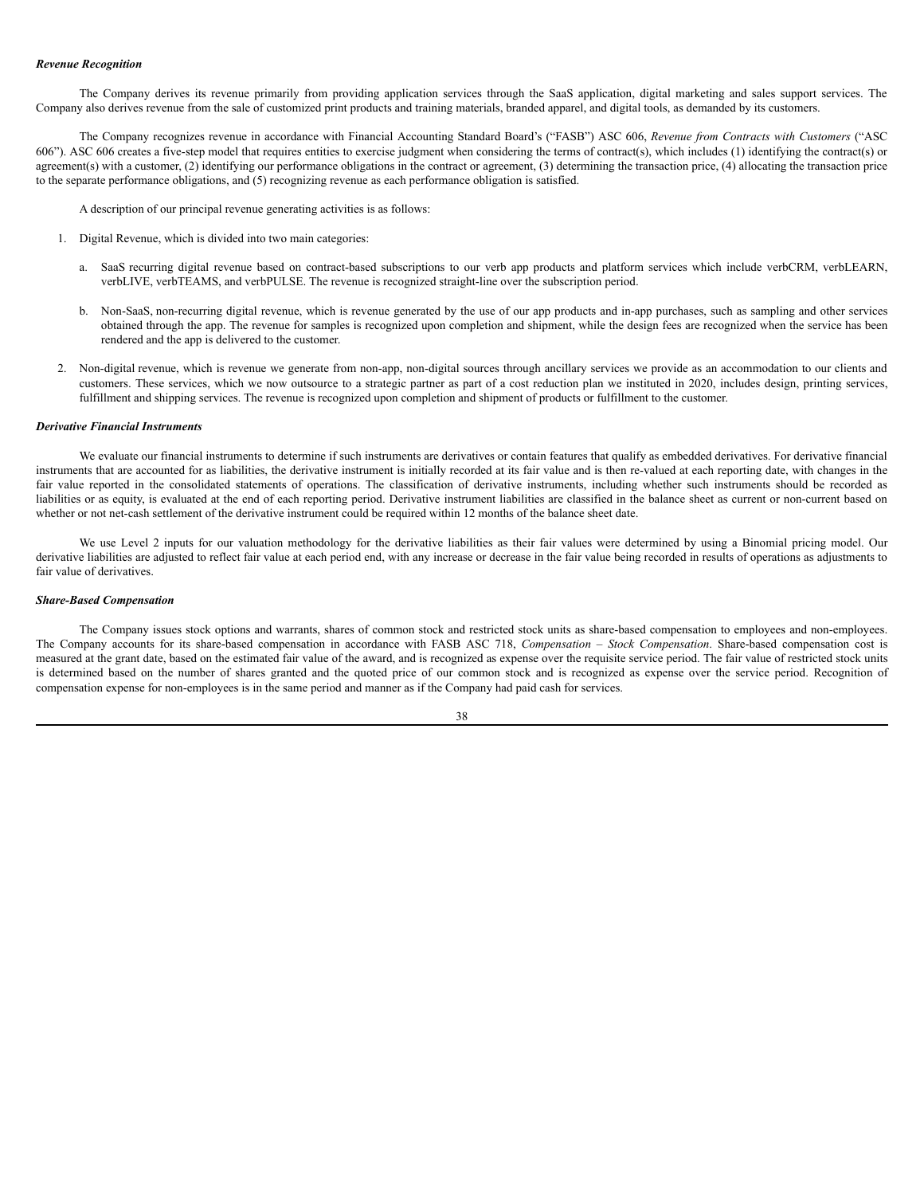***Revenue Recognition***

The Company derives its revenue primarily from providing application services through the SaaS application, digital marketing and sales support services. The Company also derives revenue from the sale of customized print products and training materials, branded apparel, and digital tools, as demanded by its customers.

The Company recognizes revenue in accordance with Financial Accounting Standard Board's ("FASB") ASC 606, *Revenue from Contracts with Customers* ("ASC 606"). ASC 606 creates a five-step model that requires entities to exercise judgment when considering the terms of contract(s), which includes (1) identifying the contract(s) or agreement(s) with a customer, (2) identifying our performance obligations in the contract or agreement, (3) determining the transaction price, (4) allocating the transaction price to the separate performance obligations, and (5) recognizing revenue as each performance obligation is satisfied.

A description of our principal revenue generating activities is as follows:

1. Digital Revenue, which is divided into two main categories:

   a. SaaS recurring digital revenue based on contract-based subscriptions to our verb app products and platform services which include verbCRM, verbLEARN, verbLIVE, verbTEAMS, and verbPULSE. The revenue is recognized straight-line over the subscription period.

   b. Non-SaaS, non-recurring digital revenue, which is revenue generated by the use of our app products and in-app purchases, such as sampling and other services obtained through the app. The revenue for samples is recognized upon completion and shipment, while the design fees are recognized when the service has been rendered and the app is delivered to the customer.

2. Non-digital revenue, which is revenue we generate from non-app, non-digital sources through ancillary services we provide as an accommodation to our clients and customers. These services, which we now outsource to a strategic partner as part of a cost reduction plan we instituted in 2020, includes design, printing services, fulfillment and shipping services. The revenue is recognized upon completion and shipment of products or fulfillment to the customer.

***Derivative Financial Instruments***

We evaluate our financial instruments to determine if such instruments are derivatives or contain features that qualify as embedded derivatives. For derivative financial instruments that are accounted for as liabilities, the derivative instrument is initially recorded at its fair value and is then re-valued at each reporting date, with changes in the fair value reported in the consolidated statements of operations. The classification of derivative instruments, including whether such instruments should be recorded as liabilities or as equity, is evaluated at the end of each reporting period. Derivative instrument liabilities are classified in the balance sheet as current or non-current based on whether or not net-cash settlement of the derivative instrument could be required within 12 months of the balance sheet date.

We use Level 2 inputs for our valuation methodology for the derivative liabilities as their fair values were determined by using a Binomial pricing model. Our derivative liabilities are adjusted to reflect fair value at each period end, with any increase or decrease in the fair value being recorded in results of operations as adjustments to fair value of derivatives.

***Share-Based Compensation***

The Company issues stock options and warrants, shares of common stock and restricted stock units as share-based compensation to employees and non-employees. The Company accounts for its share-based compensation in accordance with FASB ASC 718, *Compensation – Stock Compensation*. Share-based compensation cost is measured at the grant date, based on the estimated fair value of the award, and is recognized as expense over the requisite service period. The fair value of restricted stock units is determined based on the number of shares granted and the quoted price of our common stock and is recognized as expense over the service period. Recognition of compensation expense for non-employees is in the same period and manner as if the Company had paid cash for services.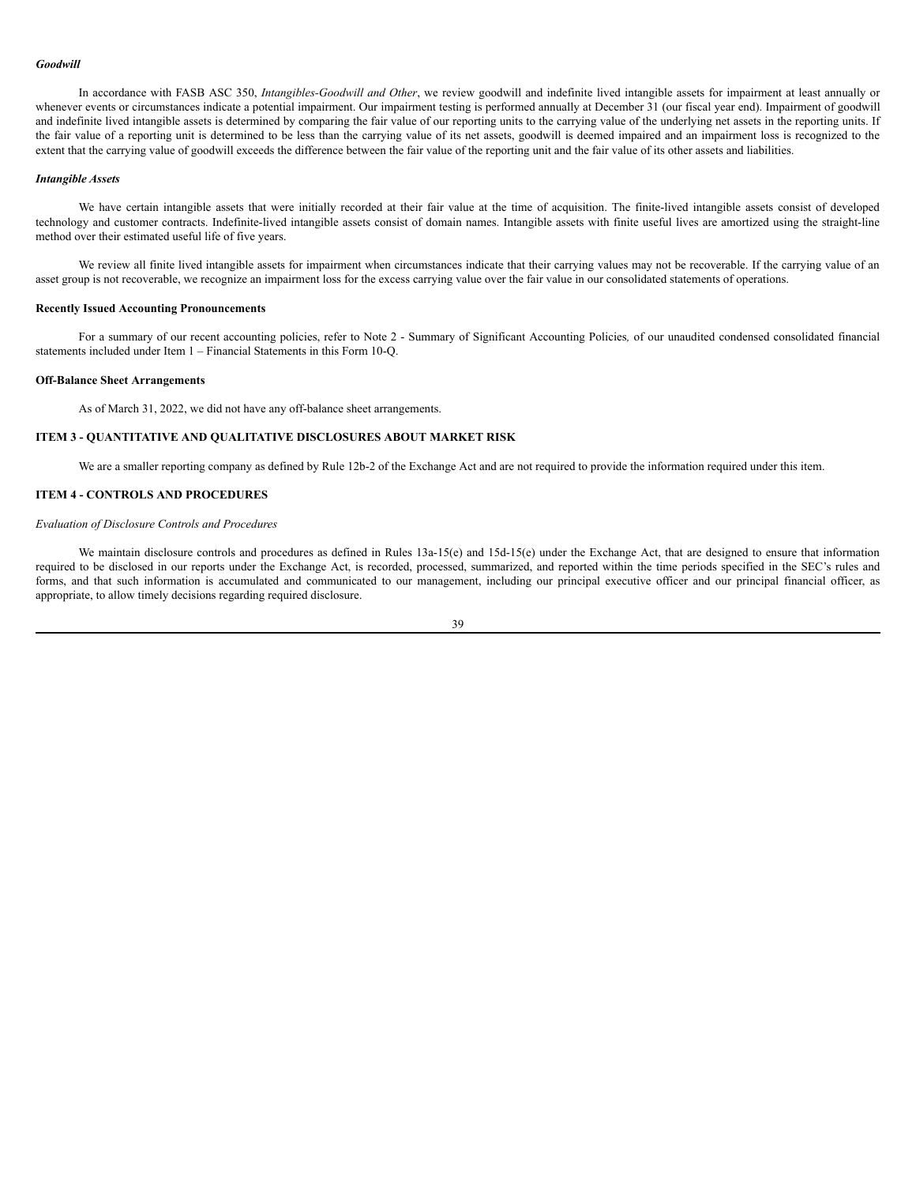***Goodwill***

In accordance with FASB ASC 350, *Intangibles-Goodwill and Other*, we review goodwill and indefinite lived intangible assets for impairment at least annually or whenever events or circumstances indicate a potential impairment. Our impairment testing is performed annually at December 31 (our fiscal year end). Impairment of goodwill and indefinite lived intangible assets is determined by comparing the fair value of our reporting units to the carrying value of the underlying net assets in the reporting units. If the fair value of a reporting unit is determined to be less than the carrying value of its net assets, goodwill is deemed impaired and an impairment loss is recognized to the extent that the carrying value of goodwill exceeds the difference between the fair value of the reporting unit and the fair value of its other assets and liabilities.

***Intangible Assets***

We have certain intangible assets that were initially recorded at their fair value at the time of acquisition. The finite-lived intangible assets consist of developed technology and customer contracts. Indefinite-lived intangible assets consist of domain names. Intangible assets with finite useful lives are amortized using the straight-line method over their estimated useful life of five years.

We review all finite lived intangible assets for impairment when circumstances indicate that their carrying values may not be recoverable. If the carrying value of an asset group is not recoverable, we recognize an impairment loss for the excess carrying value over the fair value in our consolidated statements of operations.

**Recently Issued Accounting Pronouncements**

For a summary of our recent accounting policies, refer to Note 2 - Summary of Significant Accounting Policies*,* of our unaudited condensed consolidated financial statements included under Item 1 – Financial Statements in this Form 10-Q.

**Off-Balance Sheet Arrangements**

As of March 31, 2022, we did not have any off-balance sheet arrangements.

## ITEM 3 - QUANTITATIVE AND QUALITATIVE DISCLOSURES ABOUT MARKET RISK

We are a smaller reporting company as defined by Rule 12b-2 of the Exchange Act and are not required to provide the information required under this item.

## ITEM 4 - CONTROLS AND PROCEDURES

*Evaluation of Disclosure Controls and Procedures*

We maintain disclosure controls and procedures as defined in Rules 13a-15(e) and 15d-15(e) under the Exchange Act, that are designed to ensure that information required to be disclosed in our reports under the Exchange Act, is recorded, processed, summarized, and reported within the time periods specified in the SEC's rules and forms, and that such information is accumulated and communicated to our management, including our principal executive officer and our principal financial officer, as appropriate, to allow timely decisions regarding required disclosure.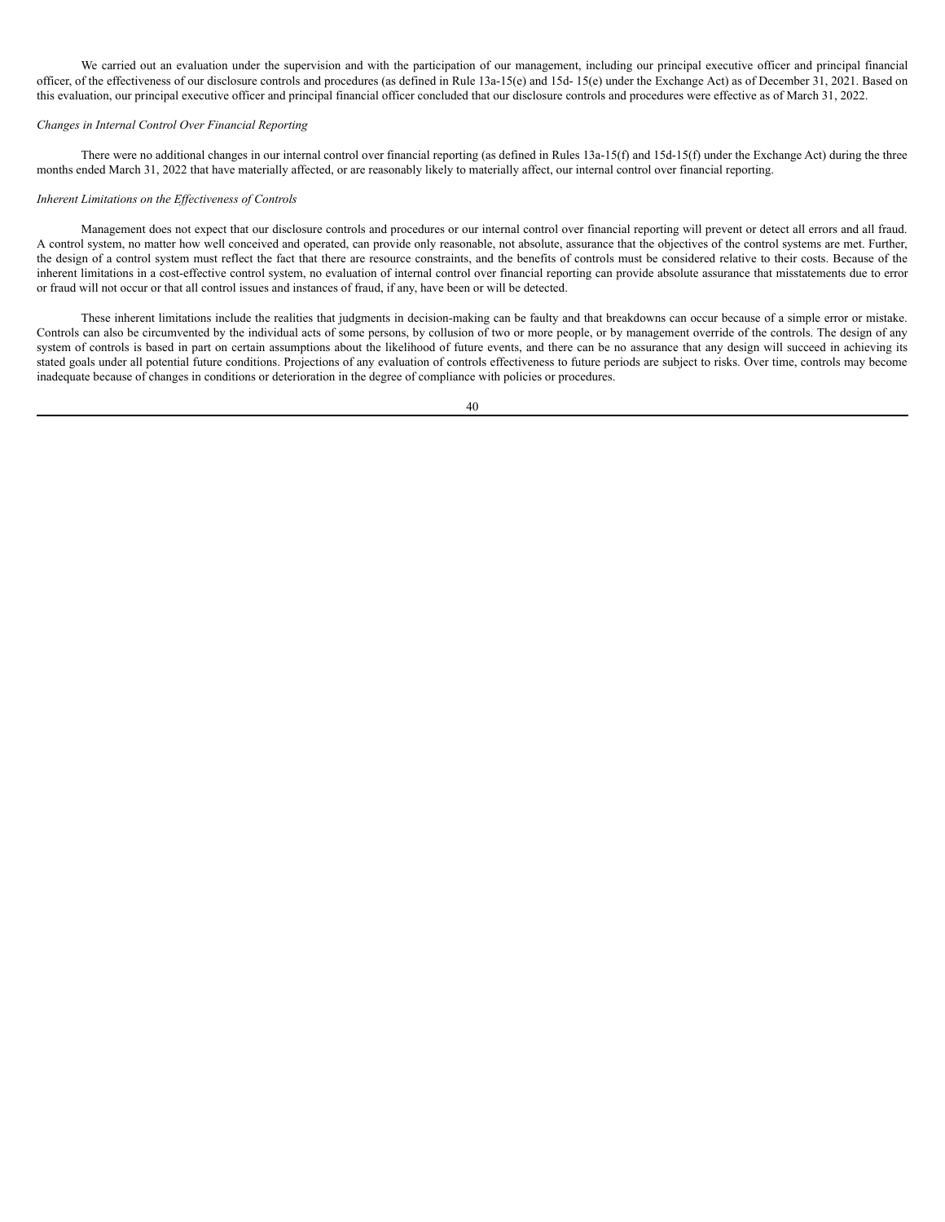We carried out an evaluation under the supervision and with the participation of our management, including our principal executive officer and principal financial officer, of the effectiveness of our disclosure controls and procedures (as defined in Rule 13a-15(e) and 15d- 15(e) under the Exchange Act) as of December 31, 2021. Based on this evaluation, our principal executive officer and principal financial officer concluded that our disclosure controls and procedures were effective as of March 31, 2022.

*Changes in Internal Control Over Financial Reporting*

There were no additional changes in our internal control over financial reporting (as defined in Rules 13a-15(f) and 15d-15(f) under the Exchange Act) during the three months ended March 31, 2022 that have materially affected, or are reasonably likely to materially affect, our internal control over financial reporting.

*Inherent Limitations on the Effectiveness of Controls*

Management does not expect that our disclosure controls and procedures or our internal control over financial reporting will prevent or detect all errors and all fraud. A control system, no matter how well conceived and operated, can provide only reasonable, not absolute, assurance that the objectives of the control systems are met. Further, the design of a control system must reflect the fact that there are resource constraints, and the benefits of controls must be considered relative to their costs. Because of the inherent limitations in a cost-effective control system, no evaluation of internal control over financial reporting can provide absolute assurance that misstatements due to error or fraud will not occur or that all control issues and instances of fraud, if any, have been or will be detected.

These inherent limitations include the realities that judgments in decision-making can be faulty and that breakdowns can occur because of a simple error or mistake. Controls can also be circumvented by the individual acts of some persons, by collusion of two or more people, or by management override of the controls. The design of any system of controls is based in part on certain assumptions about the likelihood of future events, and there can be no assurance that any design will succeed in achieving its stated goals under all potential future conditions. Projections of any evaluation of controls effectiveness to future periods are subject to risks. Over time, controls may become inadequate because of changes in conditions or deterioration in the degree of compliance with policies or procedures.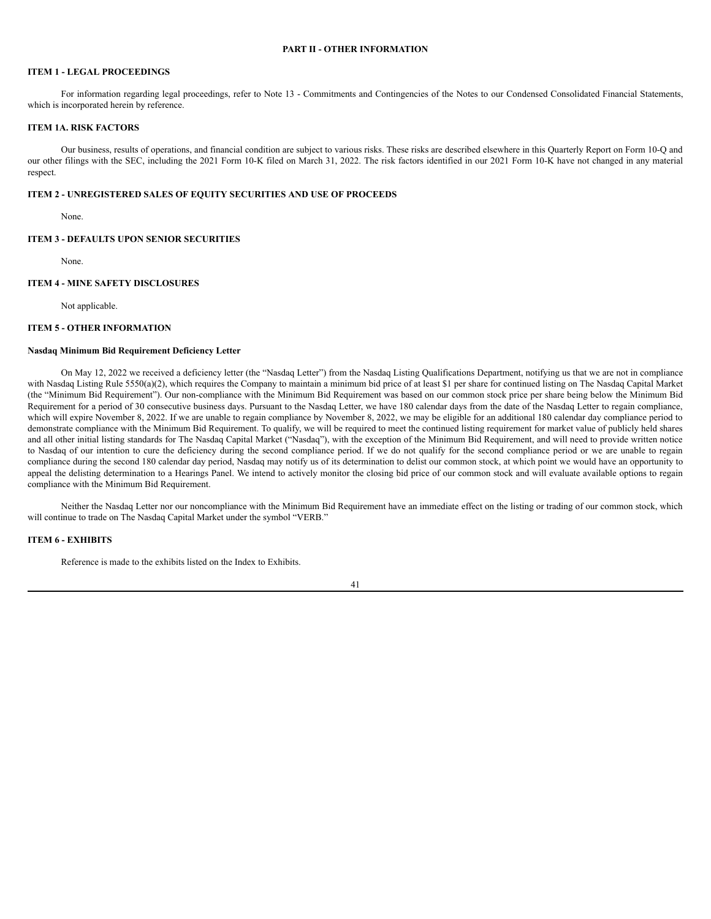# PART II - OTHER INFORMATION

## ITEM 1 - LEGAL PROCEEDINGS

For information regarding legal proceedings, refer to Note 13 - Commitments and Contingencies of the Notes to our Condensed Consolidated Financial Statements, which is incorporated herein by reference.

## ITEM 1A. RISK FACTORS

Our business, results of operations, and financial condition are subject to various risks. These risks are described elsewhere in this Quarterly Report on Form 10-Q and our other filings with the SEC, including the 2021 Form 10-K filed on March 31, 2022. The risk factors identified in our 2021 Form 10-K have not changed in any material respect.

## ITEM 2 - UNREGISTERED SALES OF EQUITY SECURITIES AND USE OF PROCEEDS

None.

## ITEM 3 - DEFAULTS UPON SENIOR SECURITIES

None.

## ITEM 4 - MINE SAFETY DISCLOSURES

Not applicable.

## ITEM 5 - OTHER INFORMATION

### Nasdaq Minimum Bid Requirement Deficiency Letter

On May 12, 2022 we received a deficiency letter (the "Nasdaq Letter") from the Nasdaq Listing Qualifications Department, notifying us that we are not in compliance with Nasdaq Listing Rule 5550(a)(2), which requires the Company to maintain a minimum bid price of at least $1 per share for continued listing on The Nasdaq Capital Market (the "Minimum Bid Requirement"). Our non-compliance with the Minimum Bid Requirement was based on our common stock price per share being below the Minimum Bid Requirement for a period of 30 consecutive business days. Pursuant to the Nasdaq Letter, we have 180 calendar days from the date of the Nasdaq Letter to regain compliance, which will expire November 8, 2022. If we are unable to regain compliance by November 8, 2022, we may be eligible for an additional 180 calendar day compliance period to demonstrate compliance with the Minimum Bid Requirement. To qualify, we will be required to meet the continued listing requirement for market value of publicly held shares and all other initial listing standards for The Nasdaq Capital Market ("Nasdaq"), with the exception of the Minimum Bid Requirement, and will need to provide written notice to Nasdaq of our intention to cure the deficiency during the second compliance period. If we do not qualify for the second compliance period or we are unable to regain compliance during the second 180 calendar day period, Nasdaq may notify us of its determination to delist our common stock, at which point we would have an opportunity to appeal the delisting determination to a Hearings Panel. We intend to actively monitor the closing bid price of our common stock and will evaluate available options to regain compliance with the Minimum Bid Requirement.

Neither the Nasdaq Letter nor our noncompliance with the Minimum Bid Requirement have an immediate effect on the listing or trading of our common stock, which will continue to trade on The Nasdaq Capital Market under the symbol "VERB."

## ITEM 6 - EXHIBITS

Reference is made to the exhibits listed on the Index to Exhibits.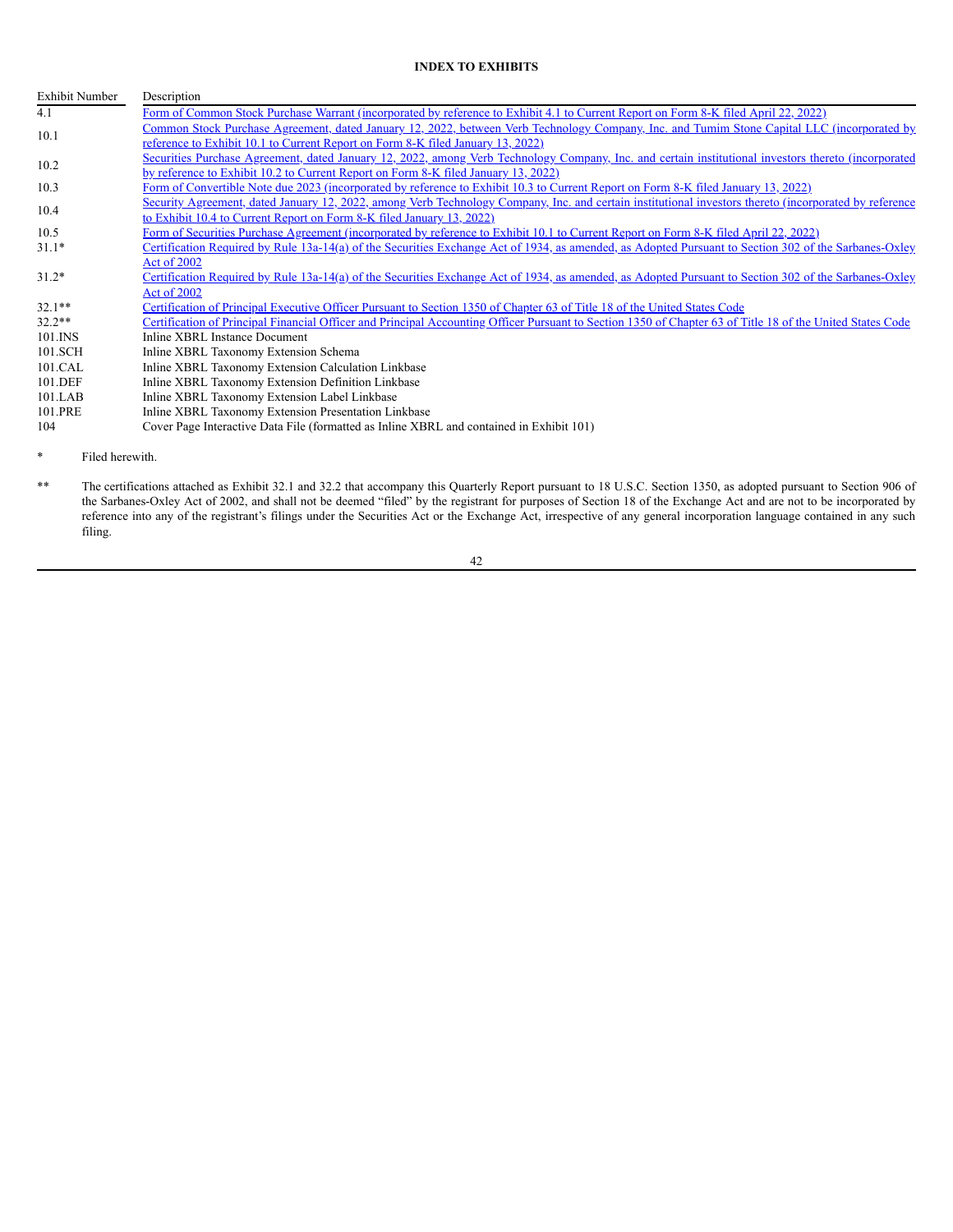**INDEX TO EXHIBITS**

| Exhibit Number | Description |
| --- | --- |
| 4.1 | Form of Common Stock Purchase Warrant (incorporated by reference to Exhibit 4.1 to Current Report on Form 8-K filed April 22, 2022) |
| 10.1 | Common Stock Purchase Agreement, dated January 12, 2022, between Verb Technology Company, Inc. and Tumim Stone Capital LLC (incorporated by reference to Exhibit 10.1 to Current Report on Form 8-K filed January 13, 2022) |
| 10.2 | Securities Purchase Agreement, dated January 12, 2022, among Verb Technology Company, Inc. and certain institutional investors thereto (incorporated by reference to Exhibit 10.2 to Current Report on Form 8-K filed January 13, 2022) |
| 10.3 | Form of Convertible Note due 2023 (incorporated by reference to Exhibit 10.3 to Current Report on Form 8-K filed January 13, 2022) |
| 10.4 | Security Agreement, dated January 12, 2022, among Verb Technology Company, Inc. and certain institutional investors thereto (incorporated by reference to Exhibit 10.4 to Current Report on Form 8-K filed January 13, 2022) |
| 10.5 | Form of Securities Purchase Agreement (incorporated by reference to Exhibit 10.1 to Current Report on Form 8-K filed April 22, 2022) |
| 31.1* | Certification Required by Rule 13a-14(a) of the Securities Exchange Act of 1934, as amended, as Adopted Pursuant to Section 302 of the Sarbanes-Oxley Act of 2002 |
| 31.2* | Certification Required by Rule 13a-14(a) of the Securities Exchange Act of 1934, as amended, as Adopted Pursuant to Section 302 of the Sarbanes-Oxley Act of 2002 |
| 32.1** | Certification of Principal Executive Officer Pursuant to Section 1350 of Chapter 63 of Title 18 of the United States Code |
| 32.2** | Certification of Principal Financial Officer and Principal Accounting Officer Pursuant to Section 1350 of Chapter 63 of Title 18 of the United States Code |
| 101.INS | Inline XBRL Instance Document |
| 101.SCH | Inline XBRL Taxonomy Extension Schema |
| 101.CAL | Inline XBRL Taxonomy Extension Calculation Linkbase |
| 101.DEF | Inline XBRL Taxonomy Extension Definition Linkbase |
| 101.LAB | Inline XBRL Taxonomy Extension Label Linkbase |
| 101.PRE | Inline XBRL Taxonomy Extension Presentation Linkbase |
| 104 | Cover Page Interactive Data File (formatted as Inline XBRL and contained in Exhibit 101) |

\* Filed herewith.

\*\* The certifications attached as Exhibit 32.1 and 32.2 that accompany this Quarterly Report pursuant to 18 U.S.C. Section 1350, as adopted pursuant to Section 906 of the Sarbanes-Oxley Act of 2002, and shall not be deemed "filed" by the registrant for purposes of Section 18 of the Exchange Act and are not to be incorporated by reference into any of the registrant's filings under the Securities Act or the Exchange Act, irrespective of any general incorporation language contained in any such filing.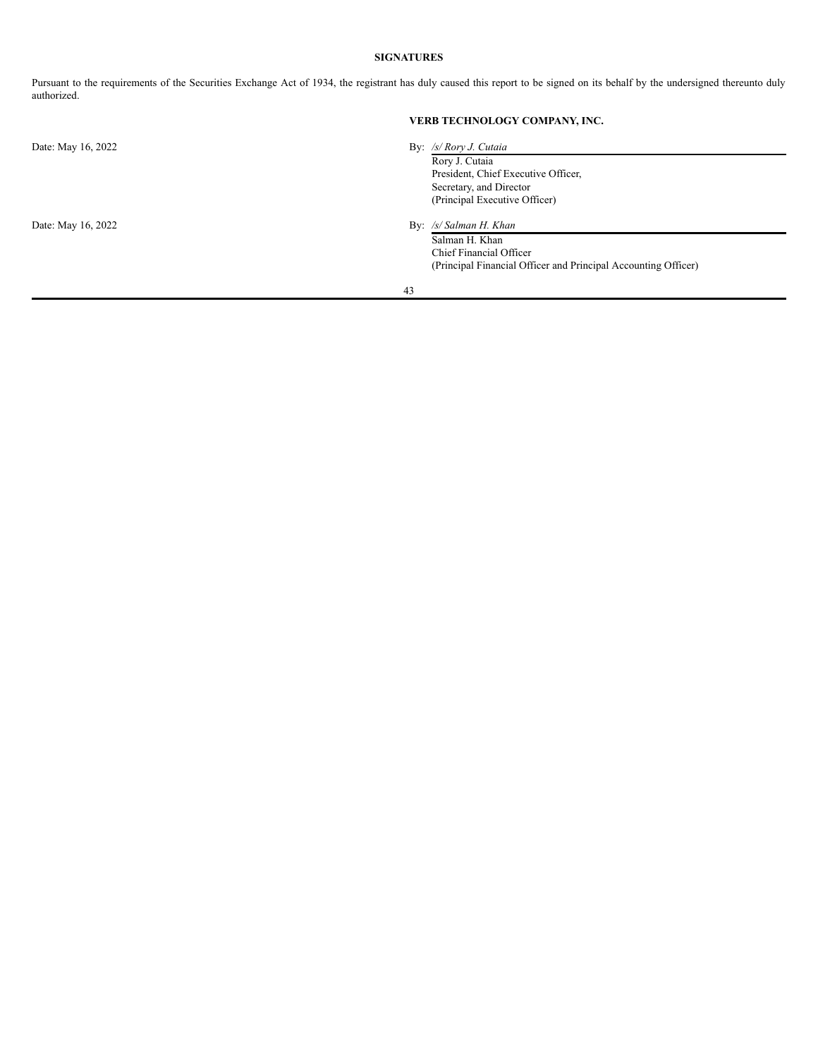**SIGNATURES**

Pursuant to the requirements of the Securities Exchange Act of 1934, the registrant has duly caused this report to be signed on its behalf by the undersigned thereunto duly authorized.

**VERB TECHNOLOGY COMPANY, INC.**

Date: May 16, 2022

By: */s/ Rory J. Cutaia*
Rory J. Cutaia
President, Chief Executive Officer,
Secretary, and Director
(Principal Executive Officer)

Date: May 16, 2022

By: */s/ Salman H. Khan*
Salman H. Khan
Chief Financial Officer
(Principal Financial Officer and Principal Accounting Officer)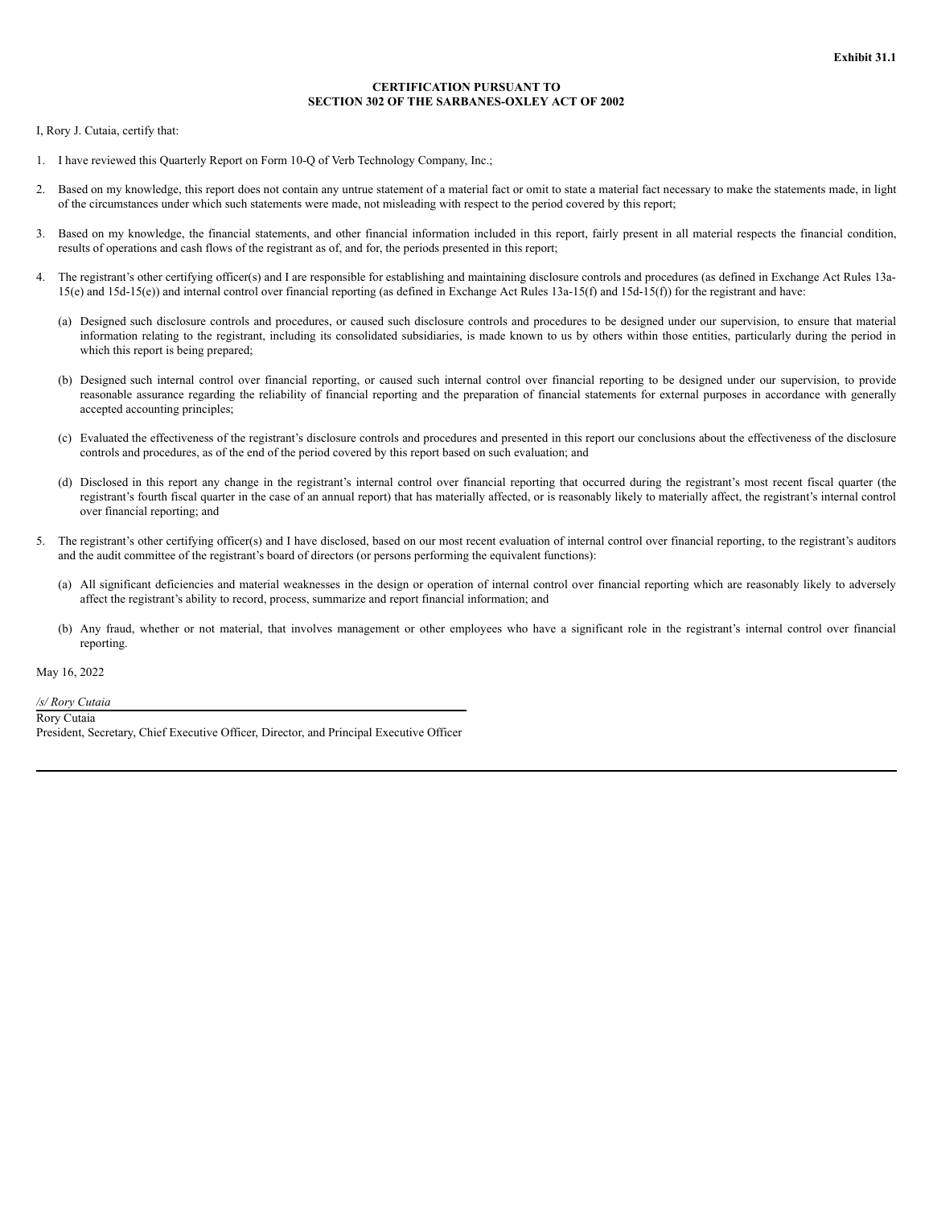**Exhibit 31.1**

**CERTIFICATION PURSUANT TO**
**SECTION 302 OF THE SARBANES-OXLEY ACT OF 2002**

I, Rory J. Cutaia, certify that:

1. I have reviewed this Quarterly Report on Form 10-Q of Verb Technology Company, Inc.;

2. Based on my knowledge, this report does not contain any untrue statement of a material fact or omit to state a material fact necessary to make the statements made, in light of the circumstances under which such statements were made, not misleading with respect to the period covered by this report;

3. Based on my knowledge, the financial statements, and other financial information included in this report, fairly present in all material respects the financial condition, results of operations and cash flows of the registrant as of, and for, the periods presented in this report;

4. The registrant's other certifying officer(s) and I are responsible for establishing and maintaining disclosure controls and procedures (as defined in Exchange Act Rules 13a-15(e) and 15d-15(e)) and internal control over financial reporting (as defined in Exchange Act Rules 13a-15(f) and 15d-15(f)) for the registrant and have:

   (a) Designed such disclosure controls and procedures, or caused such disclosure controls and procedures to be designed under our supervision, to ensure that material information relating to the registrant, including its consolidated subsidiaries, is made known to us by others within those entities, particularly during the period in which this report is being prepared;

   (b) Designed such internal control over financial reporting, or caused such internal control over financial reporting to be designed under our supervision, to provide reasonable assurance regarding the reliability of financial reporting and the preparation of financial statements for external purposes in accordance with generally accepted accounting principles;

   (c) Evaluated the effectiveness of the registrant's disclosure controls and procedures and presented in this report our conclusions about the effectiveness of the disclosure controls and procedures, as of the end of the period covered by this report based on such evaluation; and

   (d) Disclosed in this report any change in the registrant's internal control over financial reporting that occurred during the registrant's most recent fiscal quarter (the registrant's fourth fiscal quarter in the case of an annual report) that has materially affected, or is reasonably likely to materially affect, the registrant's internal control over financial reporting; and

5. The registrant's other certifying officer(s) and I have disclosed, based on our most recent evaluation of internal control over financial reporting, to the registrant's auditors and the audit committee of the registrant's board of directors (or persons performing the equivalent functions):

   (a) All significant deficiencies and material weaknesses in the design or operation of internal control over financial reporting which are reasonably likely to adversely affect the registrant's ability to record, process, summarize and report financial information; and

   (b) Any fraud, whether or not material, that involves management or other employees who have a significant role in the registrant's internal control over financial reporting.

May 16, 2022

*/s/ Rory Cutaia*

Rory Cutaia
President, Secretary, Chief Executive Officer, Director, and Principal Executive Officer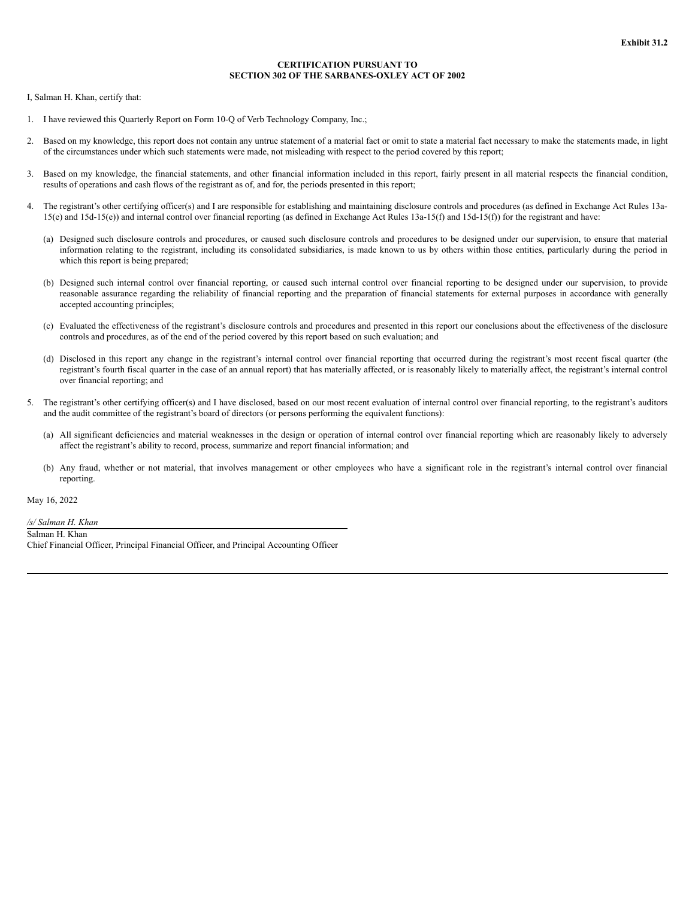**Exhibit 31.2**

**CERTIFICATION PURSUANT TO**
**SECTION 302 OF THE SARBANES-OXLEY ACT OF 2002**

I, Salman H. Khan, certify that:

1. I have reviewed this Quarterly Report on Form 10-Q of Verb Technology Company, Inc.;

2. Based on my knowledge, this report does not contain any untrue statement of a material fact or omit to state a material fact necessary to make the statements made, in light of the circumstances under which such statements were made, not misleading with respect to the period covered by this report;

3. Based on my knowledge, the financial statements, and other financial information included in this report, fairly present in all material respects the financial condition, results of operations and cash flows of the registrant as of, and for, the periods presented in this report;

4. The registrant's other certifying officer(s) and I are responsible for establishing and maintaining disclosure controls and procedures (as defined in Exchange Act Rules 13a-15(e) and 15d-15(e)) and internal control over financial reporting (as defined in Exchange Act Rules 13a-15(f) and 15d-15(f)) for the registrant and have:

   (a) Designed such disclosure controls and procedures, or caused such disclosure controls and procedures to be designed under our supervision, to ensure that material information relating to the registrant, including its consolidated subsidiaries, is made known to us by others within those entities, particularly during the period in which this report is being prepared;

   (b) Designed such internal control over financial reporting, or caused such internal control over financial reporting to be designed under our supervision, to provide reasonable assurance regarding the reliability of financial reporting and the preparation of financial statements for external purposes in accordance with generally accepted accounting principles;

   (c) Evaluated the effectiveness of the registrant's disclosure controls and procedures and presented in this report our conclusions about the effectiveness of the disclosure controls and procedures, as of the end of the period covered by this report based on such evaluation; and

   (d) Disclosed in this report any change in the registrant's internal control over financial reporting that occurred during the registrant's most recent fiscal quarter (the registrant's fourth fiscal quarter in the case of an annual report) that has materially affected, or is reasonably likely to materially affect, the registrant's internal control over financial reporting; and

5. The registrant's other certifying officer(s) and I have disclosed, based on our most recent evaluation of internal control over financial reporting, to the registrant's auditors and the audit committee of the registrant's board of directors (or persons performing the equivalent functions):

   (a) All significant deficiencies and material weaknesses in the design or operation of internal control over financial reporting which are reasonably likely to adversely affect the registrant's ability to record, process, summarize and report financial information; and

   (b) Any fraud, whether or not material, that involves management or other employees who have a significant role in the registrant's internal control over financial reporting.

May 16, 2022

*/s/ Salman H. Khan*

Salman H. Khan
Chief Financial Officer, Principal Financial Officer, and Principal Accounting Officer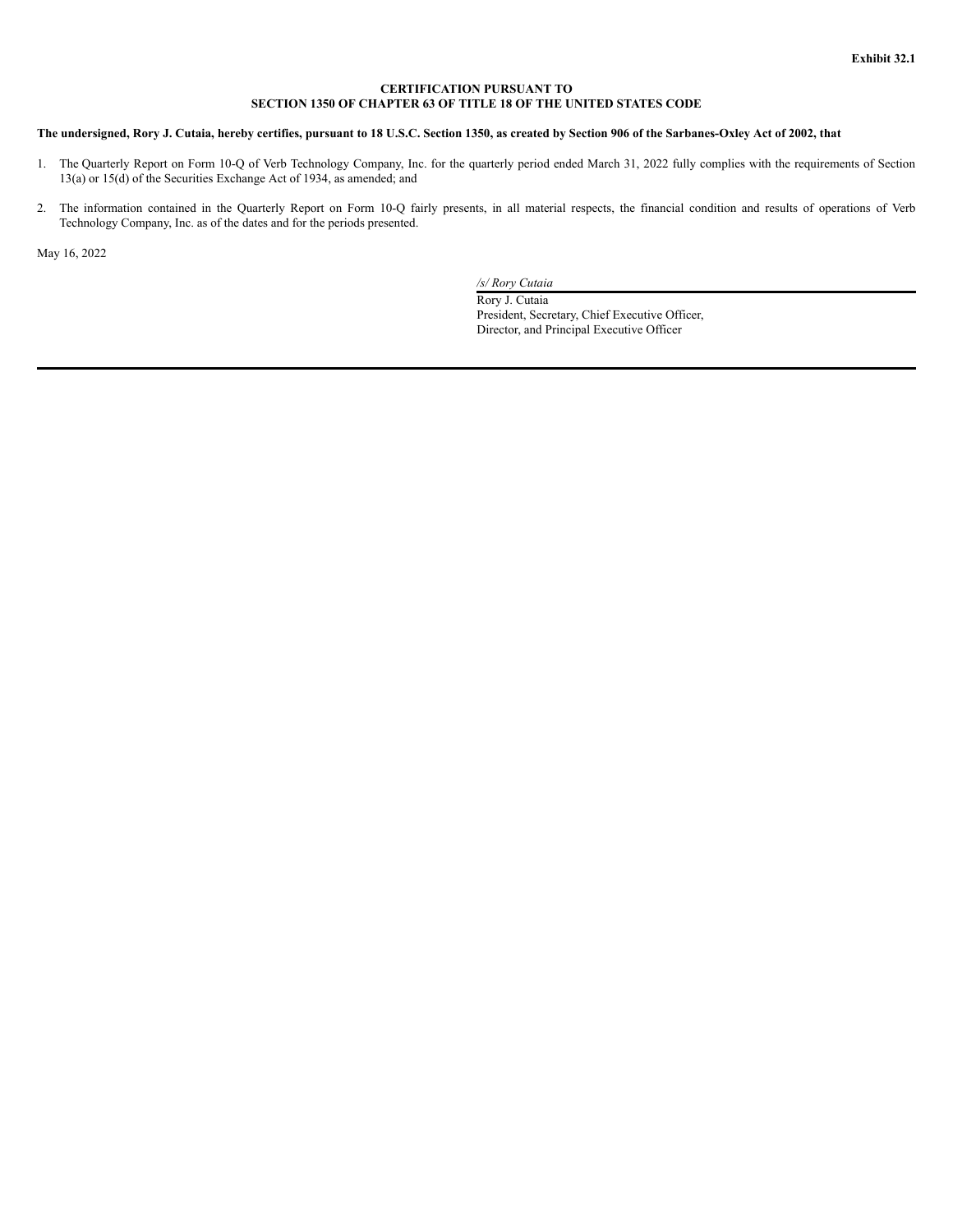**Exhibit 32.1**

**CERTIFICATION PURSUANT TO**
**SECTION 1350 OF CHAPTER 63 OF TITLE 18 OF THE UNITED STATES CODE**

**The undersigned, Rory J. Cutaia, hereby certifies, pursuant to 18 U.S.C. Section 1350, as created by Section 906 of the Sarbanes-Oxley Act of 2002, that**

1. The Quarterly Report on Form 10-Q of Verb Technology Company, Inc. for the quarterly period ended March 31, 2022 fully complies with the requirements of Section 13(a) or 15(d) of the Securities Exchange Act of 1934, as amended; and

2. The information contained in the Quarterly Report on Form 10-Q fairly presents, in all material respects, the financial condition and results of operations of Verb Technology Company, Inc. as of the dates and for the periods presented.

May 16, 2022

*/s/ Rory Cutaia*
Rory J. Cutaia
President, Secretary, Chief Executive Officer,
Director, and Principal Executive Officer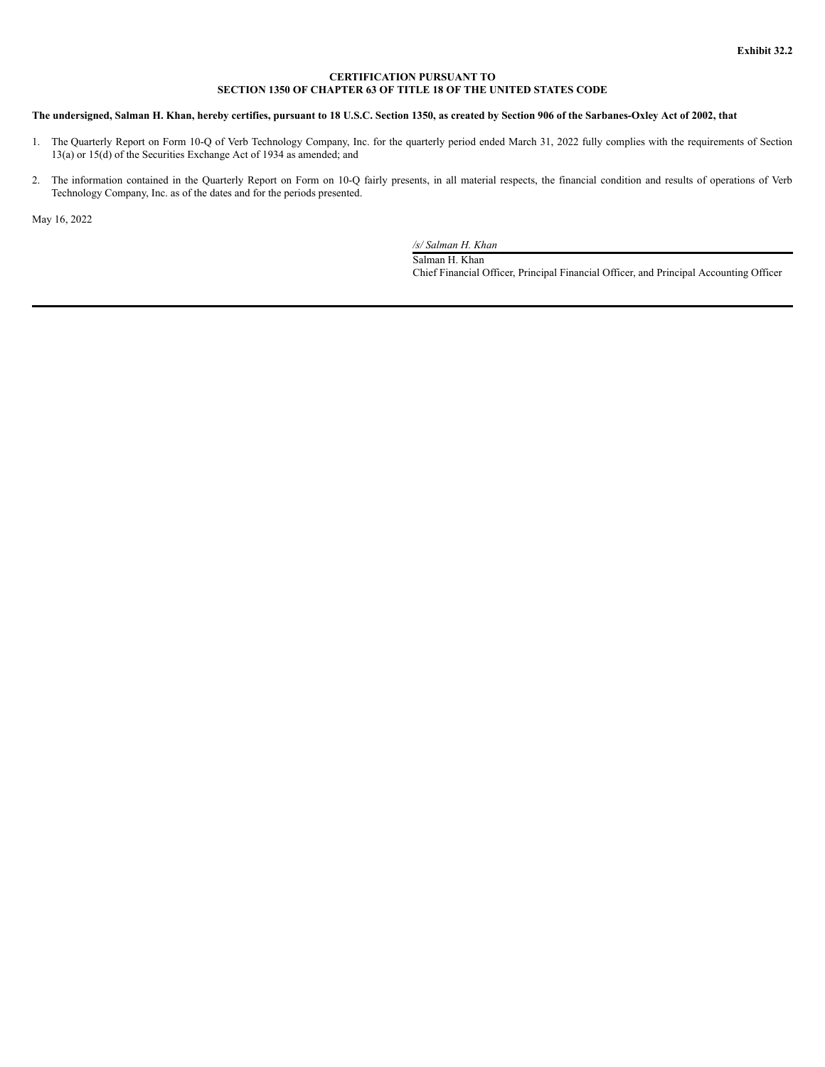**Exhibit 32.2**

**CERTIFICATION PURSUANT TO**
**SECTION 1350 OF CHAPTER 63 OF TITLE 18 OF THE UNITED STATES CODE**

**The undersigned, Salman H. Khan, hereby certifies, pursuant to 18 U.S.C. Section 1350, as created by Section 906 of the Sarbanes-Oxley Act of 2002, that**

1. The Quarterly Report on Form 10-Q of Verb Technology Company, Inc. for the quarterly period ended March 31, 2022 fully complies with the requirements of Section 13(a) or 15(d) of the Securities Exchange Act of 1934 as amended; and

2. The information contained in the Quarterly Report on Form on 10-Q fairly presents, in all material respects, the financial condition and results of operations of Verb Technology Company, Inc. as of the dates and for the periods presented.

May 16, 2022

*/s/ Salman H. Khan*
Salman H. Khan
Chief Financial Officer, Principal Financial Officer, and Principal Accounting Officer